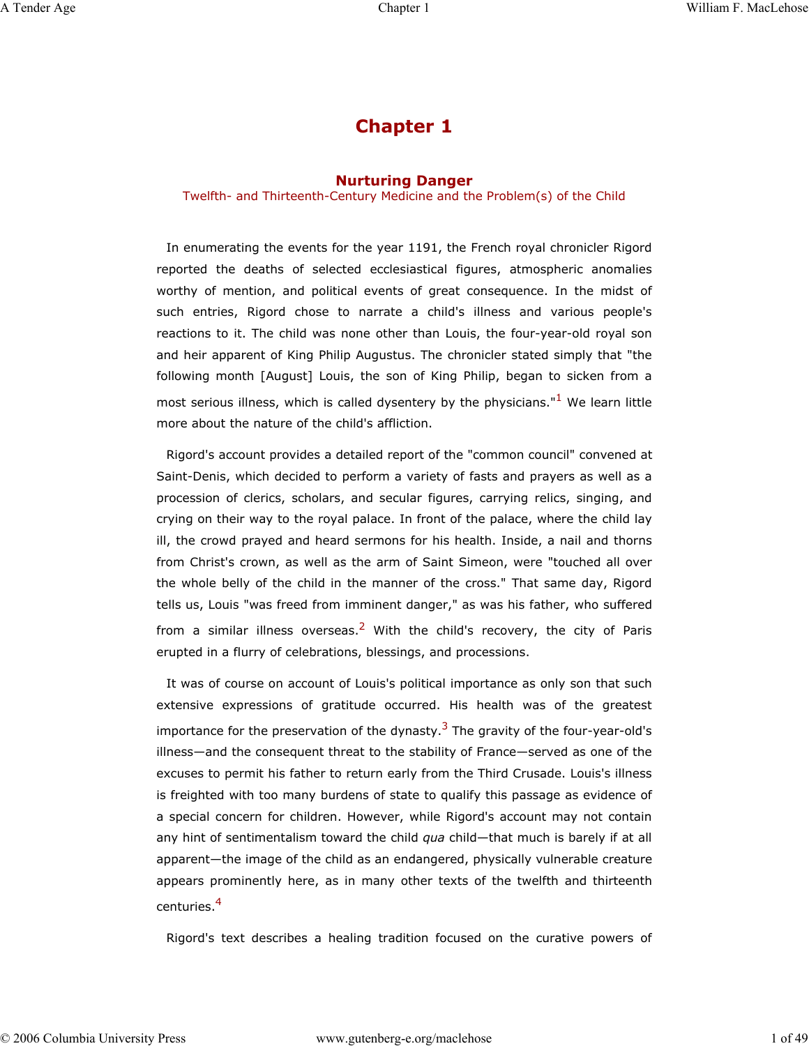# Chapter 1

## Nurturing Danger

### Twelfth- and Thirteenth-Century Medicine and the Problem(s) of the Child

In enumerating the events for the year 1191, the French royal chronicler Rigord reported the deaths of selected ecclesiastical figures, atmospheric anomalies worthy of mention, and political events of great consequence. In the midst of such entries, Rigord chose to narrate a child's illness and various people's reactions to it. The child was none other than Louis, the four-year-old royal son and heir apparent of King Philip Augustus. The chronicler stated simply that "the following month [August] Louis, the son of King Philip, began to sicken from a most serious illness, which is called dysentery by the physicians."[1] We learn little more about the nature of the child's affliction.

Rigord's account provides a detailed report of the "common council" convened at Saint-Denis, which decided to perform a variety of fasts and prayers as well as a procession of clerics, scholars, and secular figures, carrying relics, singing, and crying on their way to the royal palace. In front of the palace, where the child lay ill, the crowd prayed and heard sermons for his health. Inside, a nail and thorns from Christ's crown, as well as the arm of Saint Simeon, were "touched all over the whole belly of the child in the manner of the cross." That same day, Rigord tells us, Louis "was freed from imminent danger," as was his father, who suffered from a similar illness overseas.[2] With the child's recovery, the city of Paris erupted in a flurry of celebrations, blessings, and processions.

It was of course on account of Louis's political importance as only son that such extensive expressions of gratitude occurred. His health was of the greatest importance for the preservation of the dynasty.[3] The gravity of the four-year-old's illness—and the consequent threat to the stability of France—served as one of the excuses to permit his father to return early from the Third Crusade. Louis's illness is freighted with too many burdens of state to qualify this passage as evidence of a special concern for children. However, while Rigord's account may not contain any hint of sentimentalism toward the child *qua* child—that much is barely if at all apparent—the image of the child as an endangered, physically vulnerable creature appears prominently here, as in many other texts of the twelfth and thirteenth centuries.[4]

Rigord's text describes a healing tradition focused on the curative powers of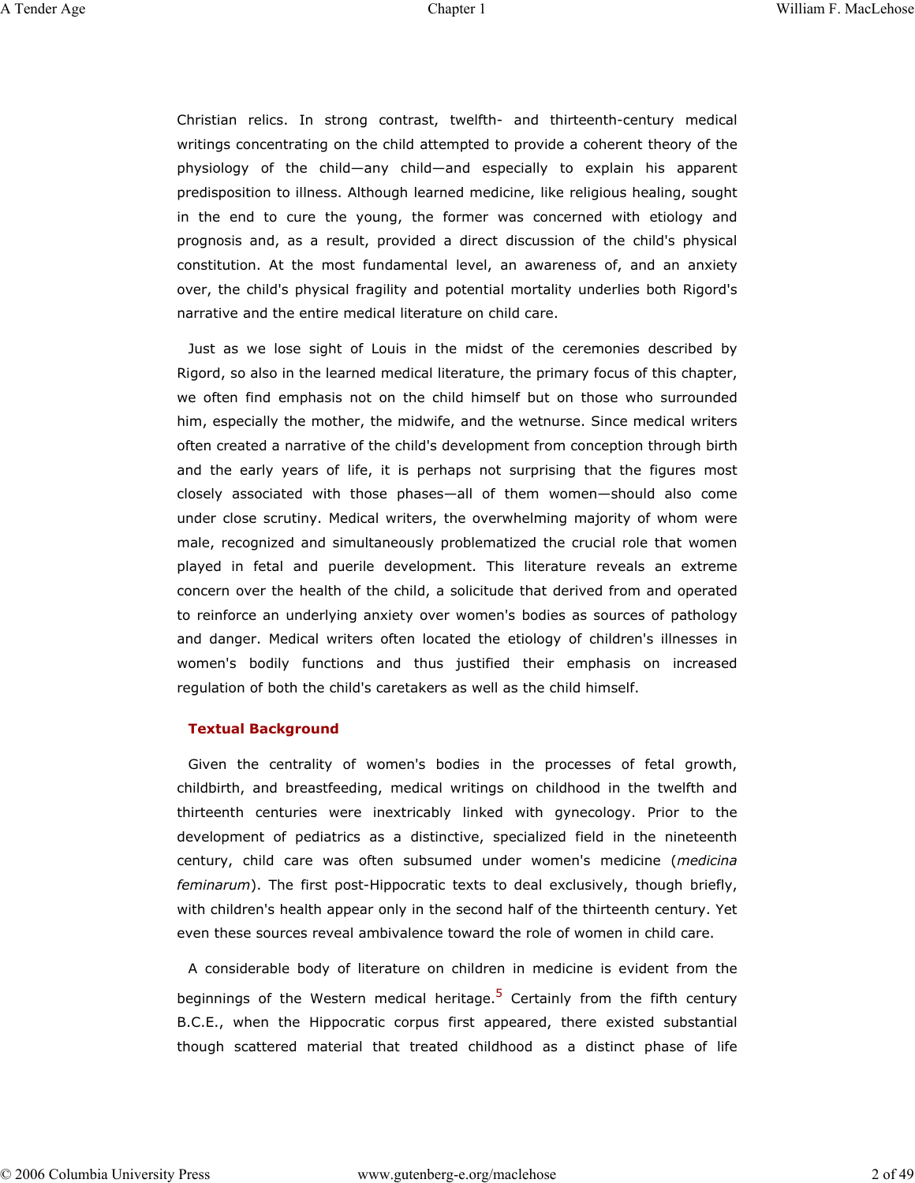Christian relics. In strong contrast, twelfth- and thirteenth-century medical writings concentrating on the child attempted to provide a coherent theory of the physiology of the child—any child—and especially to explain his apparent predisposition to illness. Although learned medicine, like religious healing, sought in the end to cure the young, the former was concerned with etiology and prognosis and, as a result, provided a direct discussion of the child's physical constitution. At the most fundamental level, an awareness of, and an anxiety over, the child's physical fragility and potential mortality underlies both Rigord's narrative and the entire medical literature on child care.

Just as we lose sight of Louis in the midst of the ceremonies described by Rigord, so also in the learned medical literature, the primary focus of this chapter, we often find emphasis not on the child himself but on those who surrounded him, especially the mother, the midwife, and the wetnurse. Since medical writers often created a narrative of the child's development from conception through birth and the early years of life, it is perhaps not surprising that the figures most closely associated with those phases—all of them women—should also come under close scrutiny. Medical writers, the overwhelming majority of whom were male, recognized and simultaneously problematized the crucial role that women played in fetal and puerile development. This literature reveals an extreme concern over the health of the child, a solicitude that derived from and operated to reinforce an underlying anxiety over women's bodies as sources of pathology and danger. Medical writers often located the etiology of children's illnesses in women's bodily functions and thus justified their emphasis on increased regulation of both the child's caretakers as well as the child himself.

## Textual Background

Given the centrality of women's bodies in the processes of fetal growth, childbirth, and breastfeeding, medical writings on childhood in the twelfth and thirteenth centuries were inextricably linked with gynecology. Prior to the development of pediatrics as a distinctive, specialized field in the nineteenth century, child care was often subsumed under women's medicine (*medicina feminarum*). The first post-Hippocratic texts to deal exclusively, though briefly, with children's health appear only in the second half of the thirteenth century. Yet even these sources reveal ambivalence toward the role of women in child care.

A considerable body of literature on children in medicine is evident from the beginnings of the Western medical heritage.[5] Certainly from the fifth century B.C.E., when the Hippocratic corpus first appeared, there existed substantial though scattered material that treated childhood as a distinct phase of life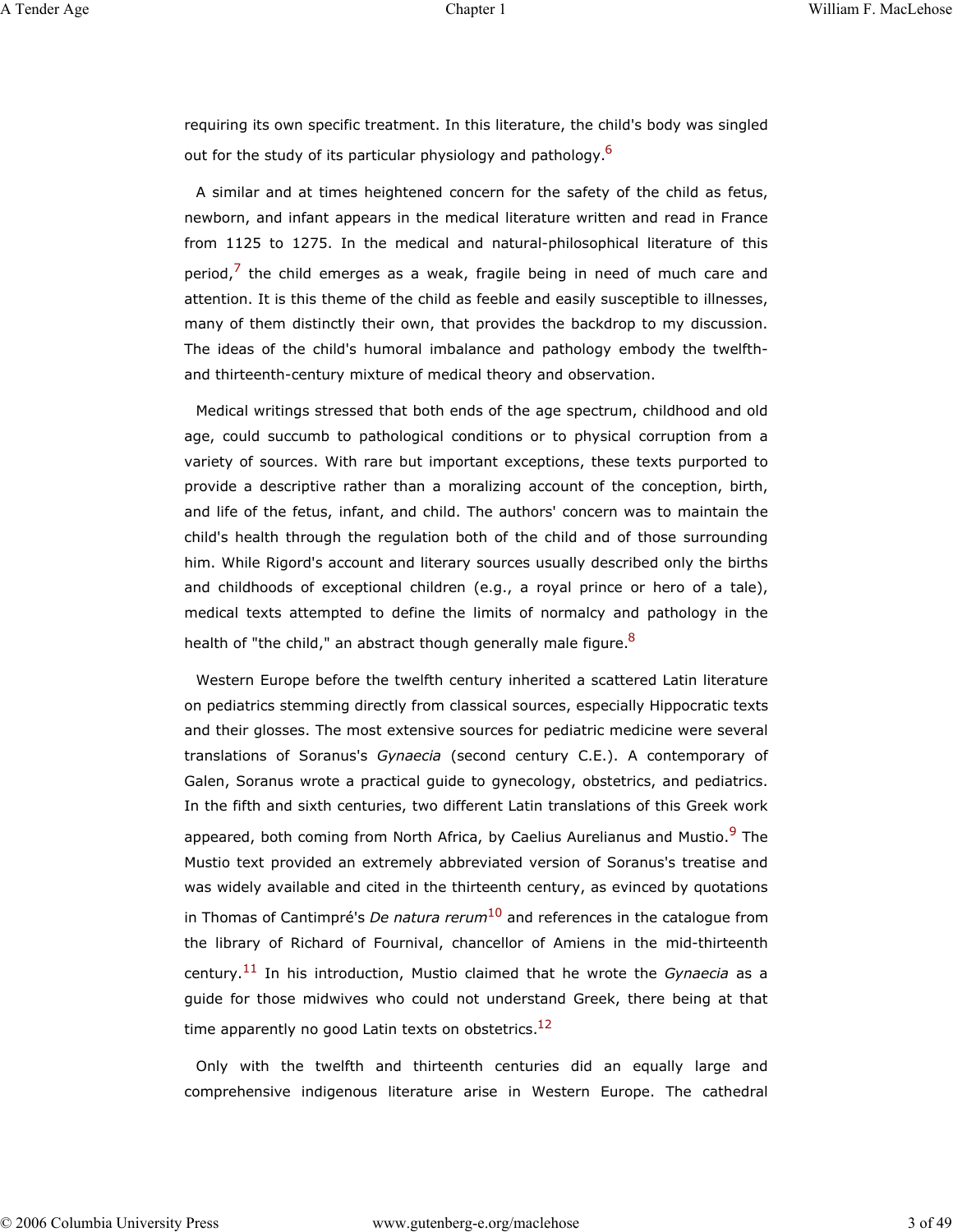requiring its own specific treatment. In this literature, the child's body was singled out for the study of its particular physiology and pathology.[6]

A similar and at times heightened concern for the safety of the child as fetus, newborn, and infant appears in the medical literature written and read in France from 1125 to 1275. In the medical and natural-philosophical literature of this period,[7] the child emerges as a weak, fragile being in need of much care and attention. It is this theme of the child as feeble and easily susceptible to illnesses, many of them distinctly their own, that provides the backdrop to my discussion. The ideas of the child's humoral imbalance and pathology embody the twelfth- and thirteenth-century mixture of medical theory and observation.

Medical writings stressed that both ends of the age spectrum, childhood and old age, could succumb to pathological conditions or to physical corruption from a variety of sources. With rare but important exceptions, these texts purported to provide a descriptive rather than a moralizing account of the conception, birth, and life of the fetus, infant, and child. The authors' concern was to maintain the child's health through the regulation both of the child and of those surrounding him. While Rigord's account and literary sources usually described only the births and childhoods of exceptional children (e.g., a royal prince or hero of a tale), medical texts attempted to define the limits of normalcy and pathology in the health of "the child," an abstract though generally male figure.[8]

Western Europe before the twelfth century inherited a scattered Latin literature on pediatrics stemming directly from classical sources, especially Hippocratic texts and their glosses. The most extensive sources for pediatric medicine were several translations of Soranus's *Gynaecia* (second century C.E.). A contemporary of Galen, Soranus wrote a practical guide to gynecology, obstetrics, and pediatrics. In the fifth and sixth centuries, two different Latin translations of this Greek work appeared, both coming from North Africa, by Caelius Aurelianus and Mustio.[9] The Mustio text provided an extremely abbreviated version of Soranus's treatise and was widely available and cited in the thirteenth century, as evinced by quotations in Thomas of Cantimpré's *De natura rerum*[10] and references in the catalogue from the library of Richard of Fournival, chancellor of Amiens in the mid-thirteenth century.[11] In his introduction, Mustio claimed that he wrote the *Gynaecia* as a guide for those midwives who could not understand Greek, there being at that time apparently no good Latin texts on obstetrics.[12]

Only with the twelfth and thirteenth centuries did an equally large and comprehensive indigenous literature arise in Western Europe. The cathedral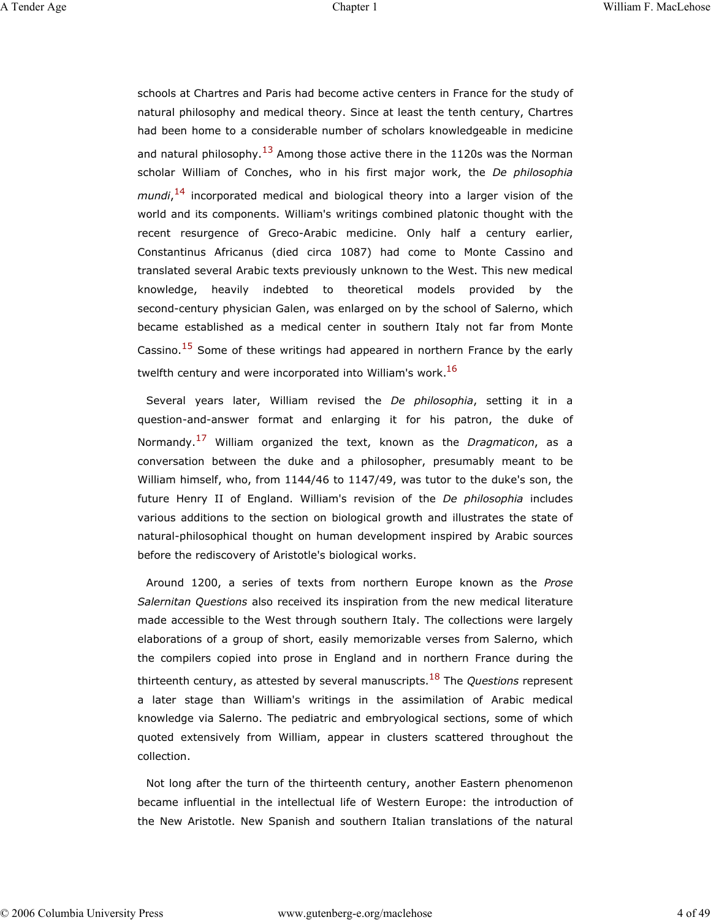schools at Chartres and Paris had become active centers in France for the study of natural philosophy and medical theory. Since at least the tenth century, Chartres had been home to a considerable number of scholars knowledgeable in medicine and natural philosophy.[13] Among those active there in the 1120s was the Norman scholar William of Conches, who in his first major work, the *De philosophia mundi*,[14] incorporated medical and biological theory into a larger vision of the world and its components. William's writings combined platonic thought with the recent resurgence of Greco-Arabic medicine. Only half a century earlier, Constantinus Africanus (died circa 1087) had come to Monte Cassino and translated several Arabic texts previously unknown to the West. This new medical knowledge, heavily indebted to theoretical models provided by the second-century physician Galen, was enlarged on by the school of Salerno, which became established as a medical center in southern Italy not far from Monte Cassino.[15] Some of these writings had appeared in northern France by the early twelfth century and were incorporated into William's work.[16]

Several years later, William revised the *De philosophia*, setting it in a question-and-answer format and enlarging it for his patron, the duke of Normandy.[17] William organized the text, known as the *Dragmaticon*, as a conversation between the duke and a philosopher, presumably meant to be William himself, who, from 1144/46 to 1147/49, was tutor to the duke's son, the future Henry II of England. William's revision of the *De philosophia* includes various additions to the section on biological growth and illustrates the state of natural-philosophical thought on human development inspired by Arabic sources before the rediscovery of Aristotle's biological works.

Around 1200, a series of texts from northern Europe known as the *Prose Salernitan Questions* also received its inspiration from the new medical literature made accessible to the West through southern Italy. The collections were largely elaborations of a group of short, easily memorizable verses from Salerno, which the compilers copied into prose in England and in northern France during the thirteenth century, as attested by several manuscripts.[18] The *Questions* represent a later stage than William's writings in the assimilation of Arabic medical knowledge via Salerno. The pediatric and embryological sections, some of which quoted extensively from William, appear in clusters scattered throughout the collection.

Not long after the turn of the thirteenth century, another Eastern phenomenon became influential in the intellectual life of Western Europe: the introduction of the New Aristotle. New Spanish and southern Italian translations of the natural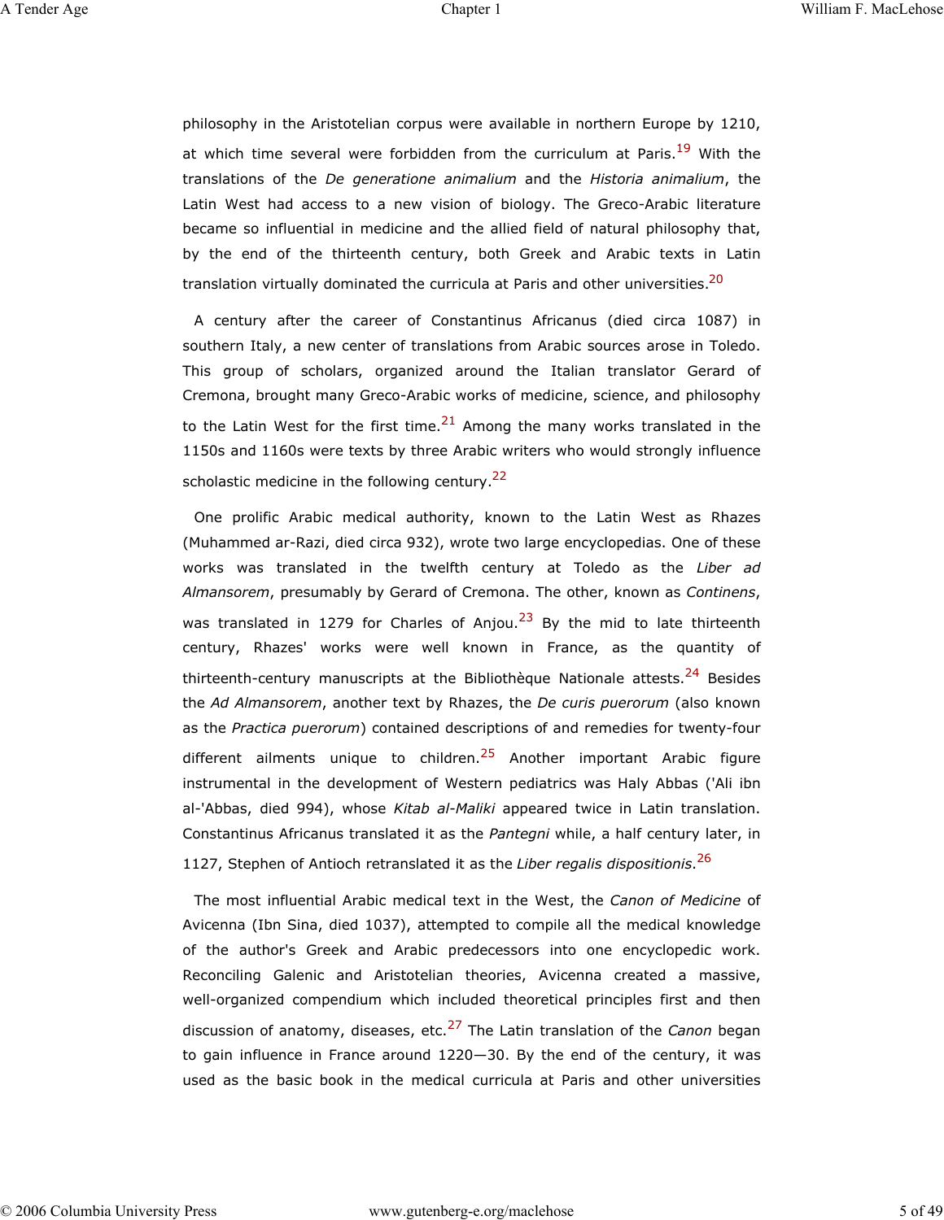philosophy in the Aristotelian corpus were available in northern Europe by 1210, at which time several were forbidden from the curriculum at Paris.[19] With the translations of the *De generatione animalium* and the *Historia animalium*, the Latin West had access to a new vision of biology. The Greco-Arabic literature became so influential in medicine and the allied field of natural philosophy that, by the end of the thirteenth century, both Greek and Arabic texts in Latin translation virtually dominated the curricula at Paris and other universities.[20]

A century after the career of Constantinus Africanus (died circa 1087) in southern Italy, a new center of translations from Arabic sources arose in Toledo. This group of scholars, organized around the Italian translator Gerard of Cremona, brought many Greco-Arabic works of medicine, science, and philosophy to the Latin West for the first time.[21] Among the many works translated in the 1150s and 1160s were texts by three Arabic writers who would strongly influence scholastic medicine in the following century.[22]

One prolific Arabic medical authority, known to the Latin West as Rhazes (Muhammed ar-Razi, died circa 932), wrote two large encyclopedias. One of these works was translated in the twelfth century at Toledo as the *Liber ad Almansorem*, presumably by Gerard of Cremona. The other, known as *Continens*, was translated in 1279 for Charles of Anjou.[23] By the mid to late thirteenth century, Rhazes' works were well known in France, as the quantity of thirteenth-century manuscripts at the Bibliothèque Nationale attests.[24] Besides the *Ad Almansorem*, another text by Rhazes, the *De curis puerorum* (also known as the *Practica puerorum*) contained descriptions of and remedies for twenty-four different ailments unique to children.[25] Another important Arabic figure instrumental in the development of Western pediatrics was Haly Abbas ('Ali ibn al-'Abbas, died 994), whose *Kitab al-Maliki* appeared twice in Latin translation. Constantinus Africanus translated it as the *Pantegni* while, a half century later, in 1127, Stephen of Antioch retranslated it as the *Liber regalis dispositionis*.[26]

The most influential Arabic medical text in the West, the *Canon of Medicine* of Avicenna (Ibn Sina, died 1037), attempted to compile all the medical knowledge of the author's Greek and Arabic predecessors into one encyclopedic work. Reconciling Galenic and Aristotelian theories, Avicenna created a massive, well-organized compendium which included theoretical principles first and then discussion of anatomy, diseases, etc.[27] The Latin translation of the *Canon* began to gain influence in France around 1220—30. By the end of the century, it was used as the basic book in the medical curricula at Paris and other universities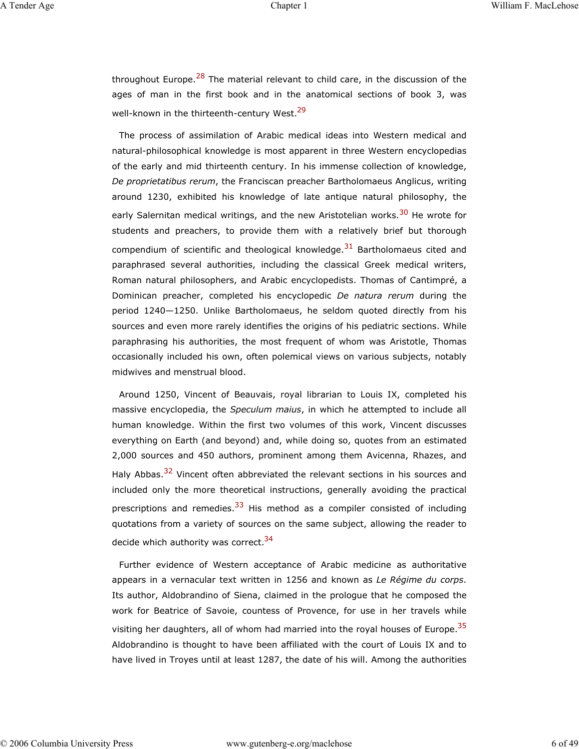throughout Europe.[28] The material relevant to child care, in the discussion of the ages of man in the first book and in the anatomical sections of book 3, was well-known in the thirteenth-century West.[29]

The process of assimilation of Arabic medical ideas into Western medical and natural-philosophical knowledge is most apparent in three Western encyclopedias of the early and mid thirteenth century. In his immense collection of knowledge, *De proprietatibus rerum*, the Franciscan preacher Bartholomaeus Anglicus, writing around 1230, exhibited his knowledge of late antique natural philosophy, the early Salernitan medical writings, and the new Aristotelian works.[30] He wrote for students and preachers, to provide them with a relatively brief but thorough compendium of scientific and theological knowledge.[31] Bartholomaeus cited and paraphrased several authorities, including the classical Greek medical writers, Roman natural philosophers, and Arabic encyclopedists. Thomas of Cantimpré, a Dominican preacher, completed his encyclopedic *De natura rerum* during the period 1240—1250. Unlike Bartholomaeus, he seldom quoted directly from his sources and even more rarely identifies the origins of his pediatric sections. While paraphrasing his authorities, the most frequent of whom was Aristotle, Thomas occasionally included his own, often polemical views on various subjects, notably midwives and menstrual blood.

Around 1250, Vincent of Beauvais, royal librarian to Louis IX, completed his massive encyclopedia, the *Speculum maius*, in which he attempted to include all human knowledge. Within the first two volumes of this work, Vincent discusses everything on Earth (and beyond) and, while doing so, quotes from an estimated 2,000 sources and 450 authors, prominent among them Avicenna, Rhazes, and Haly Abbas.[32] Vincent often abbreviated the relevant sections in his sources and included only the more theoretical instructions, generally avoiding the practical prescriptions and remedies.[33] His method as a compiler consisted of including quotations from a variety of sources on the same subject, allowing the reader to decide which authority was correct.[34]

Further evidence of Western acceptance of Arabic medicine as authoritative appears in a vernacular text written in 1256 and known as *Le Régime du corps*. Its author, Aldobrandino of Siena, claimed in the prologue that he composed the work for Beatrice of Savoie, countess of Provence, for use in her travels while visiting her daughters, all of whom had married into the royal houses of Europe.[35] Aldobrandino is thought to have been affiliated with the court of Louis IX and to have lived in Troyes until at least 1287, the date of his will. Among the authorities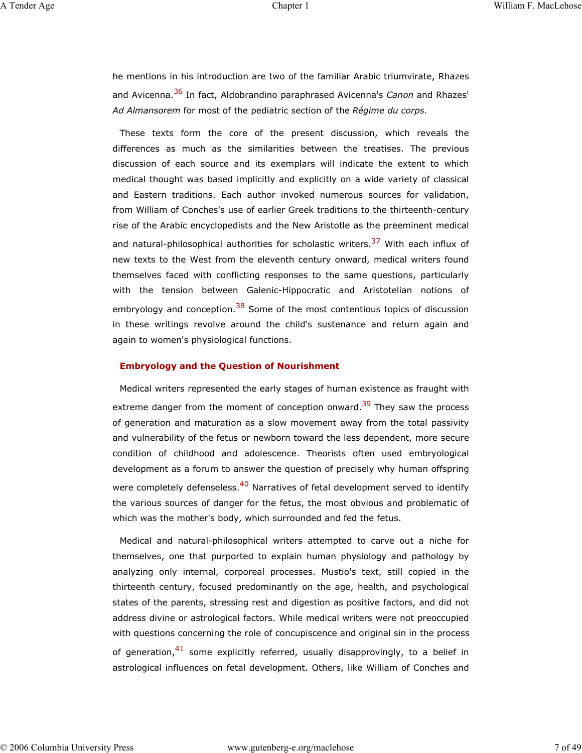he mentions in his introduction are two of the familiar Arabic triumvirate, Rhazes and Avicenna.[36] In fact, Aldobrandino paraphrased Avicenna's *Canon* and Rhazes' *Ad Almansorem* for most of the pediatric section of the *Régime du corps*.

These texts form the core of the present discussion, which reveals the differences as much as the similarities between the treatises. The previous discussion of each source and its exemplars will indicate the extent to which medical thought was based implicitly and explicitly on a wide variety of classical and Eastern traditions. Each author invoked numerous sources for validation, from William of Conches's use of earlier Greek traditions to the thirteenth-century rise of the Arabic encyclopedists and the New Aristotle as the preeminent medical and natural-philosophical authorities for scholastic writers.[37] With each influx of new texts to the West from the eleventh century onward, medical writers found themselves faced with conflicting responses to the same questions, particularly with the tension between Galenic-Hippocratic and Aristotelian notions of embryology and conception.[38] Some of the most contentious topics of discussion in these writings revolve around the child's sustenance and return again and again to women's physiological functions.

## Embryology and the Question of Nourishment

Medical writers represented the early stages of human existence as fraught with extreme danger from the moment of conception onward.[39] They saw the process of generation and maturation as a slow movement away from the total passivity and vulnerability of the fetus or newborn toward the less dependent, more secure condition of childhood and adolescence. Theorists often used embryological development as a forum to answer the question of precisely why human offspring were completely defenseless.[40] Narratives of fetal development served to identify the various sources of danger for the fetus, the most obvious and problematic of which was the mother's body, which surrounded and fed the fetus.

Medical and natural-philosophical writers attempted to carve out a niche for themselves, one that purported to explain human physiology and pathology by analyzing only internal, corporeal processes. Mustio's text, still copied in the thirteenth century, focused predominantly on the age, health, and psychological states of the parents, stressing rest and digestion as positive factors, and did not address divine or astrological factors. While medical writers were not preoccupied with questions concerning the role of concupiscence and original sin in the process of generation,[41] some explicitly referred, usually disapprovingly, to a belief in astrological influences on fetal development. Others, like William of Conches and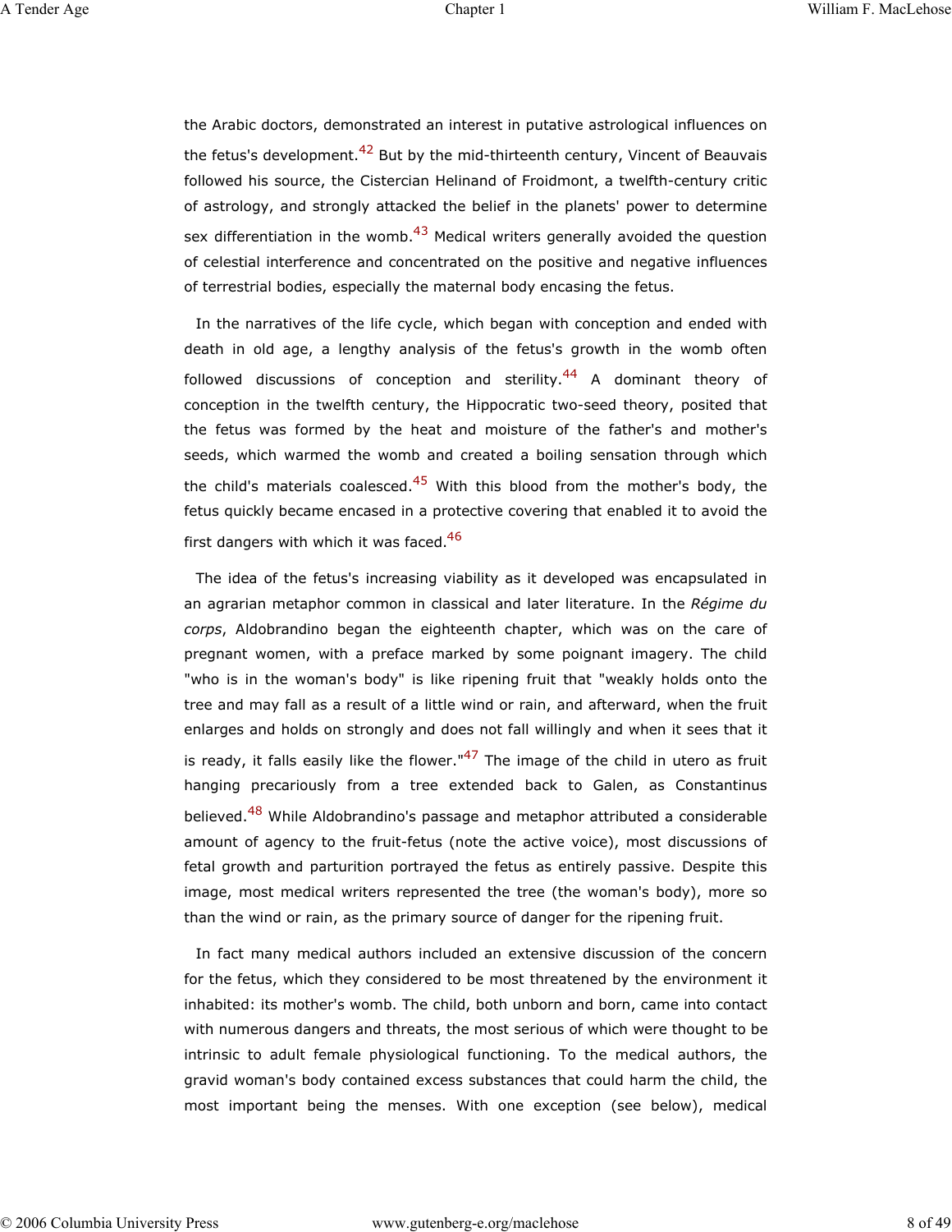the Arabic doctors, demonstrated an interest in putative astrological influences on the fetus's development.[42] But by the mid-thirteenth century, Vincent of Beauvais followed his source, the Cistercian Helinand of Froidmont, a twelfth-century critic of astrology, and strongly attacked the belief in the planets' power to determine sex differentiation in the womb.[43] Medical writers generally avoided the question of celestial interference and concentrated on the positive and negative influences of terrestrial bodies, especially the maternal body encasing the fetus.

In the narratives of the life cycle, which began with conception and ended with death in old age, a lengthy analysis of the fetus's growth in the womb often followed discussions of conception and sterility.[44] A dominant theory of conception in the twelfth century, the Hippocratic two-seed theory, posited that the fetus was formed by the heat and moisture of the father's and mother's seeds, which warmed the womb and created a boiling sensation through which the child's materials coalesced.[45] With this blood from the mother's body, the fetus quickly became encased in a protective covering that enabled it to avoid the first dangers with which it was faced.[46]

The idea of the fetus's increasing viability as it developed was encapsulated in an agrarian metaphor common in classical and later literature. In the *Régime du corps*, Aldobrandino began the eighteenth chapter, which was on the care of pregnant women, with a preface marked by some poignant imagery. The child "who is in the woman's body" is like ripening fruit that "weakly holds onto the tree and may fall as a result of a little wind or rain, and afterward, when the fruit enlarges and holds on strongly and does not fall willingly and when it sees that it is ready, it falls easily like the flower."[47] The image of the child in utero as fruit hanging precariously from a tree extended back to Galen, as Constantinus believed.[48] While Aldobrandino's passage and metaphor attributed a considerable amount of agency to the fruit-fetus (note the active voice), most discussions of fetal growth and parturition portrayed the fetus as entirely passive. Despite this image, most medical writers represented the tree (the woman's body), more so than the wind or rain, as the primary source of danger for the ripening fruit.

In fact many medical authors included an extensive discussion of the concern for the fetus, which they considered to be most threatened by the environment it inhabited: its mother's womb. The child, both unborn and born, came into contact with numerous dangers and threats, the most serious of which were thought to be intrinsic to adult female physiological functioning. To the medical authors, the gravid woman's body contained excess substances that could harm the child, the most important being the menses. With one exception (see below), medical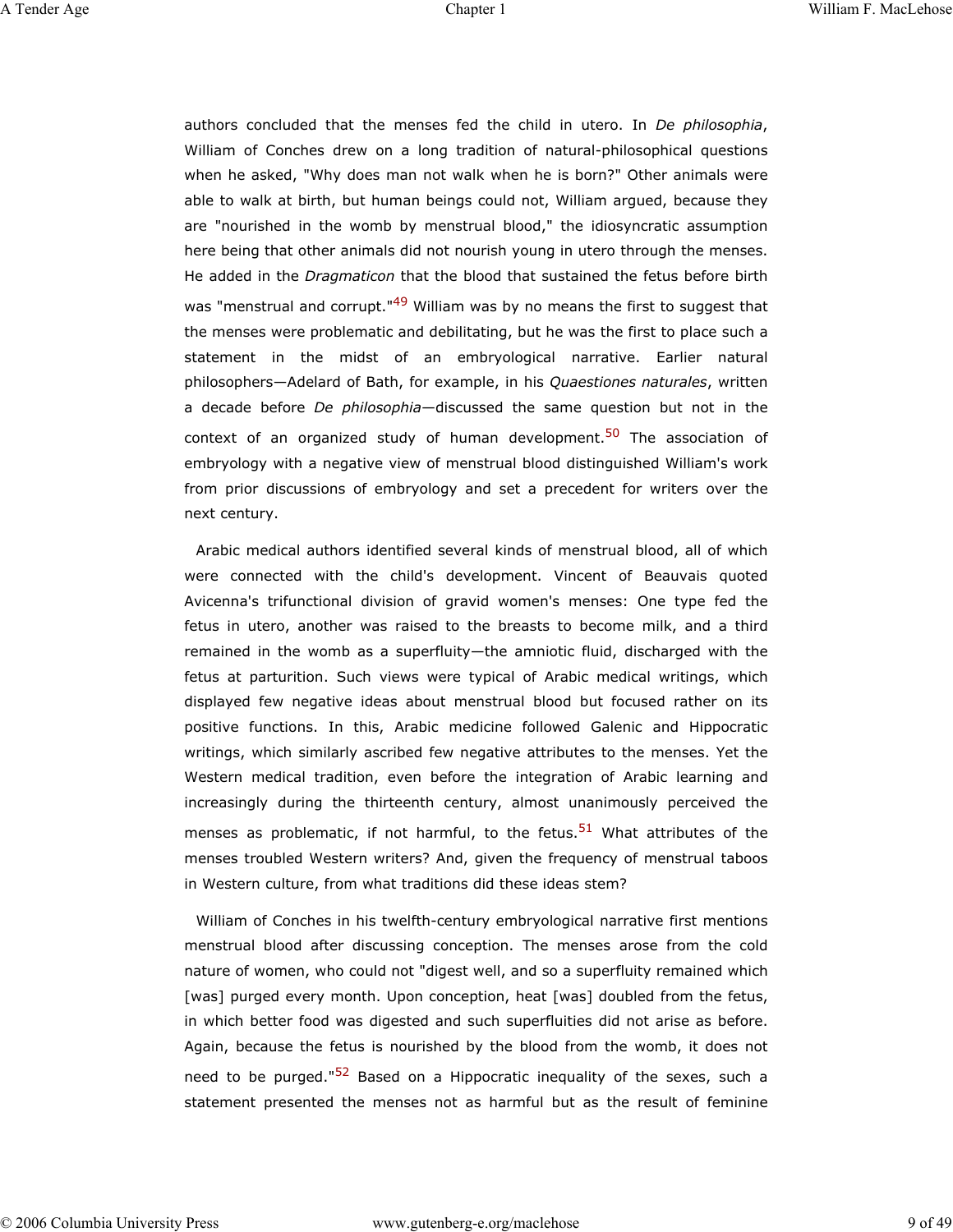authors concluded that the menses fed the child in utero. In *De philosophia*, William of Conches drew on a long tradition of natural-philosophical questions when he asked, "Why does man not walk when he is born?" Other animals were able to walk at birth, but human beings could not, William argued, because they are "nourished in the womb by menstrual blood," the idiosyncratic assumption here being that other animals did not nourish young in utero through the menses. He added in the *Dragmaticon* that the blood that sustained the fetus before birth was "menstrual and corrupt."[49] William was by no means the first to suggest that the menses were problematic and debilitating, but he was the first to place such a statement in the midst of an embryological narrative. Earlier natural philosophers—Adelard of Bath, for example, in his *Quaestiones naturales*, written a decade before *De philosophia*—discussed the same question but not in the context of an organized study of human development.[50] The association of embryology with a negative view of menstrual blood distinguished William's work from prior discussions of embryology and set a precedent for writers over the next century.

Arabic medical authors identified several kinds of menstrual blood, all of which were connected with the child's development. Vincent of Beauvais quoted Avicenna's trifunctional division of gravid women's menses: One type fed the fetus in utero, another was raised to the breasts to become milk, and a third remained in the womb as a superfluity—the amniotic fluid, discharged with the fetus at parturition. Such views were typical of Arabic medical writings, which displayed few negative ideas about menstrual blood but focused rather on its positive functions. In this, Arabic medicine followed Galenic and Hippocratic writings, which similarly ascribed few negative attributes to the menses. Yet the Western medical tradition, even before the integration of Arabic learning and increasingly during the thirteenth century, almost unanimously perceived the menses as problematic, if not harmful, to the fetus.[51] What attributes of the menses troubled Western writers? And, given the frequency of menstrual taboos in Western culture, from what traditions did these ideas stem?

William of Conches in his twelfth-century embryological narrative first mentions menstrual blood after discussing conception. The menses arose from the cold nature of women, who could not "digest well, and so a superfluity remained which [was] purged every month. Upon conception, heat [was] doubled from the fetus, in which better food was digested and such superfluities did not arise as before. Again, because the fetus is nourished by the blood from the womb, it does not need to be purged."[52] Based on a Hippocratic inequality of the sexes, such a statement presented the menses not as harmful but as the result of feminine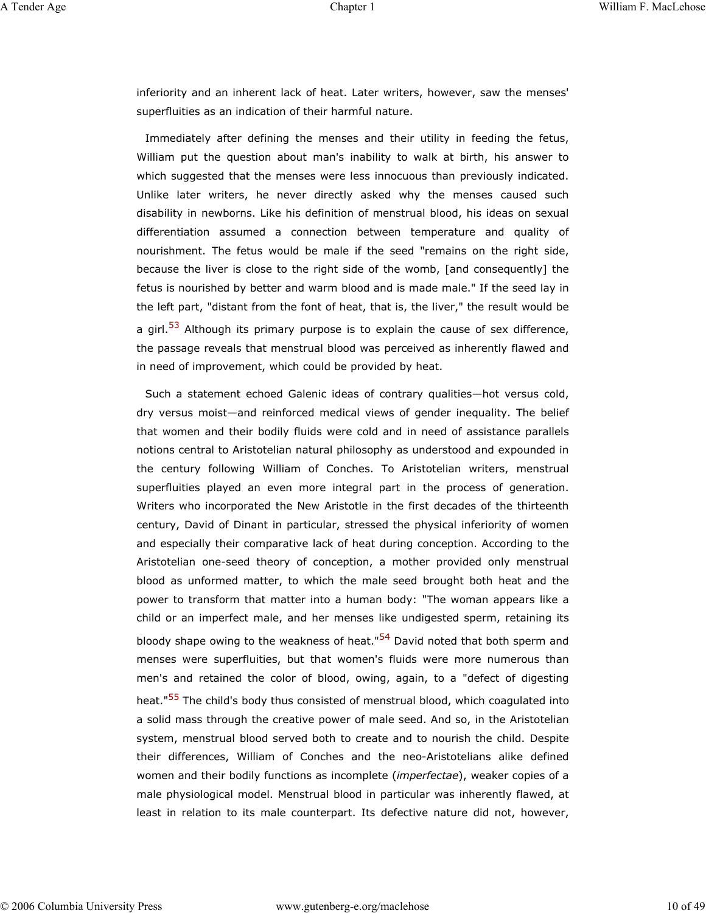inferiority and an inherent lack of heat. Later writers, however, saw the menses' superfluities as an indication of their harmful nature.

Immediately after defining the menses and their utility in feeding the fetus, William put the question about man's inability to walk at birth, his answer to which suggested that the menses were less innocuous than previously indicated. Unlike later writers, he never directly asked why the menses caused such disability in newborns. Like his definition of menstrual blood, his ideas on sexual differentiation assumed a connection between temperature and quality of nourishment. The fetus would be male if the seed "remains on the right side, because the liver is close to the right side of the womb, [and consequently] the fetus is nourished by better and warm blood and is made male." If the seed lay in the left part, "distant from the font of heat, that is, the liver," the result would be a girl.[53] Although its primary purpose is to explain the cause of sex difference, the passage reveals that menstrual blood was perceived as inherently flawed and in need of improvement, which could be provided by heat.

Such a statement echoed Galenic ideas of contrary qualities—hot versus cold, dry versus moist—and reinforced medical views of gender inequality. The belief that women and their bodily fluids were cold and in need of assistance parallels notions central to Aristotelian natural philosophy as understood and expounded in the century following William of Conches. To Aristotelian writers, menstrual superfluities played an even more integral part in the process of generation. Writers who incorporated the New Aristotle in the first decades of the thirteenth century, David of Dinant in particular, stressed the physical inferiority of women and especially their comparative lack of heat during conception. According to the Aristotelian one-seed theory of conception, a mother provided only menstrual blood as unformed matter, to which the male seed brought both heat and the power to transform that matter into a human body: "The woman appears like a child or an imperfect male, and her menses like undigested sperm, retaining its bloody shape owing to the weakness of heat."[54] David noted that both sperm and menses were superfluities, but that women's fluids were more numerous than men's and retained the color of blood, owing, again, to a "defect of digesting heat."[55] The child's body thus consisted of menstrual blood, which coagulated into a solid mass through the creative power of male seed. And so, in the Aristotelian system, menstrual blood served both to create and to nourish the child. Despite their differences, William of Conches and the neo-Aristotelians alike defined women and their bodily functions as incomplete (*imperfectae*), weaker copies of a male physiological model. Menstrual blood in particular was inherently flawed, at least in relation to its male counterpart. Its defective nature did not, however,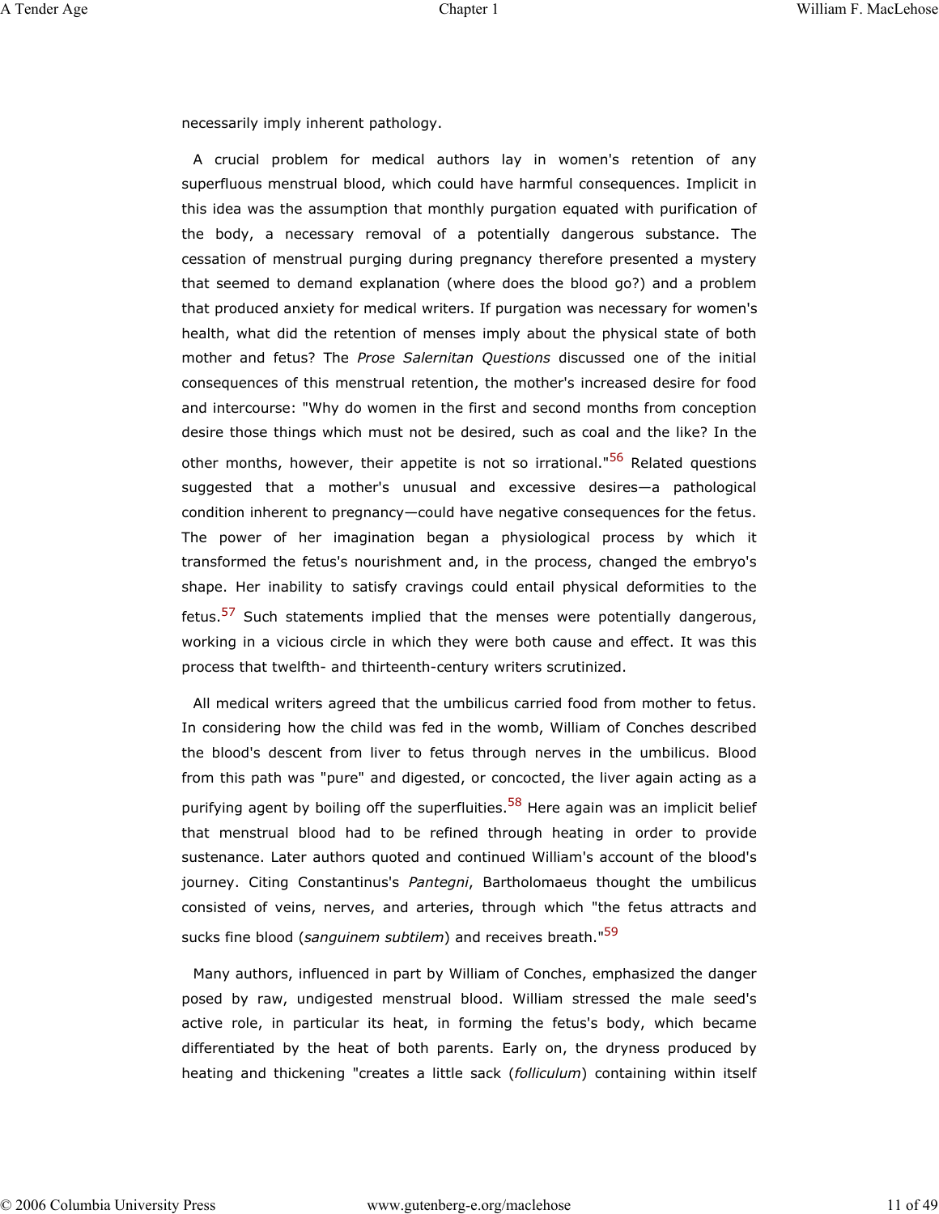necessarily imply inherent pathology.

A crucial problem for medical authors lay in women's retention of any superfluous menstrual blood, which could have harmful consequences. Implicit in this idea was the assumption that monthly purgation equated with purification of the body, a necessary removal of a potentially dangerous substance. The cessation of menstrual purging during pregnancy therefore presented a mystery that seemed to demand explanation (where does the blood go?) and a problem that produced anxiety for medical writers. If purgation was necessary for women's health, what did the retention of menses imply about the physical state of both mother and fetus? The *Prose Salernitan Questions* discussed one of the initial consequences of this menstrual retention, the mother's increased desire for food and intercourse: "Why do women in the first and second months from conception desire those things which must not be desired, such as coal and the like? In the other months, however, their appetite is not so irrational."[56] Related questions suggested that a mother's unusual and excessive desires—a pathological condition inherent to pregnancy—could have negative consequences for the fetus. The power of her imagination began a physiological process by which it transformed the fetus's nourishment and, in the process, changed the embryo's shape. Her inability to satisfy cravings could entail physical deformities to the fetus.[57] Such statements implied that the menses were potentially dangerous, working in a vicious circle in which they were both cause and effect. It was this process that twelfth- and thirteenth-century writers scrutinized.

All medical writers agreed that the umbilicus carried food from mother to fetus. In considering how the child was fed in the womb, William of Conches described the blood's descent from liver to fetus through nerves in the umbilicus. Blood from this path was "pure" and digested, or concocted, the liver again acting as a purifying agent by boiling off the superfluities.[58] Here again was an implicit belief that menstrual blood had to be refined through heating in order to provide sustenance. Later authors quoted and continued William's account of the blood's journey. Citing Constantinus's *Pantegni*, Bartholomaeus thought the umbilicus consisted of veins, nerves, and arteries, through which "the fetus attracts and sucks fine blood (*sanguinem subtilem*) and receives breath."[59]

Many authors, influenced in part by William of Conches, emphasized the danger posed by raw, undigested menstrual blood. William stressed the male seed's active role, in particular its heat, in forming the fetus's body, which became differentiated by the heat of both parents. Early on, the dryness produced by heating and thickening "creates a little sack (*folliculum*) containing within itself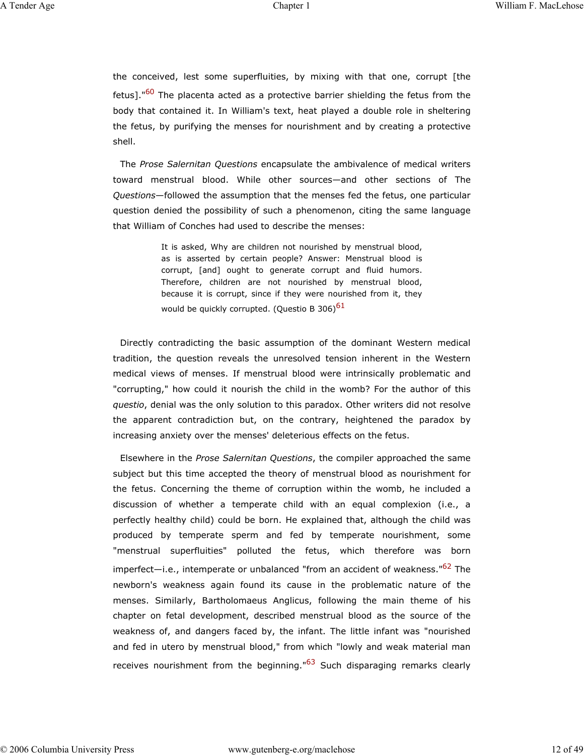the conceived, lest some superfluities, by mixing with that one, corrupt [the fetus]."[60] The placenta acted as a protective barrier shielding the fetus from the body that contained it. In William's text, heat played a double role in sheltering the fetus, by purifying the menses for nourishment and by creating a protective shell.

The *Prose Salernitan Questions* encapsulate the ambivalence of medical writers toward menstrual blood. While other sources—and other sections of The *Questions*—followed the assumption that the menses fed the fetus, one particular question denied the possibility of such a phenomenon, citing the same language that William of Conches had used to describe the menses:

> It is asked, Why are children not nourished by menstrual blood, as is asserted by certain people? Answer: Menstrual blood is corrupt, [and] ought to generate corrupt and fluid humors. Therefore, children are not nourished by menstrual blood, because it is corrupt, since if they were nourished from it, they would be quickly corrupted. (Questio B 306)[61]

Directly contradicting the basic assumption of the dominant Western medical tradition, the question reveals the unresolved tension inherent in the Western medical views of menses. If menstrual blood were intrinsically problematic and "corrupting," how could it nourish the child in the womb? For the author of this *questio*, denial was the only solution to this paradox. Other writers did not resolve the apparent contradiction but, on the contrary, heightened the paradox by increasing anxiety over the menses' deleterious effects on the fetus.

Elsewhere in the *Prose Salernitan Questions*, the compiler approached the same subject but this time accepted the theory of menstrual blood as nourishment for the fetus. Concerning the theme of corruption within the womb, he included a discussion of whether a temperate child with an equal complexion (i.e., a perfectly healthy child) could be born. He explained that, although the child was produced by temperate sperm and fed by temperate nourishment, some "menstrual superfluities" polluted the fetus, which therefore was born imperfect—i.e., intemperate or unbalanced "from an accident of weakness."[62] The newborn's weakness again found its cause in the problematic nature of the menses. Similarly, Bartholomaeus Anglicus, following the main theme of his chapter on fetal development, described menstrual blood as the source of the weakness of, and dangers faced by, the infant. The little infant was "nourished and fed in utero by menstrual blood," from which "lowly and weak material man receives nourishment from the beginning."[63] Such disparaging remarks clearly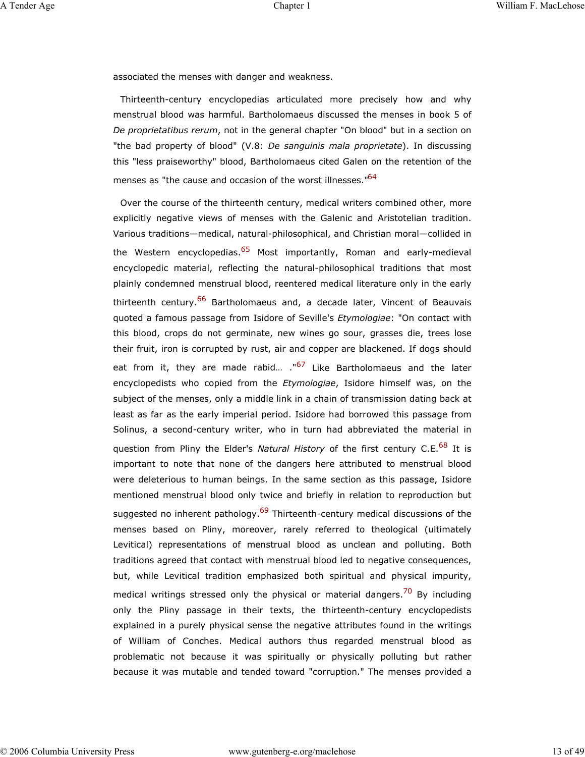associated the menses with danger and weakness.

Thirteenth-century encyclopedias articulated more precisely how and why menstrual blood was harmful. Bartholomaeus discussed the menses in book 5 of *De proprietatibus rerum*, not in the general chapter "On blood" but in a section on "the bad property of blood" (V.8: *De sanguinis mala proprietate*). In discussing this "less praiseworthy" blood, Bartholomaeus cited Galen on the retention of the menses as "the cause and occasion of the worst illnesses."[64]

Over the course of the thirteenth century, medical writers combined other, more explicitly negative views of menses with the Galenic and Aristotelian tradition. Various traditions—medical, natural-philosophical, and Christian moral—collided in the Western encyclopedias.[65] Most importantly, Roman and early-medieval encyclopedic material, reflecting the natural-philosophical traditions that most plainly condemned menstrual blood, reentered medical literature only in the early thirteenth century.[66] Bartholomaeus and, a decade later, Vincent of Beauvais quoted a famous passage from Isidore of Seville's *Etymologiae*: "On contact with this blood, crops do not germinate, new wines go sour, grasses die, trees lose their fruit, iron is corrupted by rust, air and copper are blackened. If dogs should eat from it, they are made rabid… ."[67] Like Bartholomaeus and the later encyclopedists who copied from the *Etymologiae*, Isidore himself was, on the subject of the menses, only a middle link in a chain of transmission dating back at least as far as the early imperial period. Isidore had borrowed this passage from Solinus, a second-century writer, who in turn had abbreviated the material in question from Pliny the Elder's *Natural History* of the first century C.E.[68] It is important to note that none of the dangers here attributed to menstrual blood were deleterious to human beings. In the same section as this passage, Isidore mentioned menstrual blood only twice and briefly in relation to reproduction but suggested no inherent pathology.[69] Thirteenth-century medical discussions of the menses based on Pliny, moreover, rarely referred to theological (ultimately Levitical) representations of menstrual blood as unclean and polluting. Both traditions agreed that contact with menstrual blood led to negative consequences, but, while Levitical tradition emphasized both spiritual and physical impurity, medical writings stressed only the physical or material dangers.[70] By including only the Pliny passage in their texts, the thirteenth-century encyclopedists explained in a purely physical sense the negative attributes found in the writings of William of Conches. Medical authors thus regarded menstrual blood as problematic not because it was spiritually or physically polluting but rather because it was mutable and tended toward "corruption." The menses provided a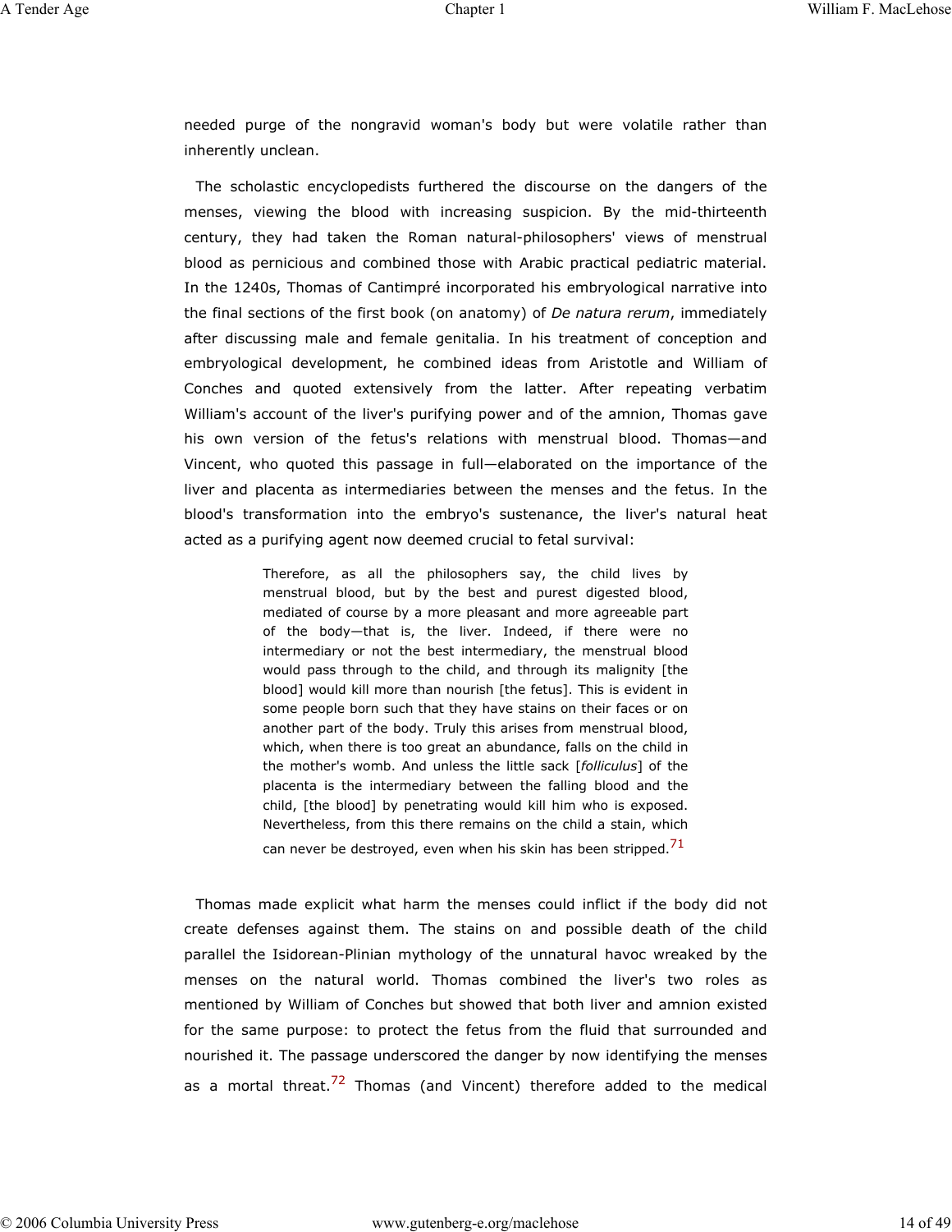needed purge of the nongravid woman's body but were volatile rather than inherently unclean.

The scholastic encyclopedists furthered the discourse on the dangers of the menses, viewing the blood with increasing suspicion. By the mid-thirteenth century, they had taken the Roman natural-philosophers' views of menstrual blood as pernicious and combined those with Arabic practical pediatric material. In the 1240s, Thomas of Cantimpré incorporated his embryological narrative into the final sections of the first book (on anatomy) of *De natura rerum*, immediately after discussing male and female genitalia. In his treatment of conception and embryological development, he combined ideas from Aristotle and William of Conches and quoted extensively from the latter. After repeating verbatim William's account of the liver's purifying power and of the amnion, Thomas gave his own version of the fetus's relations with menstrual blood. Thomas—and Vincent, who quoted this passage in full—elaborated on the importance of the liver and placenta as intermediaries between the menses and the fetus. In the blood's transformation into the embryo's sustenance, the liver's natural heat acted as a purifying agent now deemed crucial to fetal survival:

> Therefore, as all the philosophers say, the child lives by menstrual blood, but by the best and purest digested blood, mediated of course by a more pleasant and more agreeable part of the body—that is, the liver. Indeed, if there were no intermediary or not the best intermediary, the menstrual blood would pass through to the child, and through its malignity [the blood] would kill more than nourish [the fetus]. This is evident in some people born such that they have stains on their faces or on another part of the body. Truly this arises from menstrual blood, which, when there is too great an abundance, falls on the child in the mother's womb. And unless the little sack [*folliculus*] of the placenta is the intermediary between the falling blood and the child, [the blood] by penetrating would kill him who is exposed. Nevertheless, from this there remains on the child a stain, which can never be destroyed, even when his skin has been stripped.[71]

Thomas made explicit what harm the menses could inflict if the body did not create defenses against them. The stains on and possible death of the child parallel the Isidorean-Plinian mythology of the unnatural havoc wreaked by the menses on the natural world. Thomas combined the liver's two roles as mentioned by William of Conches but showed that both liver and amnion existed for the same purpose: to protect the fetus from the fluid that surrounded and nourished it. The passage underscored the danger by now identifying the menses as a mortal threat.[72] Thomas (and Vincent) therefore added to the medical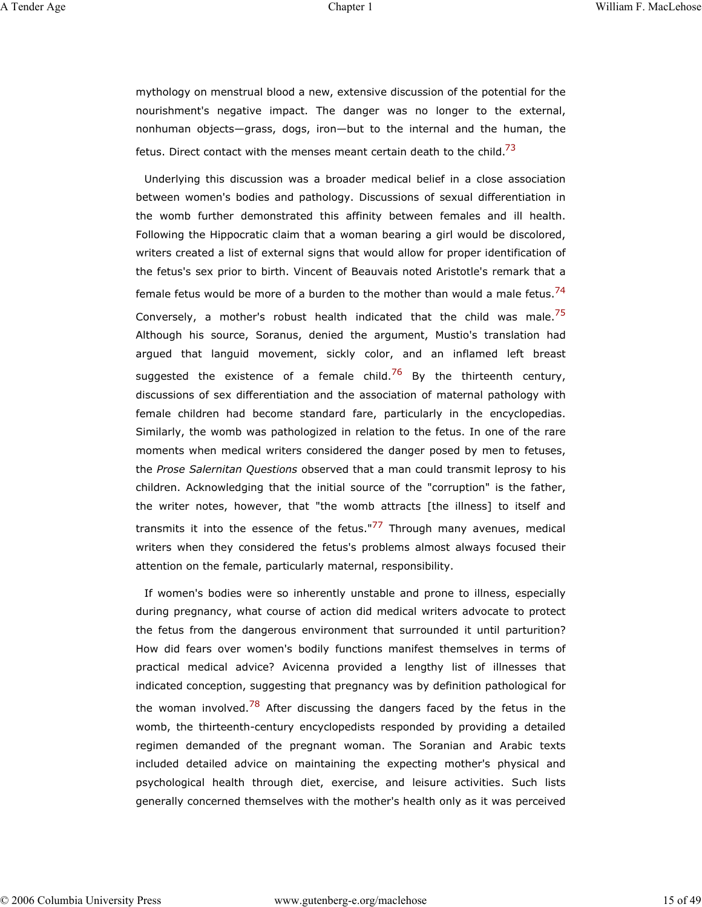mythology on menstrual blood a new, extensive discussion of the potential for the nourishment's negative impact. The danger was no longer to the external, nonhuman objects—grass, dogs, iron—but to the internal and the human, the fetus. Direct contact with the menses meant certain death to the child.[73]

Underlying this discussion was a broader medical belief in a close association between women's bodies and pathology. Discussions of sexual differentiation in the womb further demonstrated this affinity between females and ill health. Following the Hippocratic claim that a woman bearing a girl would be discolored, writers created a list of external signs that would allow for proper identification of the fetus's sex prior to birth. Vincent of Beauvais noted Aristotle's remark that a female fetus would be more of a burden to the mother than would a male fetus.[74] Conversely, a mother's robust health indicated that the child was male.[75] Although his source, Soranus, denied the argument, Mustio's translation had argued that languid movement, sickly color, and an inflamed left breast suggested the existence of a female child.[76] By the thirteenth century, discussions of sex differentiation and the association of maternal pathology with female children had become standard fare, particularly in the encyclopedias. Similarly, the womb was pathologized in relation to the fetus. In one of the rare moments when medical writers considered the danger posed by men to fetuses, the *Prose Salernitan Questions* observed that a man could transmit leprosy to his children. Acknowledging that the initial source of the "corruption" is the father, the writer notes, however, that "the womb attracts [the illness] to itself and transmits it into the essence of the fetus."[77] Through many avenues, medical writers when they considered the fetus's problems almost always focused their attention on the female, particularly maternal, responsibility.

If women's bodies were so inherently unstable and prone to illness, especially during pregnancy, what course of action did medical writers advocate to protect the fetus from the dangerous environment that surrounded it until parturition? How did fears over women's bodily functions manifest themselves in terms of practical medical advice? Avicenna provided a lengthy list of illnesses that indicated conception, suggesting that pregnancy was by definition pathological for the woman involved.[78] After discussing the dangers faced by the fetus in the womb, the thirteenth-century encyclopedists responded by providing a detailed regimen demanded of the pregnant woman. The Soranian and Arabic texts included detailed advice on maintaining the expecting mother's physical and psychological health through diet, exercise, and leisure activities. Such lists generally concerned themselves with the mother's health only as it was perceived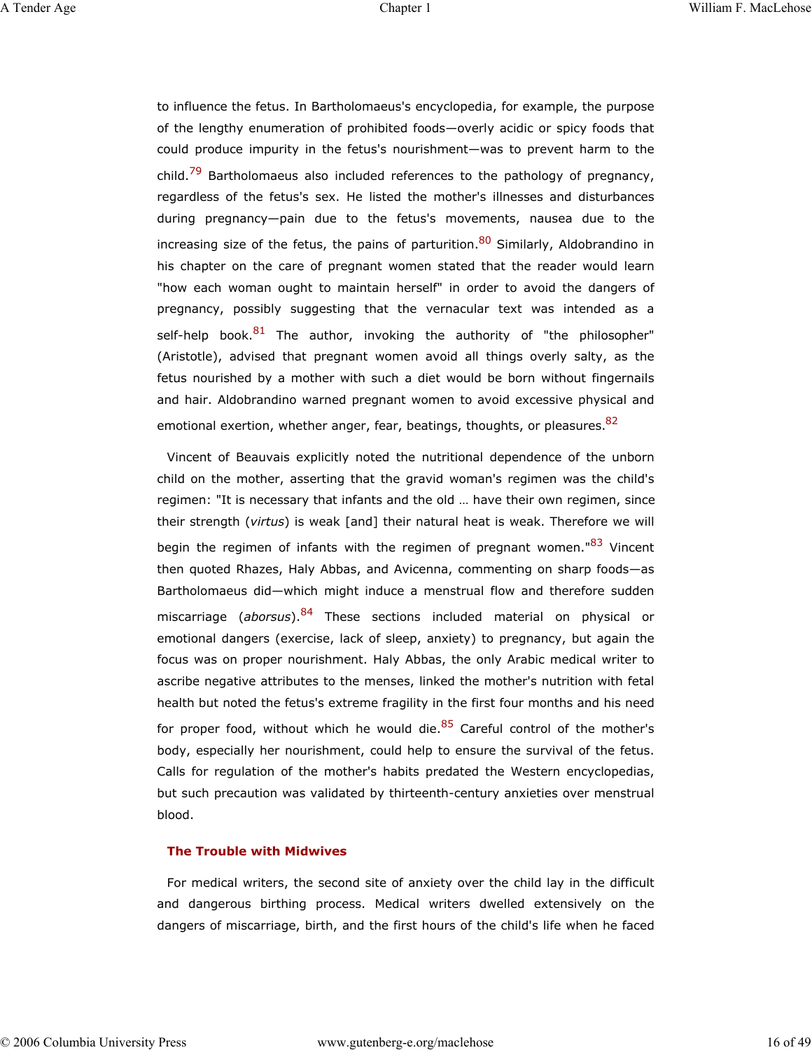to influence the fetus. In Bartholomaeus's encyclopedia, for example, the purpose of the lengthy enumeration of prohibited foods—overly acidic or spicy foods that could produce impurity in the fetus's nourishment—was to prevent harm to the child.[79] Bartholomaeus also included references to the pathology of pregnancy, regardless of the fetus's sex. He listed the mother's illnesses and disturbances during pregnancy—pain due to the fetus's movements, nausea due to the increasing size of the fetus, the pains of parturition.[80] Similarly, Aldobrandino in his chapter on the care of pregnant women stated that the reader would learn "how each woman ought to maintain herself" in order to avoid the dangers of pregnancy, possibly suggesting that the vernacular text was intended as a self-help book.[81] The author, invoking the authority of "the philosopher" (Aristotle), advised that pregnant women avoid all things overly salty, as the fetus nourished by a mother with such a diet would be born without fingernails and hair. Aldobrandino warned pregnant women to avoid excessive physical and emotional exertion, whether anger, fear, beatings, thoughts, or pleasures.[82]

Vincent of Beauvais explicitly noted the nutritional dependence of the unborn child on the mother, asserting that the gravid woman's regimen was the child's regimen: "It is necessary that infants and the old … have their own regimen, since their strength (*virtus*) is weak [and] their natural heat is weak. Therefore we will begin the regimen of infants with the regimen of pregnant women."[83] Vincent then quoted Rhazes, Haly Abbas, and Avicenna, commenting on sharp foods—as Bartholomaeus did—which might induce a menstrual flow and therefore sudden miscarriage (*aborsus*).[84] These sections included material on physical or emotional dangers (exercise, lack of sleep, anxiety) to pregnancy, but again the focus was on proper nourishment. Haly Abbas, the only Arabic medical writer to ascribe negative attributes to the menses, linked the mother's nutrition with fetal health but noted the fetus's extreme fragility in the first four months and his need for proper food, without which he would die.[85] Careful control of the mother's body, especially her nourishment, could help to ensure the survival of the fetus. Calls for regulation of the mother's habits predated the Western encyclopedias, but such precaution was validated by thirteenth-century anxieties over menstrual blood.

## The Trouble with Midwives

For medical writers, the second site of anxiety over the child lay in the difficult and dangerous birthing process. Medical writers dwelled extensively on the dangers of miscarriage, birth, and the first hours of the child's life when he faced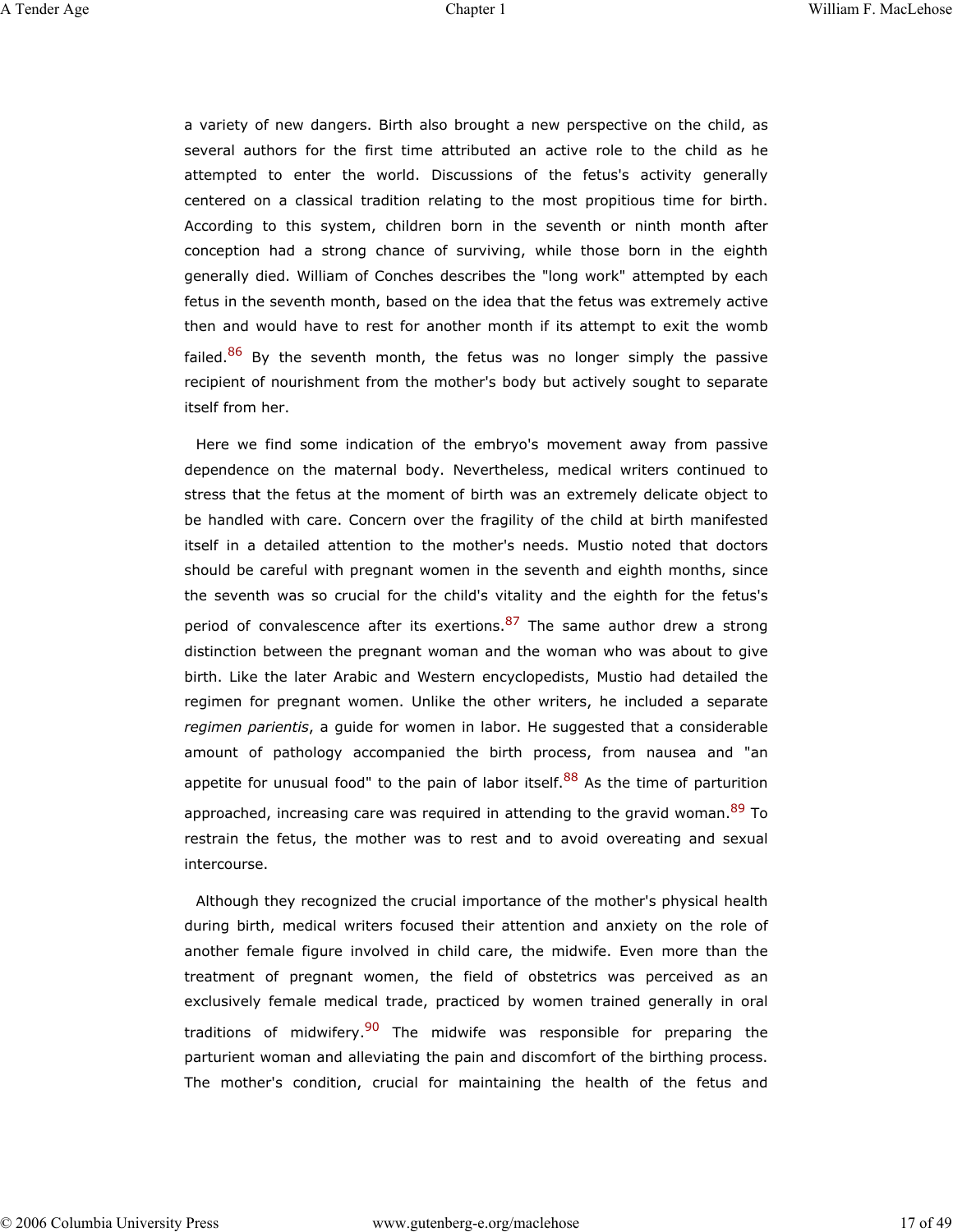a variety of new dangers. Birth also brought a new perspective on the child, as several authors for the first time attributed an active role to the child as he attempted to enter the world. Discussions of the fetus's activity generally centered on a classical tradition relating to the most propitious time for birth. According to this system, children born in the seventh or ninth month after conception had a strong chance of surviving, while those born in the eighth generally died. William of Conches describes the "long work" attempted by each fetus in the seventh month, based on the idea that the fetus was extremely active then and would have to rest for another month if its attempt to exit the womb failed.[86] By the seventh month, the fetus was no longer simply the passive recipient of nourishment from the mother's body but actively sought to separate itself from her.

Here we find some indication of the embryo's movement away from passive dependence on the maternal body. Nevertheless, medical writers continued to stress that the fetus at the moment of birth was an extremely delicate object to be handled with care. Concern over the fragility of the child at birth manifested itself in a detailed attention to the mother's needs. Mustio noted that doctors should be careful with pregnant women in the seventh and eighth months, since the seventh was so crucial for the child's vitality and the eighth for the fetus's period of convalescence after its exertions.[87] The same author drew a strong distinction between the pregnant woman and the woman who was about to give birth. Like the later Arabic and Western encyclopedists, Mustio had detailed the regimen for pregnant women. Unlike the other writers, he included a separate *regimen parientis*, a guide for women in labor. He suggested that a considerable amount of pathology accompanied the birth process, from nausea and "an appetite for unusual food" to the pain of labor itself.[88] As the time of parturition approached, increasing care was required in attending to the gravid woman.[89] To restrain the fetus, the mother was to rest and to avoid overeating and sexual intercourse.

Although they recognized the crucial importance of the mother's physical health during birth, medical writers focused their attention and anxiety on the role of another female figure involved in child care, the midwife. Even more than the treatment of pregnant women, the field of obstetrics was perceived as an exclusively female medical trade, practiced by women trained generally in oral traditions of midwifery.[90] The midwife was responsible for preparing the parturient woman and alleviating the pain and discomfort of the birthing process. The mother's condition, crucial for maintaining the health of the fetus and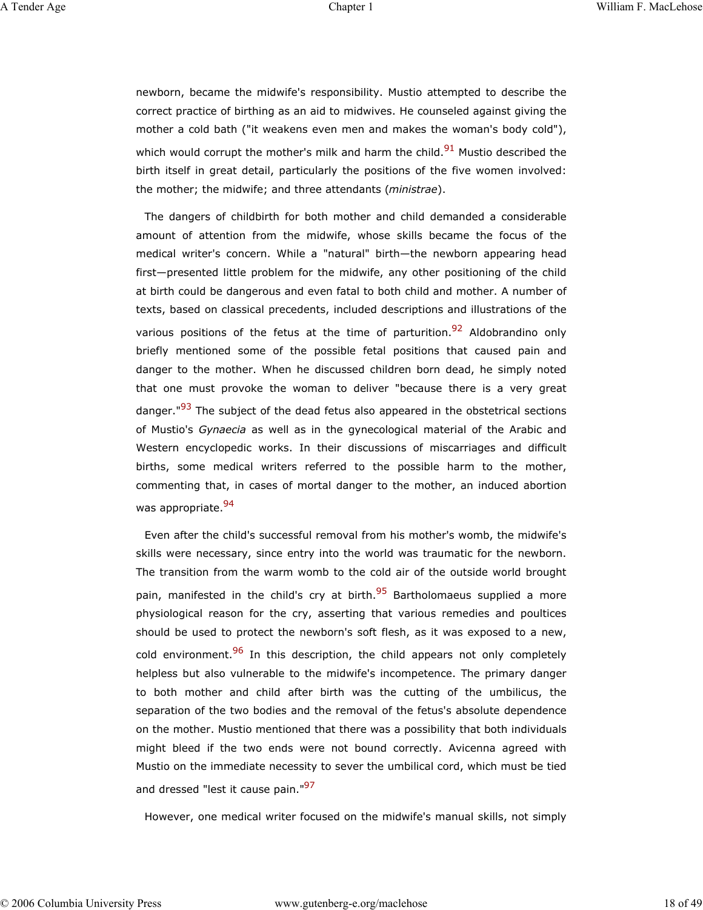newborn, became the midwife's responsibility. Mustio attempted to describe the correct practice of birthing as an aid to midwives. He counseled against giving the mother a cold bath ("it weakens even men and makes the woman's body cold"), which would corrupt the mother's milk and harm the child.[91] Mustio described the birth itself in great detail, particularly the positions of the five women involved: the mother; the midwife; and three attendants (*ministrae*).

The dangers of childbirth for both mother and child demanded a considerable amount of attention from the midwife, whose skills became the focus of the medical writer's concern. While a "natural" birth—the newborn appearing head first—presented little problem for the midwife, any other positioning of the child at birth could be dangerous and even fatal to both child and mother. A number of texts, based on classical precedents, included descriptions and illustrations of the various positions of the fetus at the time of parturition.[92] Aldobrandino only briefly mentioned some of the possible fetal positions that caused pain and danger to the mother. When he discussed children born dead, he simply noted that one must provoke the woman to deliver "because there is a very great danger."[93] The subject of the dead fetus also appeared in the obstetrical sections of Mustio's *Gynaecia* as well as in the gynecological material of the Arabic and Western encyclopedic works. In their discussions of miscarriages and difficult births, some medical writers referred to the possible harm to the mother, commenting that, in cases of mortal danger to the mother, an induced abortion was appropriate.[94]

Even after the child's successful removal from his mother's womb, the midwife's skills were necessary, since entry into the world was traumatic for the newborn. The transition from the warm womb to the cold air of the outside world brought pain, manifested in the child's cry at birth.[95] Bartholomaeus supplied a more physiological reason for the cry, asserting that various remedies and poultices should be used to protect the newborn's soft flesh, as it was exposed to a new, cold environment.[96] In this description, the child appears not only completely helpless but also vulnerable to the midwife's incompetence. The primary danger to both mother and child after birth was the cutting of the umbilicus, the separation of the two bodies and the removal of the fetus's absolute dependence on the mother. Mustio mentioned that there was a possibility that both individuals might bleed if the two ends were not bound correctly. Avicenna agreed with Mustio on the immediate necessity to sever the umbilical cord, which must be tied and dressed "lest it cause pain."[97]

However, one medical writer focused on the midwife's manual skills, not simply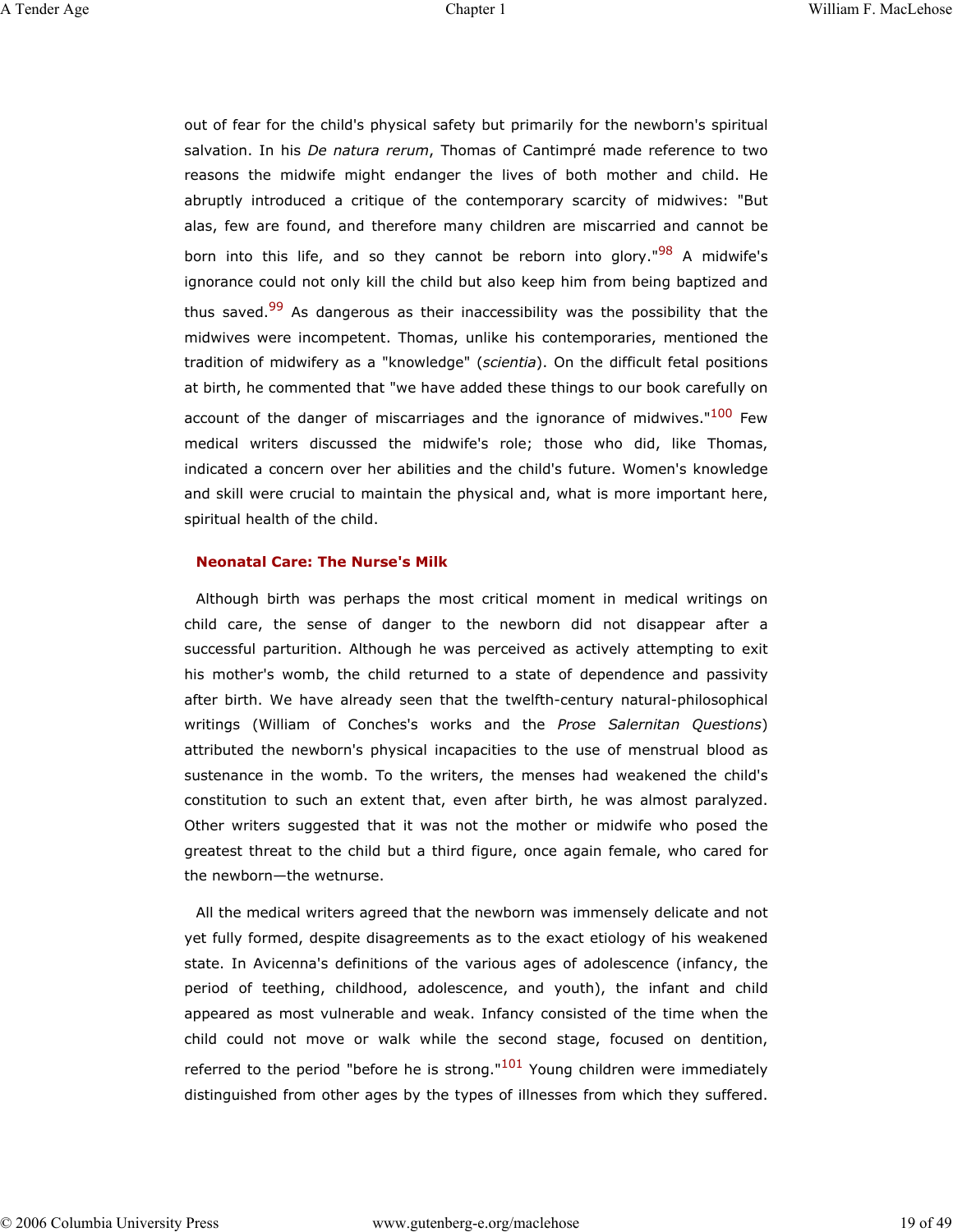out of fear for the child's physical safety but primarily for the newborn's spiritual salvation. In his *De natura rerum*, Thomas of Cantimpré made reference to two reasons the midwife might endanger the lives of both mother and child. He abruptly introduced a critique of the contemporary scarcity of midwives: "But alas, few are found, and therefore many children are miscarried and cannot be born into this life, and so they cannot be reborn into glory."[98] A midwife's ignorance could not only kill the child but also keep him from being baptized and thus saved.[99] As dangerous as their inaccessibility was the possibility that the midwives were incompetent. Thomas, unlike his contemporaries, mentioned the tradition of midwifery as a "knowledge" (*scientia*). On the difficult fetal positions at birth, he commented that "we have added these things to our book carefully on account of the danger of miscarriages and the ignorance of midwives."[100] Few medical writers discussed the midwife's role; those who did, like Thomas, indicated a concern over her abilities and the child's future. Women's knowledge and skill were crucial to maintain the physical and, what is more important here, spiritual health of the child.

## Neonatal Care: The Nurse's Milk

Although birth was perhaps the most critical moment in medical writings on child care, the sense of danger to the newborn did not disappear after a successful parturition. Although he was perceived as actively attempting to exit his mother's womb, the child returned to a state of dependence and passivity after birth. We have already seen that the twelfth-century natural-philosophical writings (William of Conches's works and the *Prose Salernitan Questions*) attributed the newborn's physical incapacities to the use of menstrual blood as sustenance in the womb. To the writers, the menses had weakened the child's constitution to such an extent that, even after birth, he was almost paralyzed. Other writers suggested that it was not the mother or midwife who posed the greatest threat to the child but a third figure, once again female, who cared for the newborn—the wetnurse.

All the medical writers agreed that the newborn was immensely delicate and not yet fully formed, despite disagreements as to the exact etiology of his weakened state. In Avicenna's definitions of the various ages of adolescence (infancy, the period of teething, childhood, adolescence, and youth), the infant and child appeared as most vulnerable and weak. Infancy consisted of the time when the child could not move or walk while the second stage, focused on dentition, referred to the period "before he is strong."[101] Young children were immediately distinguished from other ages by the types of illnesses from which they suffered.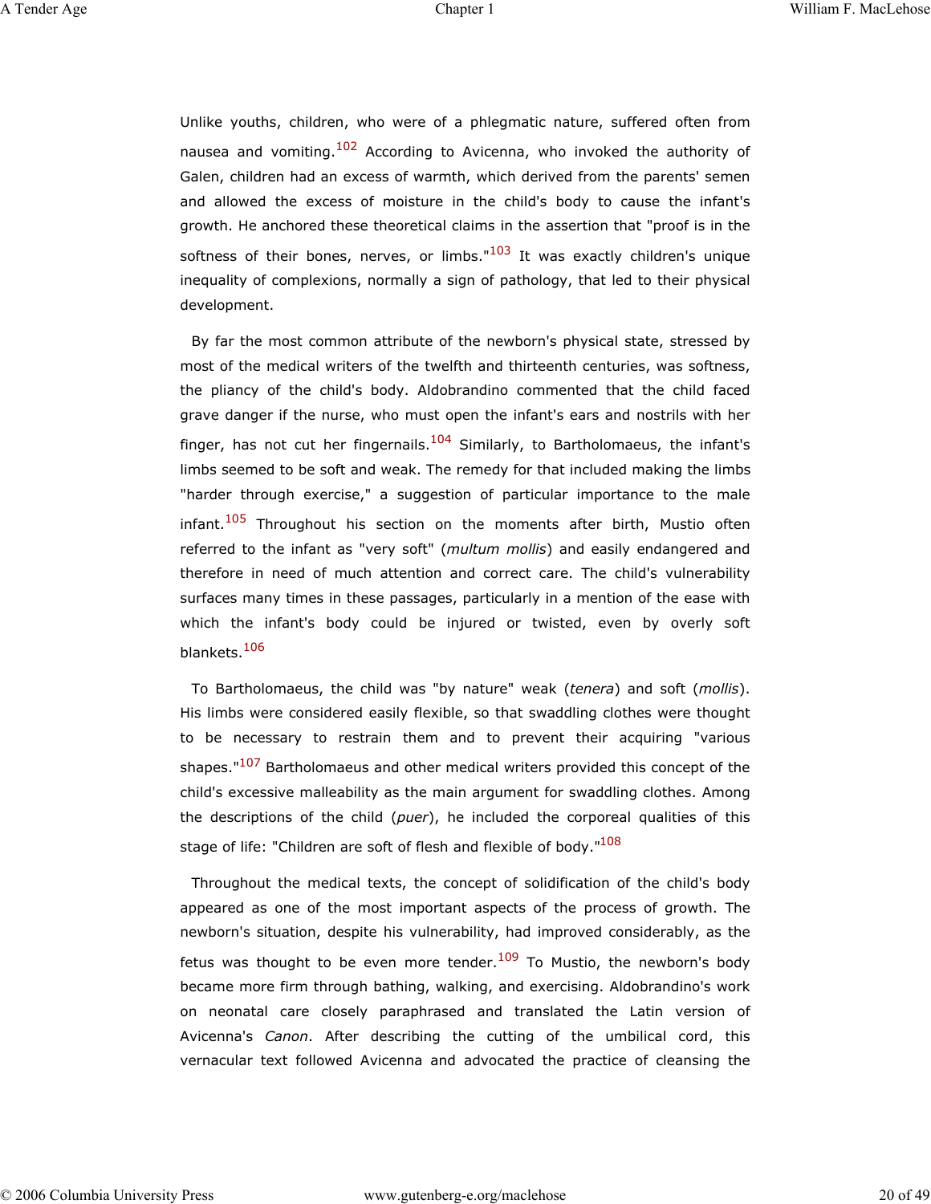Unlike youths, children, who were of a phlegmatic nature, suffered often from nausea and vomiting.[102] According to Avicenna, who invoked the authority of Galen, children had an excess of warmth, which derived from the parents' semen and allowed the excess of moisture in the child's body to cause the infant's growth. He anchored these theoretical claims in the assertion that "proof is in the softness of their bones, nerves, or limbs."[103] It was exactly children's unique inequality of complexions, normally a sign of pathology, that led to their physical development.

By far the most common attribute of the newborn's physical state, stressed by most of the medical writers of the twelfth and thirteenth centuries, was softness, the pliancy of the child's body. Aldobrandino commented that the child faced grave danger if the nurse, who must open the infant's ears and nostrils with her finger, has not cut her fingernails.[104] Similarly, to Bartholomaeus, the infant's limbs seemed to be soft and weak. The remedy for that included making the limbs "harder through exercise," a suggestion of particular importance to the male infant.[105] Throughout his section on the moments after birth, Mustio often referred to the infant as "very soft" (*multum mollis*) and easily endangered and therefore in need of much attention and correct care. The child's vulnerability surfaces many times in these passages, particularly in a mention of the ease with which the infant's body could be injured or twisted, even by overly soft blankets.[106]

To Bartholomaeus, the child was "by nature" weak (*tenera*) and soft (*mollis*). His limbs were considered easily flexible, so that swaddling clothes were thought to be necessary to restrain them and to prevent their acquiring "various shapes."[107] Bartholomaeus and other medical writers provided this concept of the child's excessive malleability as the main argument for swaddling clothes. Among the descriptions of the child (*puer*), he included the corporeal qualities of this stage of life: "Children are soft of flesh and flexible of body."[108]

Throughout the medical texts, the concept of solidification of the child's body appeared as one of the most important aspects of the process of growth. The newborn's situation, despite his vulnerability, had improved considerably, as the fetus was thought to be even more tender.[109] To Mustio, the newborn's body became more firm through bathing, walking, and exercising. Aldobrandino's work on neonatal care closely paraphrased and translated the Latin version of Avicenna's *Canon*. After describing the cutting of the umbilical cord, this vernacular text followed Avicenna and advocated the practice of cleansing the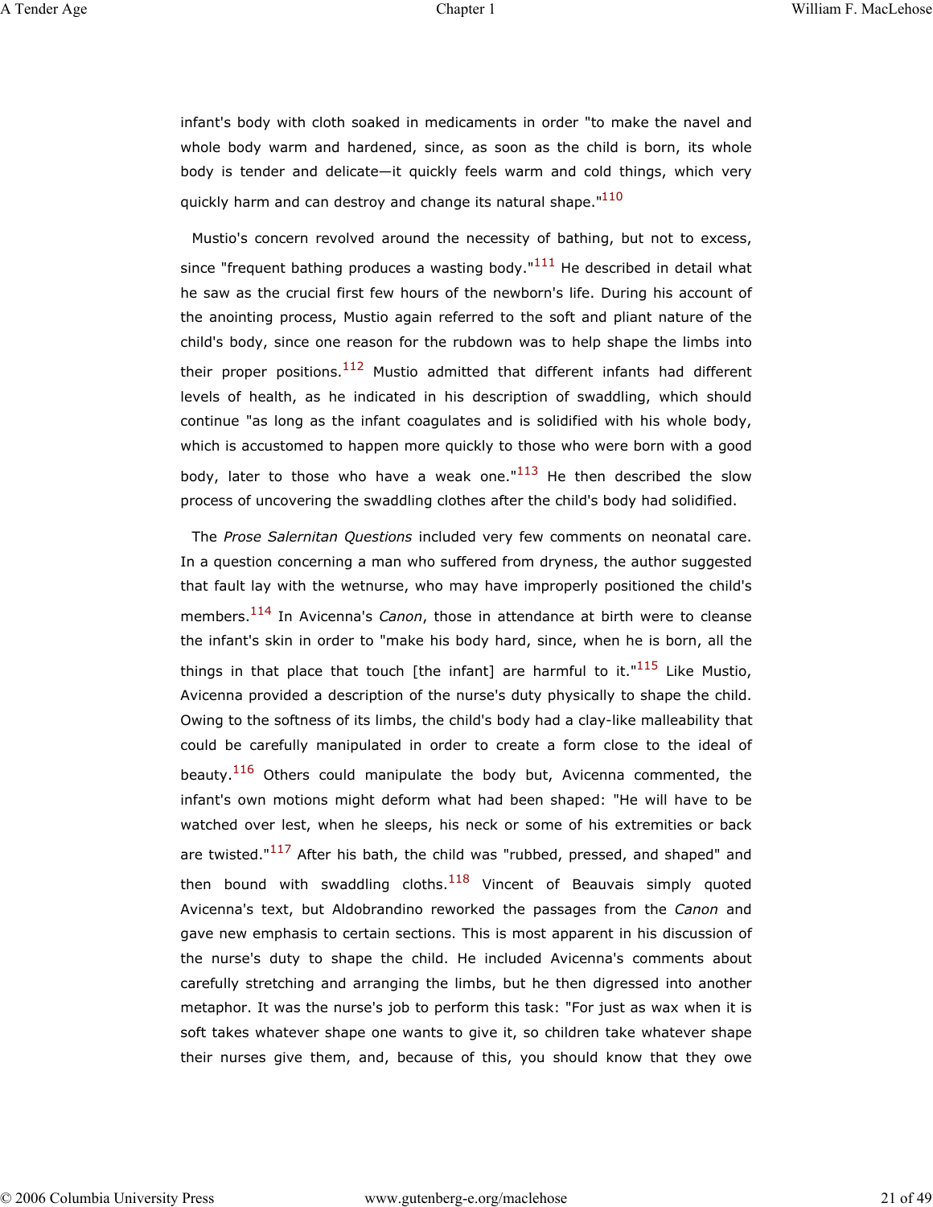infant's body with cloth soaked in medicaments in order "to make the navel and whole body warm and hardened, since, as soon as the child is born, its whole body is tender and delicate—it quickly feels warm and cold things, which very quickly harm and can destroy and change its natural shape."[110]

Mustio's concern revolved around the necessity of bathing, but not to excess, since "frequent bathing produces a wasting body."[111] He described in detail what he saw as the crucial first few hours of the newborn's life. During his account of the anointing process, Mustio again referred to the soft and pliant nature of the child's body, since one reason for the rubdown was to help shape the limbs into their proper positions.[112] Mustio admitted that different infants had different levels of health, as he indicated in his description of swaddling, which should continue "as long as the infant coagulates and is solidified with his whole body, which is accustomed to happen more quickly to those who were born with a good body, later to those who have a weak one."[113] He then described the slow process of uncovering the swaddling clothes after the child's body had solidified.

The *Prose Salernitan Questions* included very few comments on neonatal care. In a question concerning a man who suffered from dryness, the author suggested that fault lay with the wetnurse, who may have improperly positioned the child's members.[114] In Avicenna's *Canon*, those in attendance at birth were to cleanse the infant's skin in order to "make his body hard, since, when he is born, all the things in that place that touch [the infant] are harmful to it."[115] Like Mustio, Avicenna provided a description of the nurse's duty physically to shape the child. Owing to the softness of its limbs, the child's body had a clay-like malleability that could be carefully manipulated in order to create a form close to the ideal of beauty.[116] Others could manipulate the body but, Avicenna commented, the infant's own motions might deform what had been shaped: "He will have to be watched over lest, when he sleeps, his neck or some of his extremities or back are twisted."[117] After his bath, the child was "rubbed, pressed, and shaped" and then bound with swaddling cloths.[118] Vincent of Beauvais simply quoted Avicenna's text, but Aldobrandino reworked the passages from the *Canon* and gave new emphasis to certain sections. This is most apparent in his discussion of the nurse's duty to shape the child. He included Avicenna's comments about carefully stretching and arranging the limbs, but he then digressed into another metaphor. It was the nurse's job to perform this task: "For just as wax when it is soft takes whatever shape one wants to give it, so children take whatever shape their nurses give them, and, because of this, you should know that they owe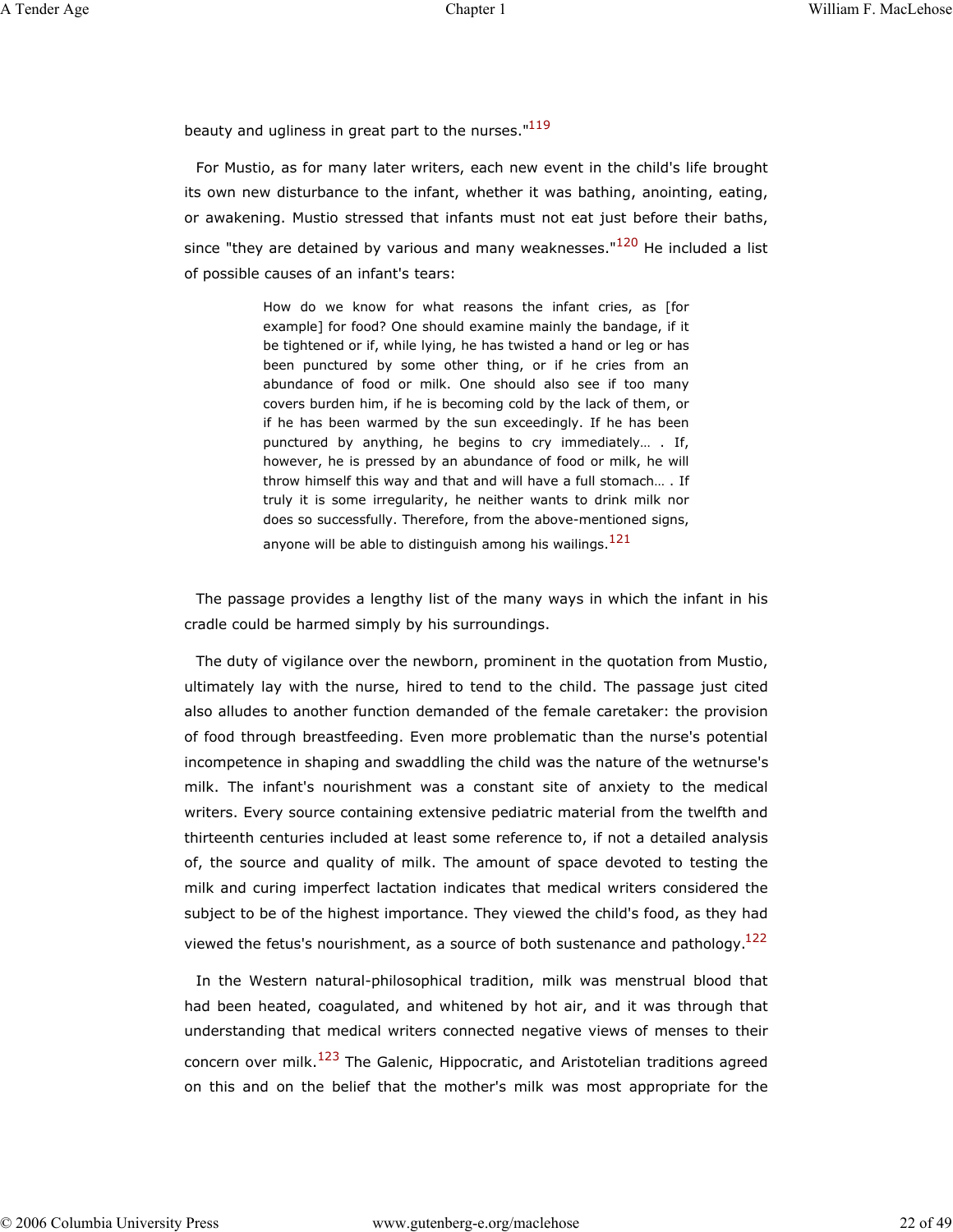beauty and ugliness in great part to the nurses."[119]

For Mustio, as for many later writers, each new event in the child's life brought its own new disturbance to the infant, whether it was bathing, anointing, eating, or awakening. Mustio stressed that infants must not eat just before their baths, since "they are detained by various and many weaknesses."[120] He included a list of possible causes of an infant's tears:

> How do we know for what reasons the infant cries, as [for example] for food? One should examine mainly the bandage, if it be tightened or if, while lying, he has twisted a hand or leg or has been punctured by some other thing, or if he cries from an abundance of food or milk. One should also see if too many covers burden him, if he is becoming cold by the lack of them, or if he has been warmed by the sun exceedingly. If he has been punctured by anything, he begins to cry immediately… . If, however, he is pressed by an abundance of food or milk, he will throw himself this way and that and will have a full stomach… . If truly it is some irregularity, he neither wants to drink milk nor does so successfully. Therefore, from the above-mentioned signs, anyone will be able to distinguish among his wailings.[121]

The passage provides a lengthy list of the many ways in which the infant in his cradle could be harmed simply by his surroundings.

The duty of vigilance over the newborn, prominent in the quotation from Mustio, ultimately lay with the nurse, hired to tend to the child. The passage just cited also alludes to another function demanded of the female caretaker: the provision of food through breastfeeding. Even more problematic than the nurse's potential incompetence in shaping and swaddling the child was the nature of the wetnurse's milk. The infant's nourishment was a constant site of anxiety to the medical writers. Every source containing extensive pediatric material from the twelfth and thirteenth centuries included at least some reference to, if not a detailed analysis of, the source and quality of milk. The amount of space devoted to testing the milk and curing imperfect lactation indicates that medical writers considered the subject to be of the highest importance. They viewed the child's food, as they had viewed the fetus's nourishment, as a source of both sustenance and pathology.[122]

In the Western natural-philosophical tradition, milk was menstrual blood that had been heated, coagulated, and whitened by hot air, and it was through that understanding that medical writers connected negative views of menses to their concern over milk.[123] The Galenic, Hippocratic, and Aristotelian traditions agreed on this and on the belief that the mother's milk was most appropriate for the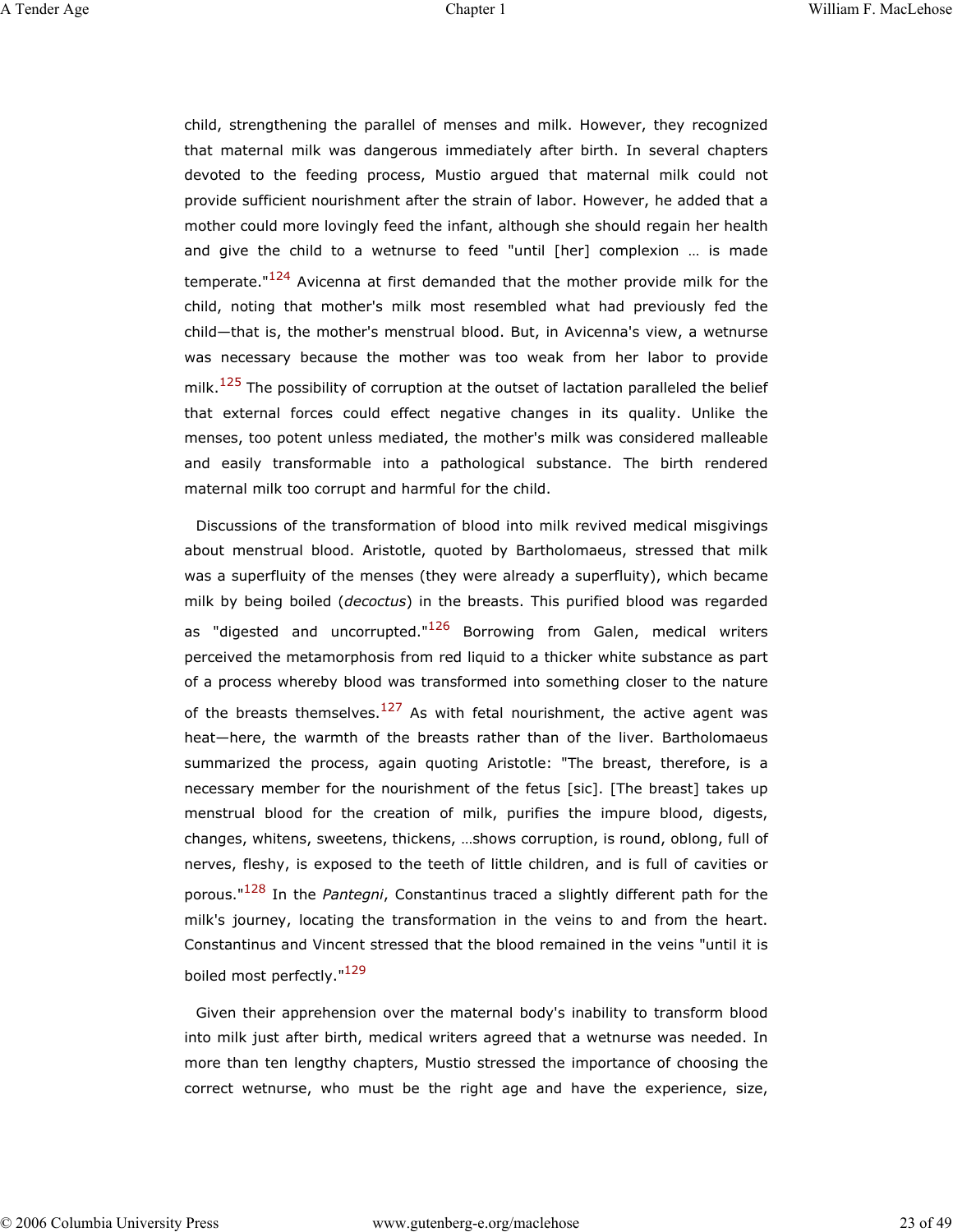child, strengthening the parallel of menses and milk. However, they recognized that maternal milk was dangerous immediately after birth. In several chapters devoted to the feeding process, Mustio argued that maternal milk could not provide sufficient nourishment after the strain of labor. However, he added that a mother could more lovingly feed the infant, although she should regain her health and give the child to a wetnurse to feed "until [her] complexion … is made temperate."[124] Avicenna at first demanded that the mother provide milk for the child, noting that mother's milk most resembled what had previously fed the child—that is, the mother's menstrual blood. But, in Avicenna's view, a wetnurse was necessary because the mother was too weak from her labor to provide milk.[125] The possibility of corruption at the outset of lactation paralleled the belief that external forces could effect negative changes in its quality. Unlike the menses, too potent unless mediated, the mother's milk was considered malleable and easily transformable into a pathological substance. The birth rendered maternal milk too corrupt and harmful for the child.

Discussions of the transformation of blood into milk revived medical misgivings about menstrual blood. Aristotle, quoted by Bartholomaeus, stressed that milk was a superfluity of the menses (they were already a superfluity), which became milk by being boiled (*decoctus*) in the breasts. This purified blood was regarded as "digested and uncorrupted."[126] Borrowing from Galen, medical writers perceived the metamorphosis from red liquid to a thicker white substance as part of a process whereby blood was transformed into something closer to the nature of the breasts themselves.[127] As with fetal nourishment, the active agent was heat—here, the warmth of the breasts rather than of the liver. Bartholomaeus summarized the process, again quoting Aristotle: "The breast, therefore, is a necessary member for the nourishment of the fetus [sic]. [The breast] takes up menstrual blood for the creation of milk, purifies the impure blood, digests, changes, whitens, sweetens, thickens, …shows corruption, is round, oblong, full of nerves, fleshy, is exposed to the teeth of little children, and is full of cavities or porous."[128] In the *Pantegni*, Constantinus traced a slightly different path for the milk's journey, locating the transformation in the veins to and from the heart. Constantinus and Vincent stressed that the blood remained in the veins "until it is boiled most perfectly."[129]

Given their apprehension over the maternal body's inability to transform blood into milk just after birth, medical writers agreed that a wetnurse was needed. In more than ten lengthy chapters, Mustio stressed the importance of choosing the correct wetnurse, who must be the right age and have the experience, size,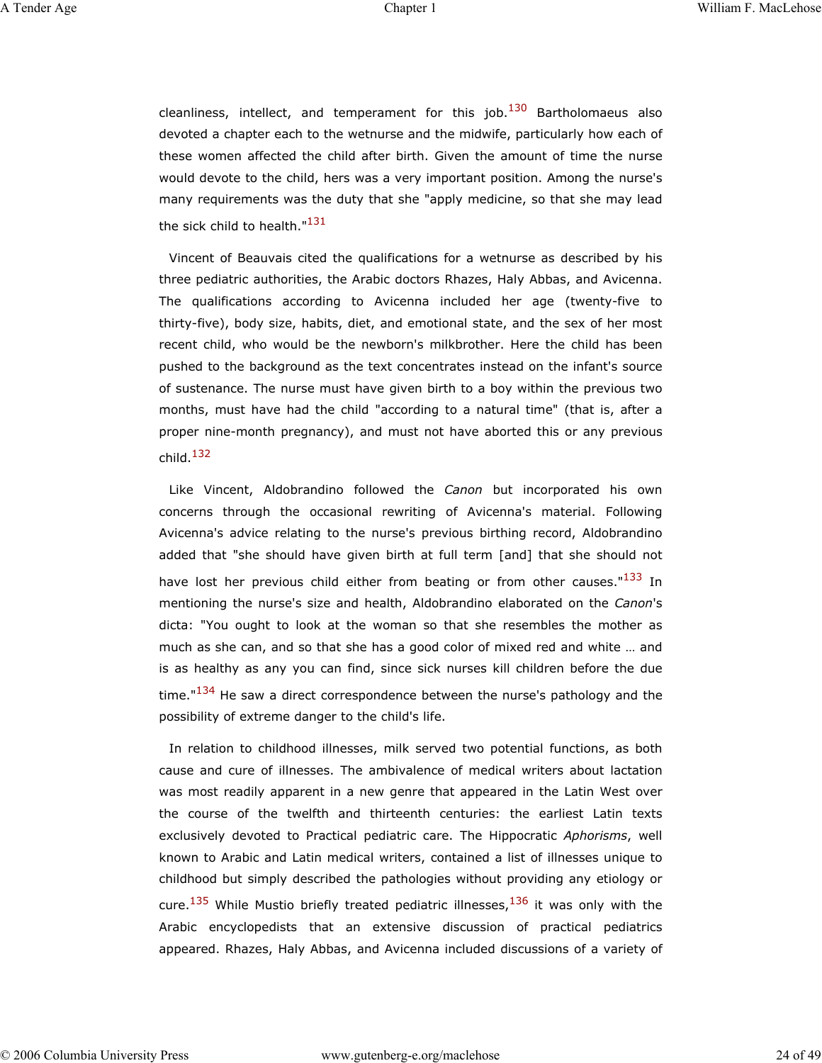cleanliness, intellect, and temperament for this job.[130] Bartholomaeus also devoted a chapter each to the wetnurse and the midwife, particularly how each of these women affected the child after birth. Given the amount of time the nurse would devote to the child, hers was a very important position. Among the nurse's many requirements was the duty that she "apply medicine, so that she may lead the sick child to health."[131]

Vincent of Beauvais cited the qualifications for a wetnurse as described by his three pediatric authorities, the Arabic doctors Rhazes, Haly Abbas, and Avicenna. The qualifications according to Avicenna included her age (twenty-five to thirty-five), body size, habits, diet, and emotional state, and the sex of her most recent child, who would be the newborn's milkbrother. Here the child has been pushed to the background as the text concentrates instead on the infant's source of sustenance. The nurse must have given birth to a boy within the previous two months, must have had the child "according to a natural time" (that is, after a proper nine-month pregnancy), and must not have aborted this or any previous child.[132]

Like Vincent, Aldobrandino followed the *Canon* but incorporated his own concerns through the occasional rewriting of Avicenna's material. Following Avicenna's advice relating to the nurse's previous birthing record, Aldobrandino added that "she should have given birth at full term [and] that she should not have lost her previous child either from beating or from other causes."[133] In mentioning the nurse's size and health, Aldobrandino elaborated on the *Canon*'s dicta: "You ought to look at the woman so that she resembles the mother as much as she can, and so that she has a good color of mixed red and white … and is as healthy as any you can find, since sick nurses kill children before the due time."[134] He saw a direct correspondence between the nurse's pathology and the possibility of extreme danger to the child's life.

In relation to childhood illnesses, milk served two potential functions, as both cause and cure of illnesses. The ambivalence of medical writers about lactation was most readily apparent in a new genre that appeared in the Latin West over the course of the twelfth and thirteenth centuries: the earliest Latin texts exclusively devoted to Practical pediatric care. The Hippocratic *Aphorisms*, well known to Arabic and Latin medical writers, contained a list of illnesses unique to childhood but simply described the pathologies without providing any etiology or cure.[135] While Mustio briefly treated pediatric illnesses,[136] it was only with the Arabic encyclopedists that an extensive discussion of practical pediatrics appeared. Rhazes, Haly Abbas, and Avicenna included discussions of a variety of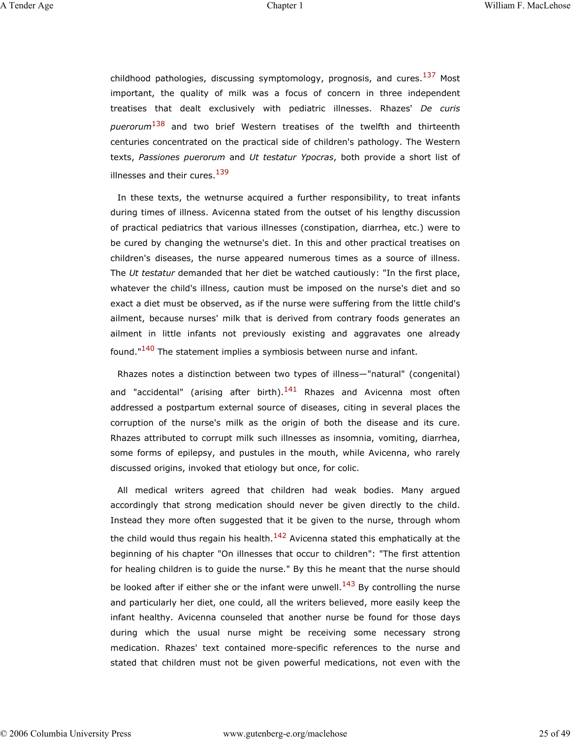childhood pathologies, discussing symptomology, prognosis, and cures.[137] Most important, the quality of milk was a focus of concern in three independent treatises that dealt exclusively with pediatric illnesses. Rhazes' *De curis puerorum*[138] and two brief Western treatises of the twelfth and thirteenth centuries concentrated on the practical side of children's pathology. The Western texts, *Passiones puerorum* and *Ut testatur Ypocras*, both provide a short list of illnesses and their cures.[139]

In these texts, the wetnurse acquired a further responsibility, to treat infants during times of illness. Avicenna stated from the outset of his lengthy discussion of practical pediatrics that various illnesses (constipation, diarrhea, etc.) were to be cured by changing the wetnurse's diet. In this and other practical treatises on children's diseases, the nurse appeared numerous times as a source of illness. The *Ut testatur* demanded that her diet be watched cautiously: "In the first place, whatever the child's illness, caution must be imposed on the nurse's diet and so exact a diet must be observed, as if the nurse were suffering from the little child's ailment, because nurses' milk that is derived from contrary foods generates an ailment in little infants not previously existing and aggravates one already found."[140] The statement implies a symbiosis between nurse and infant.

Rhazes notes a distinction between two types of illness—"natural" (congenital) and "accidental" (arising after birth).[141] Rhazes and Avicenna most often addressed a postpartum external source of diseases, citing in several places the corruption of the nurse's milk as the origin of both the disease and its cure. Rhazes attributed to corrupt milk such illnesses as insomnia, vomiting, diarrhea, some forms of epilepsy, and pustules in the mouth, while Avicenna, who rarely discussed origins, invoked that etiology but once, for colic.

All medical writers agreed that children had weak bodies. Many argued accordingly that strong medication should never be given directly to the child. Instead they more often suggested that it be given to the nurse, through whom the child would thus regain his health.[142] Avicenna stated this emphatically at the beginning of his chapter "On illnesses that occur to children": "The first attention for healing children is to guide the nurse." By this he meant that the nurse should be looked after if either she or the infant were unwell.[143] By controlling the nurse and particularly her diet, one could, all the writers believed, more easily keep the infant healthy. Avicenna counseled that another nurse be found for those days during which the usual nurse might be receiving some necessary strong medication. Rhazes' text contained more-specific references to the nurse and stated that children must not be given powerful medications, not even with the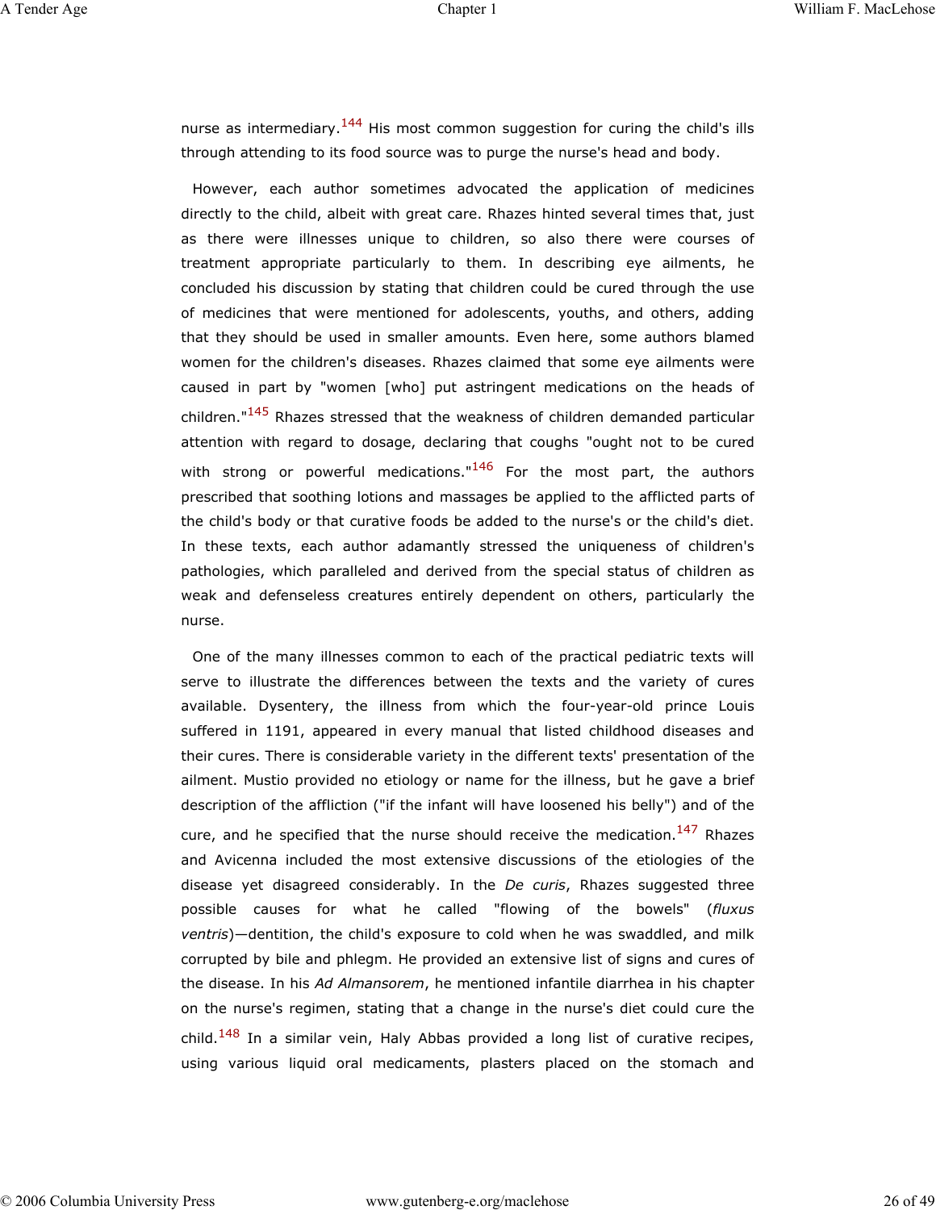nurse as intermediary.[144] His most common suggestion for curing the child's ills through attending to its food source was to purge the nurse's head and body.

However, each author sometimes advocated the application of medicines directly to the child, albeit with great care. Rhazes hinted several times that, just as there were illnesses unique to children, so also there were courses of treatment appropriate particularly to them. In describing eye ailments, he concluded his discussion by stating that children could be cured through the use of medicines that were mentioned for adolescents, youths, and others, adding that they should be used in smaller amounts. Even here, some authors blamed women for the children's diseases. Rhazes claimed that some eye ailments were caused in part by "women [who] put astringent medications on the heads of children."[145] Rhazes stressed that the weakness of children demanded particular attention with regard to dosage, declaring that coughs "ought not to be cured with strong or powerful medications."[146] For the most part, the authors prescribed that soothing lotions and massages be applied to the afflicted parts of the child's body or that curative foods be added to the nurse's or the child's diet. In these texts, each author adamantly stressed the uniqueness of children's pathologies, which paralleled and derived from the special status of children as weak and defenseless creatures entirely dependent on others, particularly the nurse.

One of the many illnesses common to each of the practical pediatric texts will serve to illustrate the differences between the texts and the variety of cures available. Dysentery, the illness from which the four-year-old prince Louis suffered in 1191, appeared in every manual that listed childhood diseases and their cures. There is considerable variety in the different texts' presentation of the ailment. Mustio provided no etiology or name for the illness, but he gave a brief description of the affliction ("if the infant will have loosened his belly") and of the cure, and he specified that the nurse should receive the medication.[147] Rhazes and Avicenna included the most extensive discussions of the etiologies of the disease yet disagreed considerably. In the *De curis*, Rhazes suggested three possible causes for what he called "flowing of the bowels" (*fluxus ventris*)—dentition, the child's exposure to cold when he was swaddled, and milk corrupted by bile and phlegm. He provided an extensive list of signs and cures of the disease. In his *Ad Almansorem*, he mentioned infantile diarrhea in his chapter on the nurse's regimen, stating that a change in the nurse's diet could cure the child.[148] In a similar vein, Haly Abbas provided a long list of curative recipes, using various liquid oral medicaments, plasters placed on the stomach and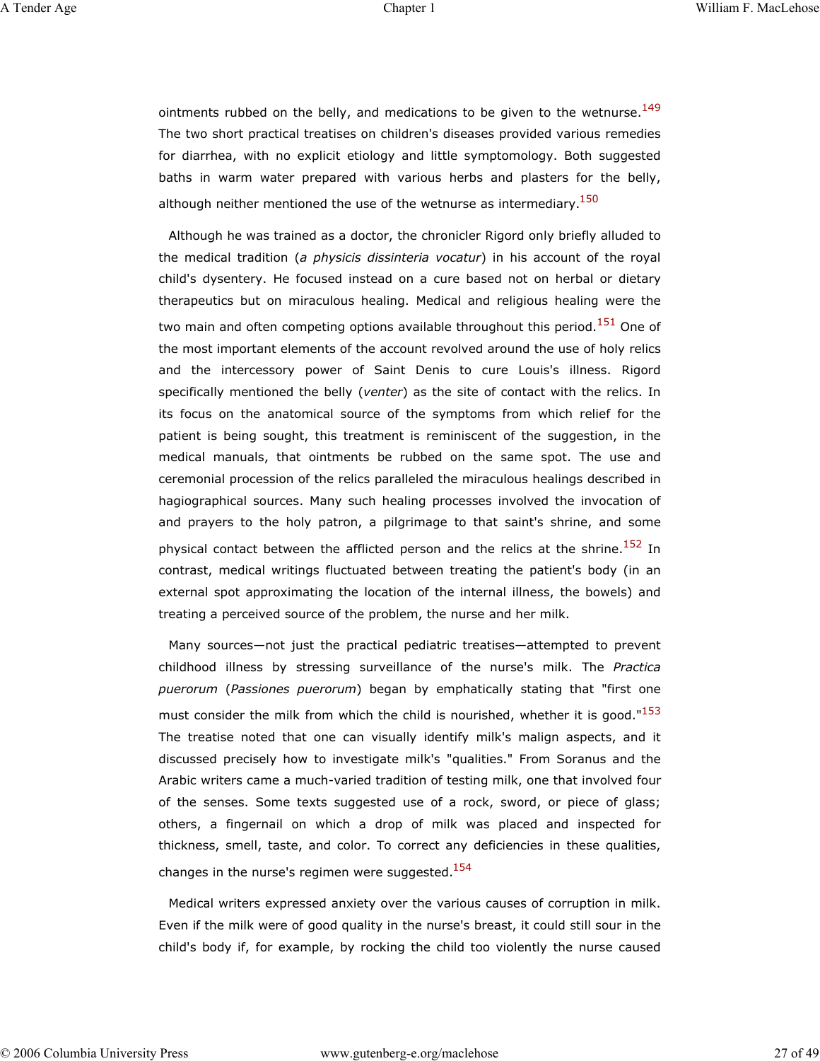ointments rubbed on the belly, and medications to be given to the wetnurse.[149] The two short practical treatises on children's diseases provided various remedies for diarrhea, with no explicit etiology and little symptomology. Both suggested baths in warm water prepared with various herbs and plasters for the belly, although neither mentioned the use of the wetnurse as intermediary.[150]

Although he was trained as a doctor, the chronicler Rigord only briefly alluded to the medical tradition (*a physicis dissinteria vocatur*) in his account of the royal child's dysentery. He focused instead on a cure based not on herbal or dietary therapeutics but on miraculous healing. Medical and religious healing were the two main and often competing options available throughout this period.[151] One of the most important elements of the account revolved around the use of holy relics and the intercessory power of Saint Denis to cure Louis's illness. Rigord specifically mentioned the belly (*venter*) as the site of contact with the relics. In its focus on the anatomical source of the symptoms from which relief for the patient is being sought, this treatment is reminiscent of the suggestion, in the medical manuals, that ointments be rubbed on the same spot. The use and ceremonial procession of the relics paralleled the miraculous healings described in hagiographical sources. Many such healing processes involved the invocation of and prayers to the holy patron, a pilgrimage to that saint's shrine, and some physical contact between the afflicted person and the relics at the shrine.[152] In contrast, medical writings fluctuated between treating the patient's body (in an external spot approximating the location of the internal illness, the bowels) and treating a perceived source of the problem, the nurse and her milk.

Many sources—not just the practical pediatric treatises—attempted to prevent childhood illness by stressing surveillance of the nurse's milk. The *Practica puerorum* (*Passiones puerorum*) began by emphatically stating that "first one must consider the milk from which the child is nourished, whether it is good."[153] The treatise noted that one can visually identify milk's malign aspects, and it discussed precisely how to investigate milk's "qualities." From Soranus and the Arabic writers came a much-varied tradition of testing milk, one that involved four of the senses. Some texts suggested use of a rock, sword, or piece of glass; others, a fingernail on which a drop of milk was placed and inspected for thickness, smell, taste, and color. To correct any deficiencies in these qualities, changes in the nurse's regimen were suggested.[154]

Medical writers expressed anxiety over the various causes of corruption in milk. Even if the milk were of good quality in the nurse's breast, it could still sour in the child's body if, for example, by rocking the child too violently the nurse caused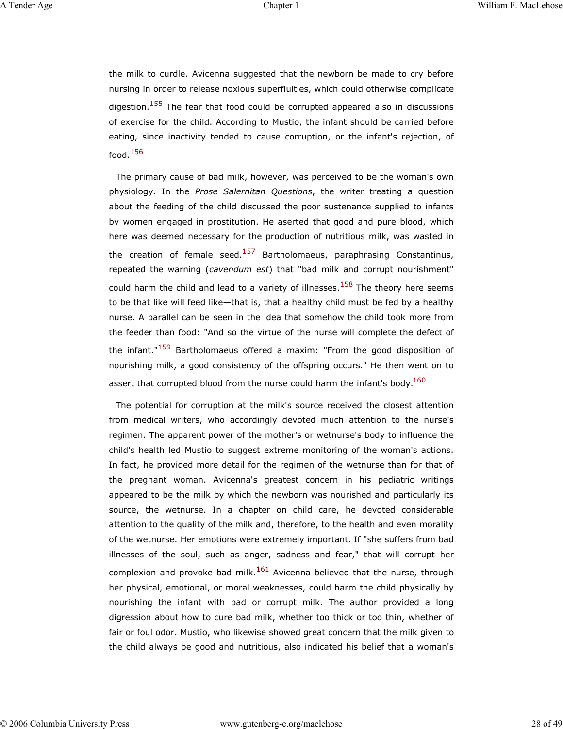the milk to curdle. Avicenna suggested that the newborn be made to cry before nursing in order to release noxious superfluities, which could otherwise complicate digestion.[155] The fear that food could be corrupted appeared also in discussions of exercise for the child. According to Mustio, the infant should be carried before eating, since inactivity tended to cause corruption, or the infant's rejection, of food.[156]

The primary cause of bad milk, however, was perceived to be the woman's own physiology. In the *Prose Salernitan Questions*, the writer treating a question about the feeding of the child discussed the poor sustenance supplied to infants by women engaged in prostitution. He asserted that good and pure blood, which here was deemed necessary for the production of nutritious milk, was wasted in the creation of female seed.[157] Bartholomaeus, paraphrasing Constantinus, repeated the warning (*cavendum est*) that "bad milk and corrupt nourishment" could harm the child and lead to a variety of illnesses.[158] The theory here seems to be that like will feed like—that is, that a healthy child must be fed by a healthy nurse. A parallel can be seen in the idea that somehow the child took more from the feeder than food: "And so the virtue of the nurse will complete the defect of the infant."[159] Bartholomaeus offered a maxim: "From the good disposition of nourishing milk, a good consistency of the offspring occurs." He then went on to assert that corrupted blood from the nurse could harm the infant's body.[160]

The potential for corruption at the milk's source received the closest attention from medical writers, who accordingly devoted much attention to the nurse's regimen. The apparent power of the mother's or wetnurse's body to influence the child's health led Mustio to suggest extreme monitoring of the woman's actions. In fact, he provided more detail for the regimen of the wetnurse than for that of the pregnant woman. Avicenna's greatest concern in his pediatric writings appeared to be the milk by which the newborn was nourished and particularly its source, the wetnurse. In a chapter on child care, he devoted considerable attention to the quality of the milk and, therefore, to the health and even morality of the wetnurse. Her emotions were extremely important. If "she suffers from bad illnesses of the soul, such as anger, sadness and fear," that will corrupt her complexion and provoke bad milk.[161] Avicenna believed that the nurse, through her physical, emotional, or moral weaknesses, could harm the child physically by nourishing the infant with bad or corrupt milk. The author provided a long digression about how to cure bad milk, whether too thick or too thin, whether of fair or foul odor. Mustio, who likewise showed great concern that the milk given to the child always be good and nutritious, also indicated his belief that a woman's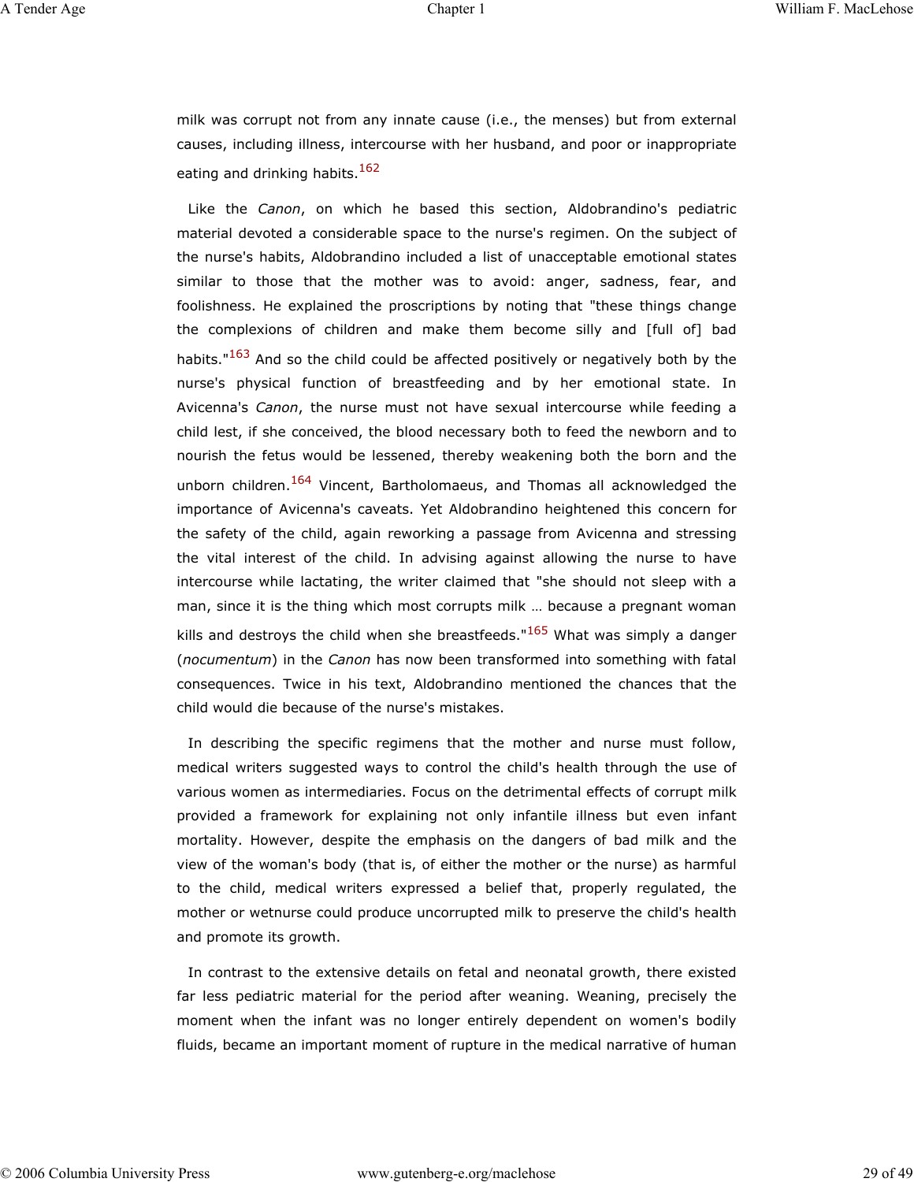milk was corrupt not from any innate cause (i.e., the menses) but from external causes, including illness, intercourse with her husband, and poor or inappropriate eating and drinking habits.[162]

Like the *Canon*, on which he based this section, Aldobrandino's pediatric material devoted a considerable space to the nurse's regimen. On the subject of the nurse's habits, Aldobrandino included a list of unacceptable emotional states similar to those that the mother was to avoid: anger, sadness, fear, and foolishness. He explained the proscriptions by noting that "these things change the complexions of children and make them become silly and [full of] bad habits."[163] And so the child could be affected positively or negatively both by the nurse's physical function of breastfeeding and by her emotional state. In Avicenna's *Canon*, the nurse must not have sexual intercourse while feeding a child lest, if she conceived, the blood necessary both to feed the newborn and to nourish the fetus would be lessened, thereby weakening both the born and the unborn children.[164] Vincent, Bartholomaeus, and Thomas all acknowledged the importance of Avicenna's caveats. Yet Aldobrandino heightened this concern for the safety of the child, again reworking a passage from Avicenna and stressing the vital interest of the child. In advising against allowing the nurse to have intercourse while lactating, the writer claimed that "she should not sleep with a man, since it is the thing which most corrupts milk … because a pregnant woman kills and destroys the child when she breastfeeds."[165] What was simply a danger (*nocumentum*) in the *Canon* has now been transformed into something with fatal consequences. Twice in his text, Aldobrandino mentioned the chances that the child would die because of the nurse's mistakes.

In describing the specific regimens that the mother and nurse must follow, medical writers suggested ways to control the child's health through the use of various women as intermediaries. Focus on the detrimental effects of corrupt milk provided a framework for explaining not only infantile illness but even infant mortality. However, despite the emphasis on the dangers of bad milk and the view of the woman's body (that is, of either the mother or the nurse) as harmful to the child, medical writers expressed a belief that, properly regulated, the mother or wetnurse could produce uncorrupted milk to preserve the child's health and promote its growth.

In contrast to the extensive details on fetal and neonatal growth, there existed far less pediatric material for the period after weaning. Weaning, precisely the moment when the infant was no longer entirely dependent on women's bodily fluids, became an important moment of rupture in the medical narrative of human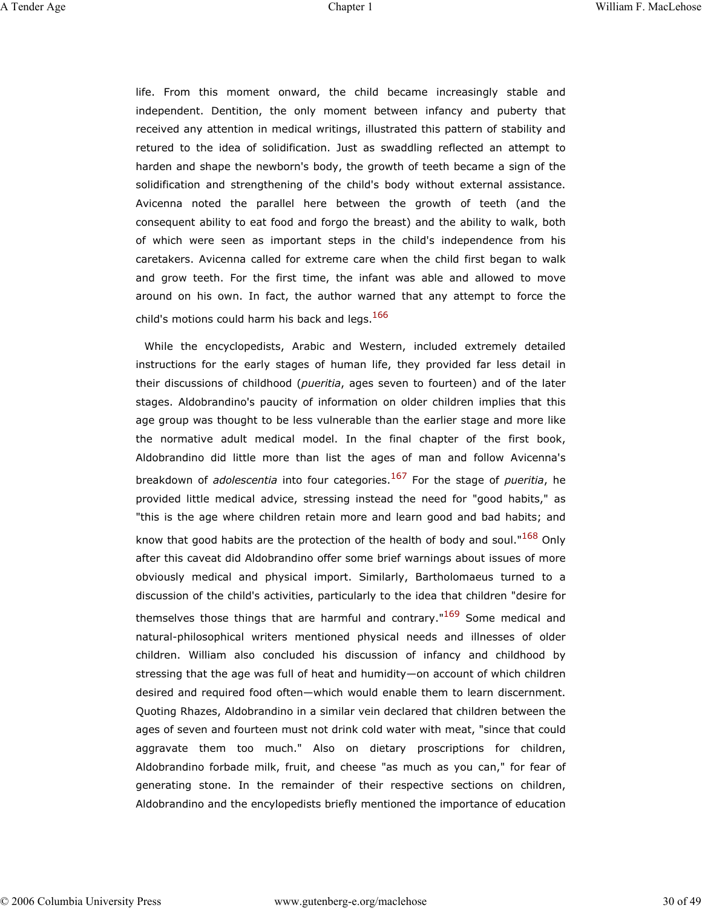life. From this moment onward, the child became increasingly stable and independent. Dentition, the only moment between infancy and puberty that received any attention in medical writings, illustrated this pattern of stability and retured to the idea of solidification. Just as swaddling reflected an attempt to harden and shape the newborn's body, the growth of teeth became a sign of the solidification and strengthening of the child's body without external assistance. Avicenna noted the parallel here between the growth of teeth (and the consequent ability to eat food and forgo the breast) and the ability to walk, both of which were seen as important steps in the child's independence from his caretakers. Avicenna called for extreme care when the child first began to walk and grow teeth. For the first time, the infant was able and allowed to move around on his own. In fact, the author warned that any attempt to force the child's motions could harm his back and legs.[166]

While the encyclopedists, Arabic and Western, included extremely detailed instructions for the early stages of human life, they provided far less detail in their discussions of childhood (*pueritia*, ages seven to fourteen) and of the later stages. Aldobrandino's paucity of information on older children implies that this age group was thought to be less vulnerable than the earlier stage and more like the normative adult medical model. In the final chapter of the first book, Aldobrandino did little more than list the ages of man and follow Avicenna's breakdown of *adolescentia* into four categories.[167] For the stage of *pueritia*, he provided little medical advice, stressing instead the need for "good habits," as "this is the age where children retain more and learn good and bad habits; and know that good habits are the protection of the health of body and soul."[168] Only after this caveat did Aldobrandino offer some brief warnings about issues of more obviously medical and physical import. Similarly, Bartholomaeus turned to a discussion of the child's activities, particularly to the idea that children "desire for themselves those things that are harmful and contrary."[169] Some medical and natural-philosophical writers mentioned physical needs and illnesses of older children. William also concluded his discussion of infancy and childhood by stressing that the age was full of heat and humidity—on account of which children desired and required food often—which would enable them to learn discernment. Quoting Rhazes, Aldobrandino in a similar vein declared that children between the ages of seven and fourteen must not drink cold water with meat, "since that could aggravate them too much." Also on dietary proscriptions for children, Aldobrandino forbade milk, fruit, and cheese "as much as you can," for fear of generating stone. In the remainder of their respective sections on children, Aldobrandino and the encylopedists briefly mentioned the importance of education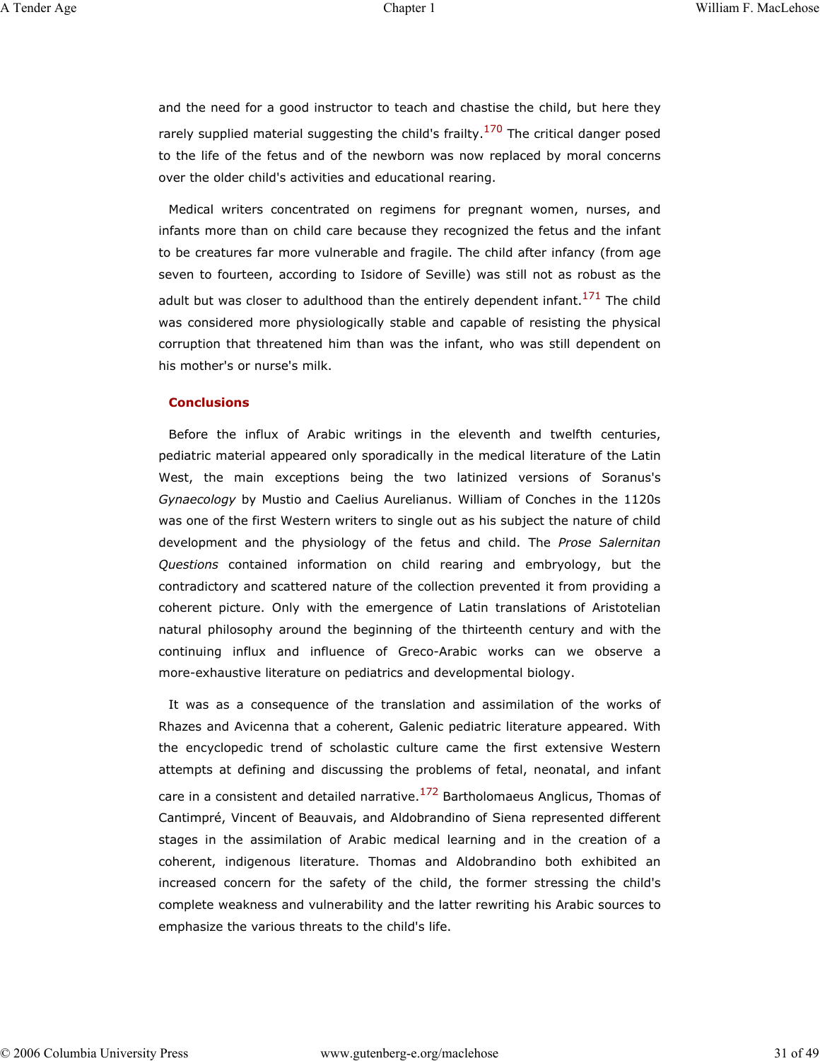and the need for a good instructor to teach and chastise the child, but here they rarely supplied material suggesting the child's frailty.[170] The critical danger posed to the life of the fetus and of the newborn was now replaced by moral concerns over the older child's activities and educational rearing.

Medical writers concentrated on regimens for pregnant women, nurses, and infants more than on child care because they recognized the fetus and the infant to be creatures far more vulnerable and fragile. The child after infancy (from age seven to fourteen, according to Isidore of Seville) was still not as robust as the adult but was closer to adulthood than the entirely dependent infant.[171] The child was considered more physiologically stable and capable of resisting the physical corruption that threatened him than was the infant, who was still dependent on his mother's or nurse's milk.

## Conclusions

Before the influx of Arabic writings in the eleventh and twelfth centuries, pediatric material appeared only sporadically in the medical literature of the Latin West, the main exceptions being the two latinized versions of Soranus's *Gynaecology* by Mustio and Caelius Aurelianus. William of Conches in the 1120s was one of the first Western writers to single out as his subject the nature of child development and the physiology of the fetus and child. The *Prose Salernitan Questions* contained information on child rearing and embryology, but the contradictory and scattered nature of the collection prevented it from providing a coherent picture. Only with the emergence of Latin translations of Aristotelian natural philosophy around the beginning of the thirteenth century and with the continuing influx and influence of Greco-Arabic works can we observe a more-exhaustive literature on pediatrics and developmental biology.

It was as a consequence of the translation and assimilation of the works of Rhazes and Avicenna that a coherent, Galenic pediatric literature appeared. With the encyclopedic trend of scholastic culture came the first extensive Western attempts at defining and discussing the problems of fetal, neonatal, and infant care in a consistent and detailed narrative.[172] Bartholomaeus Anglicus, Thomas of Cantimpré, Vincent of Beauvais, and Aldobrandino of Siena represented different stages in the assimilation of Arabic medical learning and in the creation of a coherent, indigenous literature. Thomas and Aldobrandino both exhibited an increased concern for the safety of the child, the former stressing the child's complete weakness and vulnerability and the latter rewriting his Arabic sources to emphasize the various threats to the child's life.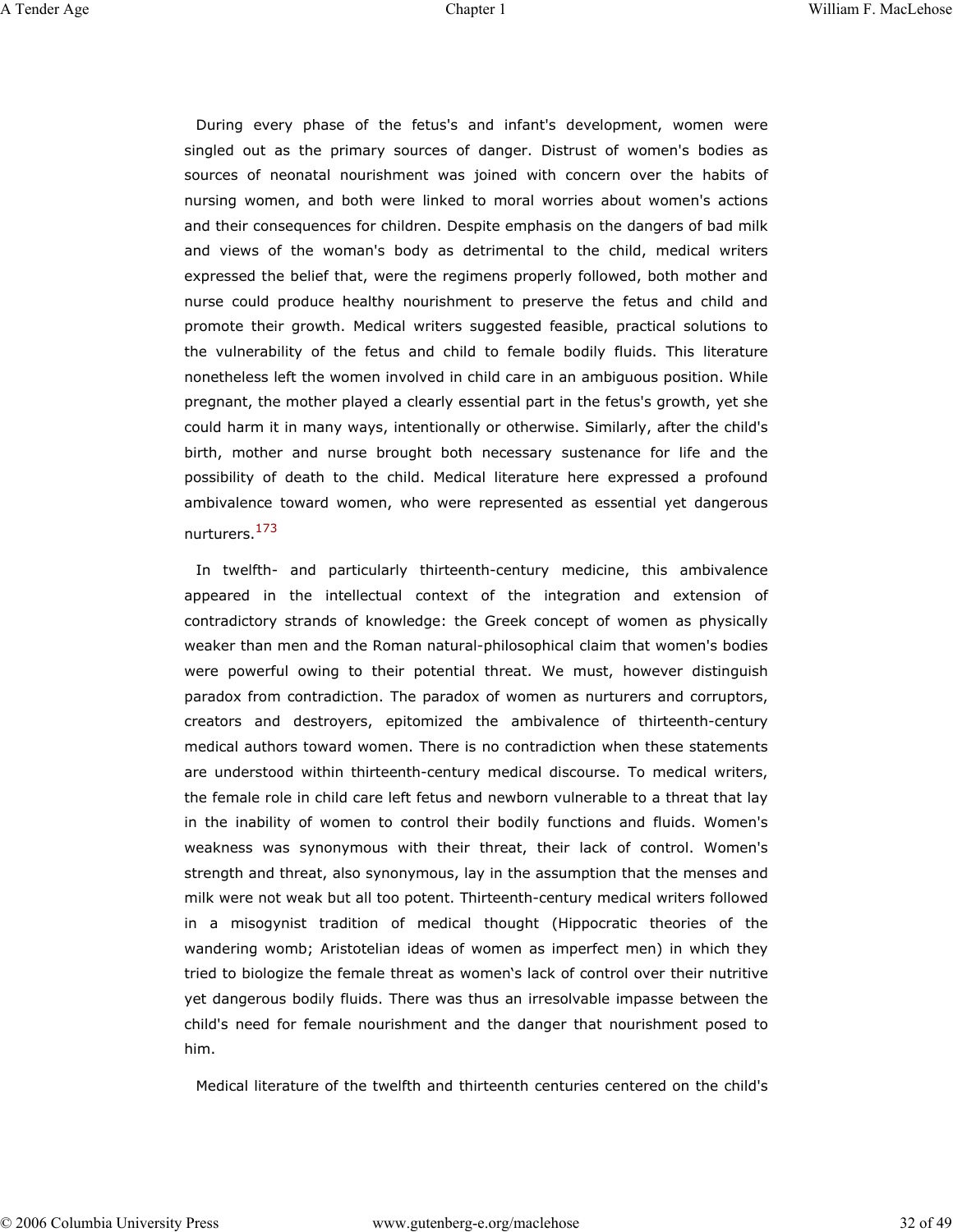During every phase of the fetus's and infant's development, women were singled out as the primary sources of danger. Distrust of women's bodies as sources of neonatal nourishment was joined with concern over the habits of nursing women, and both were linked to moral worries about women's actions and their consequences for children. Despite emphasis on the dangers of bad milk and views of the woman's body as detrimental to the child, medical writers expressed the belief that, were the regimens properly followed, both mother and nurse could produce healthy nourishment to preserve the fetus and child and promote their growth. Medical writers suggested feasible, practical solutions to the vulnerability of the fetus and child to female bodily fluids. This literature nonetheless left the women involved in child care in an ambiguous position. While pregnant, the mother played a clearly essential part in the fetus's growth, yet she could harm it in many ways, intentionally or otherwise. Similarly, after the child's birth, mother and nurse brought both necessary sustenance for life and the possibility of death to the child. Medical literature here expressed a profound ambivalence toward women, who were represented as essential yet dangerous nurturers.[173]

In twelfth- and particularly thirteenth-century medicine, this ambivalence appeared in the intellectual context of the integration and extension of contradictory strands of knowledge: the Greek concept of women as physically weaker than men and the Roman natural-philosophical claim that women's bodies were powerful owing to their potential threat. We must, however distinguish paradox from contradiction. The paradox of women as nurturers and corruptors, creators and destroyers, epitomized the ambivalence of thirteenth-century medical authors toward women. There is no contradiction when these statements are understood within thirteenth-century medical discourse. To medical writers, the female role in child care left fetus and newborn vulnerable to a threat that lay in the inability of women to control their bodily functions and fluids. Women's weakness was synonymous with their threat, their lack of control. Women's strength and threat, also synonymous, lay in the assumption that the menses and milk were not weak but all too potent. Thirteenth-century medical writers followed in a misogynist tradition of medical thought (Hippocratic theories of the wandering womb; Aristotelian ideas of women as imperfect men) in which they tried to biologize the female threat as women's lack of control over their nutritive yet dangerous bodily fluids. There was thus an irresolvable impasse between the child's need for female nourishment and the danger that nourishment posed to him.

Medical literature of the twelfth and thirteenth centuries centered on the child's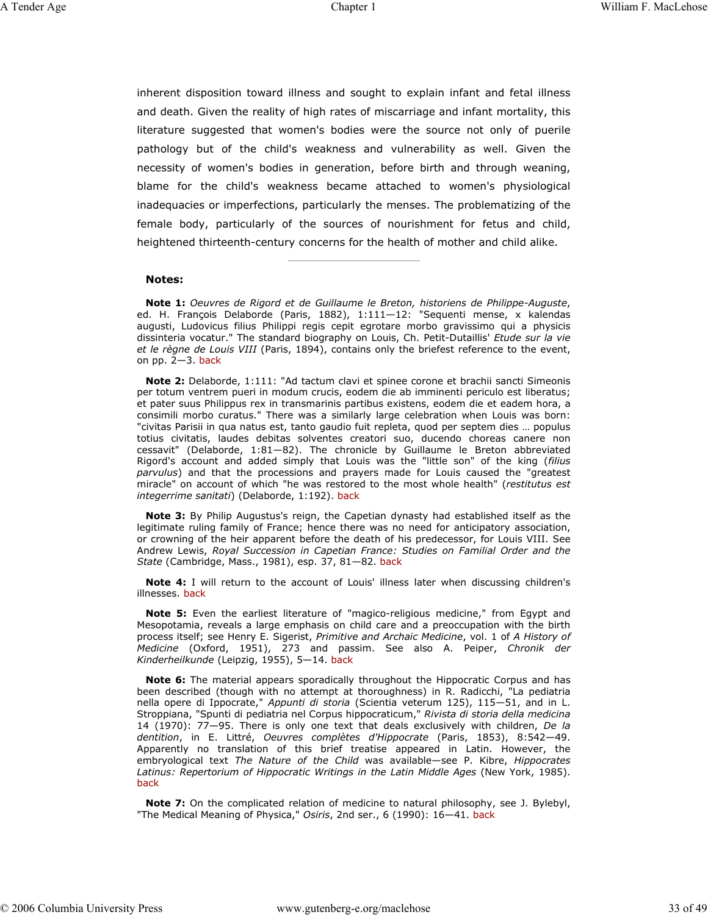inherent disposition toward illness and sought to explain infant and fetal illness and death. Given the reality of high rates of miscarriage and infant mortality, this literature suggested that women's bodies were the source not only of puerile pathology but of the child's weakness and vulnerability as well. Given the necessity of women's bodies in generation, before birth and through weaning, blame for the child's weakness became attached to women's physiological inadequacies or imperfections, particularly the menses. The problematizing of the female body, particularly of the sources of nourishment for fetus and child, heightened thirteenth-century concerns for the health of mother and child alike.

---

**Notes:**

**Note 1:** *Oeuvres de Rigord et de Guillaume le Breton, historiens de Philippe-Auguste*, ed. H. François Delaborde (Paris, 1882), 1:111—12: "Sequenti mense, x kalendas augusti, Ludovicus filius Philippi regis cepit egrotare morbo gravissimo qui a physicis dissinteria vocatur." The standard biography on Louis, Ch. Petit-Dutaillis' *Etude sur la vie et le règne de Louis VIII* (Paris, 1894), contains only the briefest reference to the event, on pp. 2—3. back

**Note 2:** Delaborde, 1:111: "Ad tactum clavi et spinee corone et brachii sancti Simeonis per totum ventrem pueri in modum crucis, eodem die ab imminenti periculo est liberatus; et pater suus Philippus rex in transmarinis partibus existens, eodem die et eadem hora, a consimili morbo curatus." There was a similarly large celebration when Louis was born: "civitas Parisii in qua natus est, tanto gaudio fuit repleta, quod per septem dies … populus totius civitatis, laudes debitas solventes creatori suo, ducendo choreas canere non cessavit" (Delaborde, 1:81—82). The chronicle by Guillaume le Breton abbreviated Rigord's account and added simply that Louis was the "little son" of the king (*filius parvulus*) and that the processions and prayers made for Louis caused the "greatest miracle" on account of which "he was restored to the most whole health" (*restitutus est integerrime sanitati*) (Delaborde, 1:192). back

**Note 3:** By Philip Augustus's reign, the Capetian dynasty had established itself as the legitimate ruling family of France; hence there was no need for anticipatory association, or crowning of the heir apparent before the death of his predecessor, for Louis VIII. See Andrew Lewis, *Royal Succession in Capetian France: Studies on Familial Order and the State* (Cambridge, Mass., 1981), esp. 37, 81—82. back

**Note 4:** I will return to the account of Louis' illness later when discussing children's illnesses. back

**Note 5:** Even the earliest literature of "magico-religious medicine," from Egypt and Mesopotamia, reveals a large emphasis on child care and a preoccupation with the birth process itself; see Henry E. Sigerist, *Primitive and Archaic Medicine*, vol. 1 of *A History of Medicine* (Oxford, 1951), 273 and passim. See also A. Peiper, *Chronik der Kinderheilkunde* (Leipzig, 1955), 5—14. back

**Note 6:** The material appears sporadically throughout the Hippocratic Corpus and has been described (though with no attempt at thoroughness) in R. Radicchi, "La pediatria nella opere di Ippocrate," *Appunti di storia* (Scientia veterum 125), 115—51, and in L. Stroppiana, "Spunti di pediatria nel Corpus hippocraticum," *Rivista di storia della medicina* 14 (1970): 77—95. There is only one text that deals exclusively with children, *De la dentition*, in E. Littré, *Oeuvres complètes d'Hippocrate* (Paris, 1853), 8:542—49. Apparently no translation of this brief treatise appeared in Latin. However, the embryological text *The Nature of the Child* was available—see P. Kibre, *Hippocrates Latinus: Repertorium of Hippocratic Writings in the Latin Middle Ages* (New York, 1985). back

**Note 7:** On the complicated relation of medicine to natural philosophy, see J. Bylebyl, "The Medical Meaning of Physica," *Osiris*, 2nd ser., 6 (1990): 16—41. back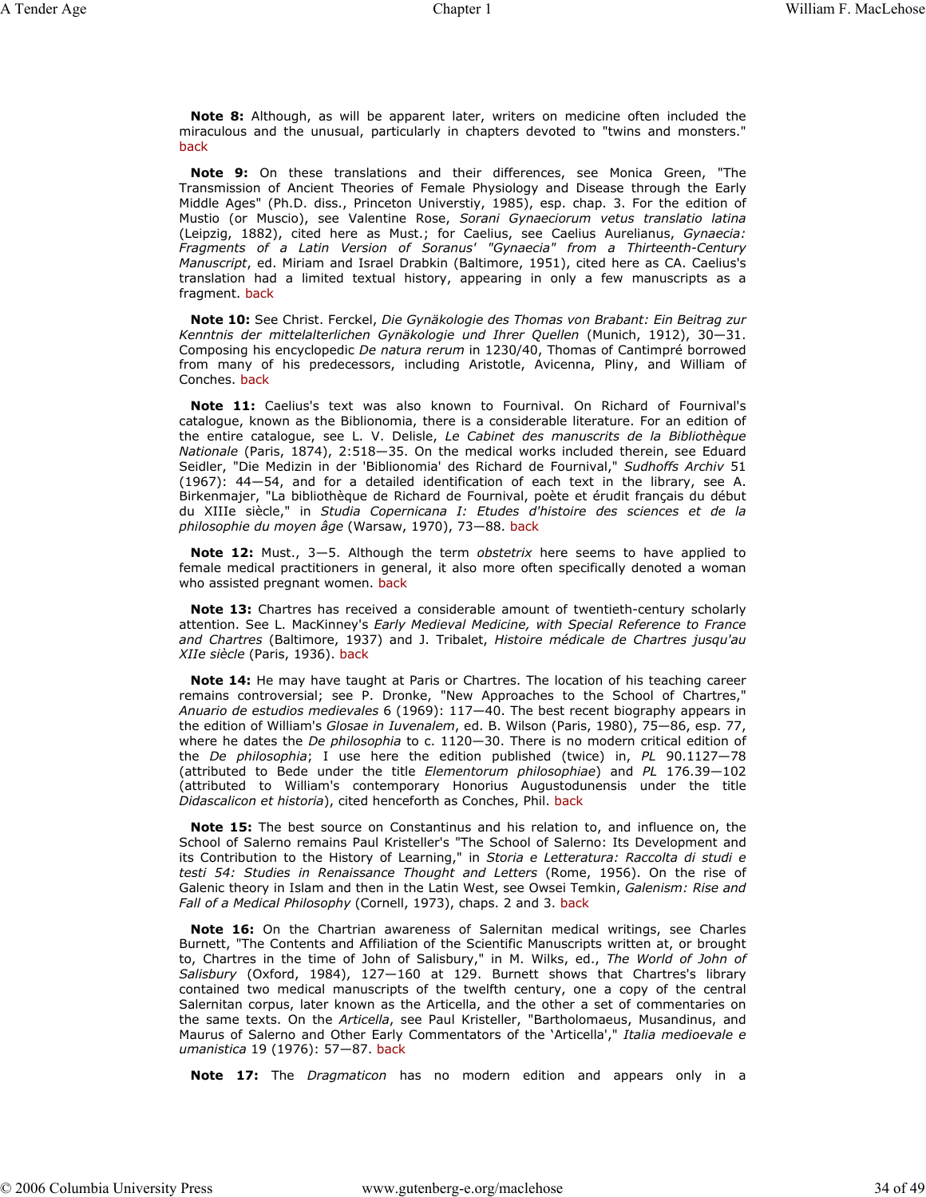**Note 8:** Although, as will be apparent later, writers on medicine often included the miraculous and the unusual, particularly in chapters devoted to "twins and monsters." back

**Note 9:** On these translations and their differences, see Monica Green, "The Transmission of Ancient Theories of Female Physiology and Disease through the Early Middle Ages" (Ph.D. diss., Princeton Universtiy, 1985), esp. chap. 3. For the edition of Mustio (or Muscio), see Valentine Rose, *Sorani Gynaeciorum vetus translatio latina* (Leipzig, 1882), cited here as Must.; for Caelius, see Caelius Aurelianus, *Gynaecia: Fragments of a Latin Version of Soranus' "Gynaecia" from a Thirteenth-Century Manuscript*, ed. Miriam and Israel Drabkin (Baltimore, 1951), cited here as CA. Caelius's translation had a limited textual history, appearing in only a few manuscripts as a fragment. back

**Note 10:** See Christ. Ferckel, *Die Gynäkologie des Thomas von Brabant: Ein Beitrag zur Kenntnis der mittelalterlichen Gynäkologie und Ihrer Quellen* (Munich, 1912), 30—31. Composing his encyclopedic *De natura rerum* in 1230/40, Thomas of Cantimpré borrowed from many of his predecessors, including Aristotle, Avicenna, Pliny, and William of Conches. back

**Note 11:** Caelius's text was also known to Fournival. On Richard of Fournival's catalogue, known as the Biblionomia, there is a considerable literature. For an edition of the entire catalogue, see L. V. Delisle, *Le Cabinet des manuscrits de la Bibliothèque Nationale* (Paris, 1874), 2:518—35. On the medical works included therein, see Eduard Seidler, "Die Medizin in der 'Biblionomia' des Richard de Fournival," *Sudhoffs Archiv* 51 (1967): 44—54, and for a detailed identification of each text in the library, see A. Birkenmajer, "La bibliothèque de Richard de Fournival, poète et érudit français du début du XIIIe siècle," in *Studia Copernicana I: Etudes d'histoire des sciences et de la philosophie du moyen âge* (Warsaw, 1970), 73—88. back

**Note 12:** Must., 3—5. Although the term *obstetrix* here seems to have applied to female medical practitioners in general, it also more often specifically denoted a woman who assisted pregnant women. back

**Note 13:** Chartres has received a considerable amount of twentieth-century scholarly attention. See L. MacKinney's *Early Medieval Medicine, with Special Reference to France and Chartres* (Baltimore, 1937) and J. Tribalet, *Histoire médicale de Chartres jusqu'au XIIe siècle* (Paris, 1936). back

**Note 14:** He may have taught at Paris or Chartres. The location of his teaching career remains controversial; see P. Dronke, "New Approaches to the School of Chartres," *Anuario de estudios medievales* 6 (1969): 117—40. The best recent biography appears in the edition of William's *Glosae in Iuvenalem*, ed. B. Wilson (Paris, 1980), 75—86, esp. 77, where he dates the *De philosophia* to c. 1120—30. There is no modern critical edition of the *De philosophia*; I use here the edition published (twice) in, *PL* 90.1127—78 (attributed to Bede under the title *Elementorum philosophiae*) and *PL* 176.39—102 (attributed to William's contemporary Honorius Augustodunensis under the title *Didascalicon et historia*), cited henceforth as Conches, Phil. back

**Note 15:** The best source on Constantinus and his relation to, and influence on, the School of Salerno remains Paul Kristeller's "The School of Salerno: Its Development and its Contribution to the History of Learning," in *Storia e Letteratura: Raccolta di studi e testi 54: Studies in Renaissance Thought and Letters* (Rome, 1956). On the rise of Galenic theory in Islam and then in the Latin West, see Owsei Temkin, *Galenism: Rise and Fall of a Medical Philosophy* (Cornell, 1973), chaps. 2 and 3. back

**Note 16:** On the Chartrian awareness of Salernitan medical writings, see Charles Burnett, "The Contents and Affiliation of the Scientific Manuscripts written at, or brought to, Chartres in the time of John of Salisbury," in M. Wilks, ed., *The World of John of Salisbury* (Oxford, 1984), 127—160 at 129. Burnett shows that Chartres's library contained two medical manuscripts of the twelfth century, one a copy of the central Salernitan corpus, later known as the Articella, and the other a set of commentaries on the same texts. On the *Articella*, see Paul Kristeller, "Bartholomaeus, Musandinus, and Maurus of Salerno and Other Early Commentators of the 'Articella'," *Italia medioevale e umanistica* 19 (1976): 57—87. back

**Note 17:** The *Dragmaticon* has no modern edition and appears only in a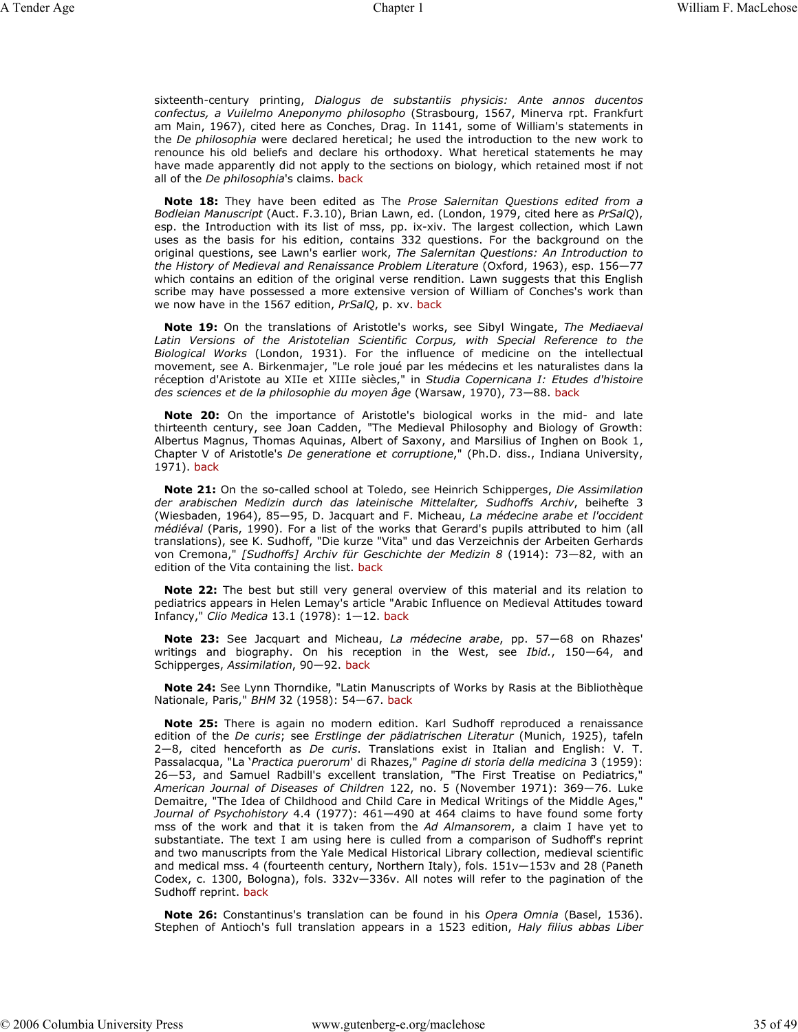sixteenth-century printing, *Dialogus de substantiis physicis: Ante annos ducentos confectus, a Vuilelmo Aneponymo philosopho* (Strasbourg, 1567, Minerva rpt. Frankfurt am Main, 1967), cited here as Conches, Drag. In 1141, some of William's statements in the *De philosophia* were declared heretical; he used the introduction to the new work to renounce his old beliefs and declare his orthodoxy. What heretical statements he may have made apparently did not apply to the sections on biology, which retained most if not all of the *De philosophia*'s claims. back

**Note 18:** They have been edited as The *Prose Salernitan Questions edited from a Bodleian Manuscript* (Auct. F.3.10), Brian Lawn, ed. (London, 1979, cited here as *PrSalQ*), esp. the Introduction with its list of mss, pp. ix-xiv. The largest collection, which Lawn uses as the basis for his edition, contains 332 questions. For the background on the original questions, see Lawn's earlier work, *The Salernitan Questions: An Introduction to the History of Medieval and Renaissance Problem Literature* (Oxford, 1963), esp. 156—77 which contains an edition of the original verse rendition. Lawn suggests that this English scribe may have possessed a more extensive version of William of Conches's work than we now have in the 1567 edition, *PrSalQ*, p. xv. back

**Note 19:** On the translations of Aristotle's works, see Sibyl Wingate, *The Mediaeval Latin Versions of the Aristotelian Scientific Corpus, with Special Reference to the Biological Works* (London, 1931). For the influence of medicine on the intellectual movement, see A. Birkenmajer, "Le role joué par les médecins et les naturalistes dans la réception d'Aristote au XIIe et XIIIe siècles," in *Studia Copernicana I: Etudes d'histoire des sciences et de la philosophie du moyen âge* (Warsaw, 1970), 73—88. back

**Note 20:** On the importance of Aristotle's biological works in the mid- and late thirteenth century, see Joan Cadden, "The Medieval Philosophy and Biology of Growth: Albertus Magnus, Thomas Aquinas, Albert of Saxony, and Marsilius of Inghen on Book 1, Chapter V of Aristotle's *De generatione et corruptione*," (Ph.D. diss., Indiana University, 1971). back

**Note 21:** On the so-called school at Toledo, see Heinrich Schipperges, *Die Assimilation der arabischen Medizin durch das lateinische Mittelalter, Sudhoffs Archiv*, beihefte 3 (Wiesbaden, 1964), 85—95, D. Jacquart and F. Micheau, *La médecine arabe et l'occident médiéval* (Paris, 1990). For a list of the works that Gerard's pupils attributed to him (all translations), see K. Sudhoff, "Die kurze "Vita" und das Verzeichnis der Arbeiten Gerhards von Cremona," *[Sudhoffs] Archiv für Geschichte der Medizin 8* (1914): 73—82, with an edition of the Vita containing the list. back

**Note 22:** The best but still very general overview of this material and its relation to pediatrics appears in Helen Lemay's article "Arabic Influence on Medieval Attitudes toward Infancy," *Clio Medica* 13.1 (1978): 1—12. back

**Note 23:** See Jacquart and Micheau, *La médecine arabe*, pp. 57—68 on Rhazes' writings and biography. On his reception in the West, see *Ibid.*, 150—64, and Schipperges, *Assimilation*, 90—92. back

**Note 24:** See Lynn Thorndike, "Latin Manuscripts of Works by Rasis at the Bibliothèque Nationale, Paris," *BHM* 32 (1958): 54—67. back

**Note 25:** There is again no modern edition. Karl Sudhoff reproduced a renaissance edition of the *De curis*; see *Erstlinge der pädiatrischen Literatur* (Munich, 1925), tafeln 2—8, cited henceforth as *De curis*. Translations exist in Italian and English: V. T. Passalacqua, "La '*Practica puerorum*' di Rhazes," *Pagine di storia della medicina* 3 (1959): 26—53, and Samuel Radbill's excellent translation, "The First Treatise on Pediatrics," *American Journal of Diseases of Children* 122, no. 5 (November 1971): 369—76. Luke Demaitre, "The Idea of Childhood and Child Care in Medical Writings of the Middle Ages," *Journal of Psychohistory* 4.4 (1977): 461—490 at 464 claims to have found some forty mss of the work and that it is taken from the *Ad Almansorem*, a claim I have yet to substantiate. The text I am using here is culled from a comparison of Sudhoff's reprint and two manuscripts from the Yale Medical Historical Library collection, medieval scientific and medical mss. 4 (fourteenth century, Northern Italy), fols. 151v—153v and 28 (Paneth Codex, c. 1300, Bologna), fols. 332v—336v. All notes will refer to the pagination of the Sudhoff reprint. back

**Note 26:** Constantinus's translation can be found in his *Opera Omnia* (Basel, 1536). Stephen of Antioch's full translation appears in a 1523 edition, *Haly filius abbas Liber*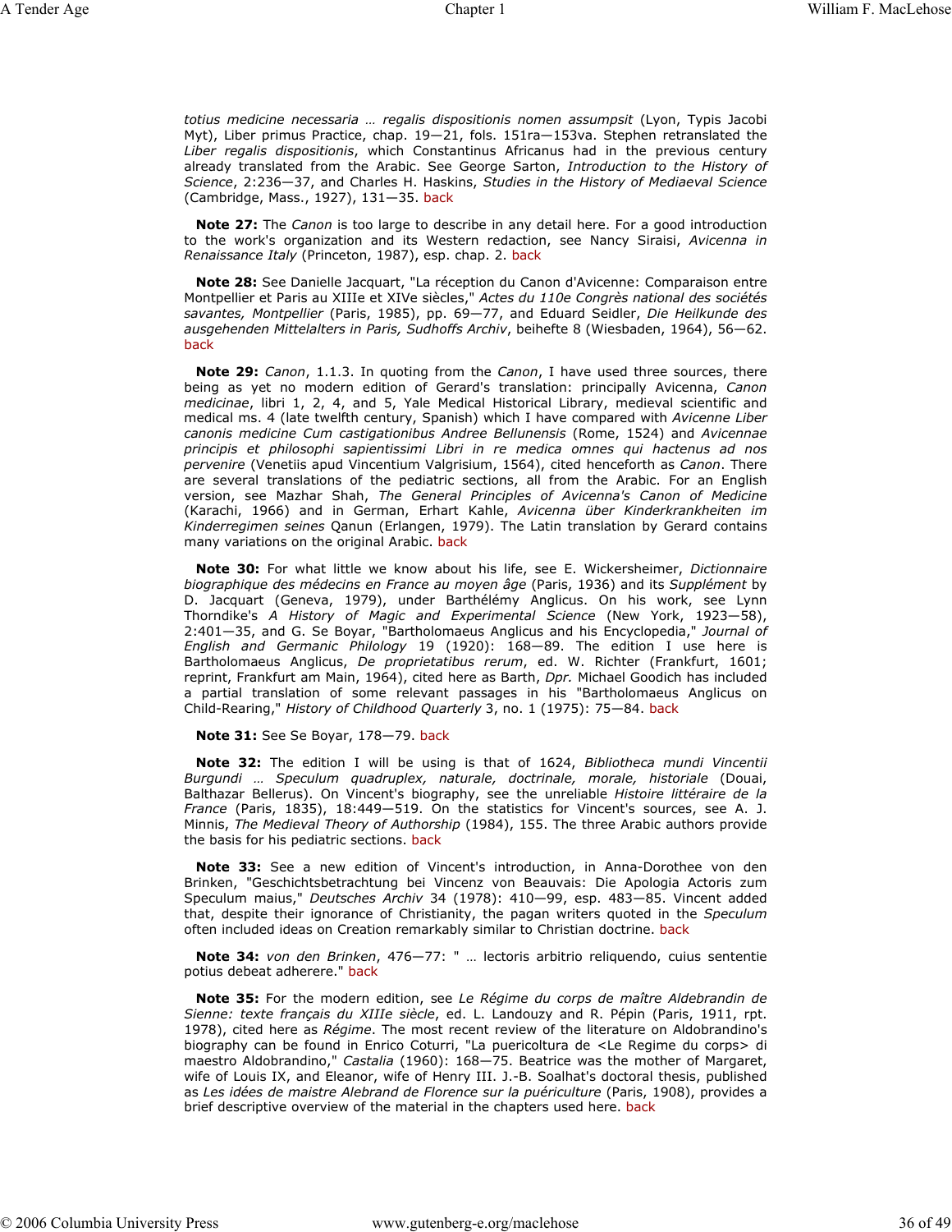*totius medicine necessaria … regalis dispositionis nomen assumpsit* (Lyon, Typis Jacobi Myt), Liber primus Practice, chap. 19—21, fols. 151ra—153va. Stephen retranslated the *Liber regalis dispositionis*, which Constantinus Africanus had in the previous century already translated from the Arabic. See George Sarton, *Introduction to the History of Science*, 2:236—37, and Charles H. Haskins, *Studies in the History of Mediaeval Science* (Cambridge, Mass., 1927), 131—35. back

**Note 27:** The *Canon* is too large to describe in any detail here. For a good introduction to the work's organization and its Western redaction, see Nancy Siraisi, *Avicenna in Renaissance Italy* (Princeton, 1987), esp. chap. 2. back

**Note 28:** See Danielle Jacquart, "La réception du Canon d'Avicenne: Comparaison entre Montpellier et Paris au XIIIe et XIVe siècles," *Actes du 110e Congrès national des sociétés savantes, Montpellier* (Paris, 1985), pp. 69—77, and Eduard Seidler, *Die Heilkunde des ausgehenden Mittelalters in Paris, Sudhoffs Archiv*, beihefte 8 (Wiesbaden, 1964), 56—62. back

**Note 29:** *Canon*, 1.1.3. In quoting from the *Canon*, I have used three sources, there being as yet no modern edition of Gerard's translation: principally Avicenna, *Canon medicinae*, libri 1, 2, 4, and 5, Yale Medical Historical Library, medieval scientific and medical ms. 4 (late twelfth century, Spanish) which I have compared with *Avicenne Liber canonis medicine Cum castigationibus Andree Bellunensis* (Rome, 1524) and *Avicennae principis et philosophi sapientissimi Libri in re medica omnes qui hactenus ad nos pervenire* (Venetiis apud Vincentium Valgrisium, 1564), cited henceforth as *Canon*. There are several translations of the pediatric sections, all from the Arabic. For an English version, see Mazhar Shah, *The General Principles of Avicenna's Canon of Medicine* (Karachi, 1966) and in German, Erhart Kahle, *Avicenna über Kinderkrankheiten im Kinderregimen seines* Qanun (Erlangen, 1979). The Latin translation by Gerard contains many variations on the original Arabic. back

**Note 30:** For what little we know about his life, see E. Wickersheimer, *Dictionnaire biographique des médecins en France au moyen âge* (Paris, 1936) and its *Supplément* by D. Jacquart (Geneva, 1979), under Barthélémy Anglicus. On his work, see Lynn Thorndike's *A History of Magic and Experimental Science* (New York, 1923—58), 2:401—35, and G. Se Boyar, "Bartholomaeus Anglicus and his Encyclopedia," *Journal of English and Germanic Philology* 19 (1920): 168—89. The edition I use here is Bartholomaeus Anglicus, *De proprietatibus rerum*, ed. W. Richter (Frankfurt, 1601; reprint, Frankfurt am Main, 1964), cited here as Barth, *Dpr.* Michael Goodich has included a partial translation of some relevant passages in his "Bartholomaeus Anglicus on Child-Rearing," *History of Childhood Quarterly* 3, no. 1 (1975): 75—84. back

**Note 31:** See Se Boyar, 178—79. back

**Note 32:** The edition I will be using is that of 1624, *Bibliotheca mundi Vincentii Burgundi … Speculum quadruplex, naturale, doctrinale, morale, historiale* (Douai, Balthazar Bellerus). On Vincent's biography, see the unreliable *Histoire littéraire de la France* (Paris, 1835), 18:449—519. On the statistics for Vincent's sources, see A. J. Minnis, *The Medieval Theory of Authorship* (1984), 155. The three Arabic authors provide the basis for his pediatric sections. back

**Note 33:** See a new edition of Vincent's introduction, in Anna-Dorothee von den Brinken, "Geschichtsbetrachtung bei Vincenz von Beauvais: Die Apologia Actoris zum Speculum maius," *Deutsches Archiv* 34 (1978): 410—99, esp. 483—85. Vincent added that, despite their ignorance of Christianity, the pagan writers quoted in the *Speculum* often included ideas on Creation remarkably similar to Christian doctrine. back

**Note 34:** *von den Brinken*, 476—77: " … lectoris arbitrio reliquendo, cuius sententie potius debeat adherere." back

**Note 35:** For the modern edition, see *Le Régime du corps de maître Aldebrandin de Sienne: texte français du XIIIe siècle*, ed. L. Landouzy and R. Pépin (Paris, 1911, rpt. 1978), cited here as *Régime*. The most recent review of the literature on Aldobrandino's biography can be found in Enrico Coturri, "La puericoltura de <Le Regime du corps> di maestro Aldobrandino," *Castalia* (1960): 168—75. Beatrice was the mother of Margaret, wife of Louis IX, and Eleanor, wife of Henry III. J.-B. Soalhat's doctoral thesis, published as *Les idées de maistre Alebrand de Florence sur la puériculture* (Paris, 1908), provides a brief descriptive overview of the material in the chapters used here. back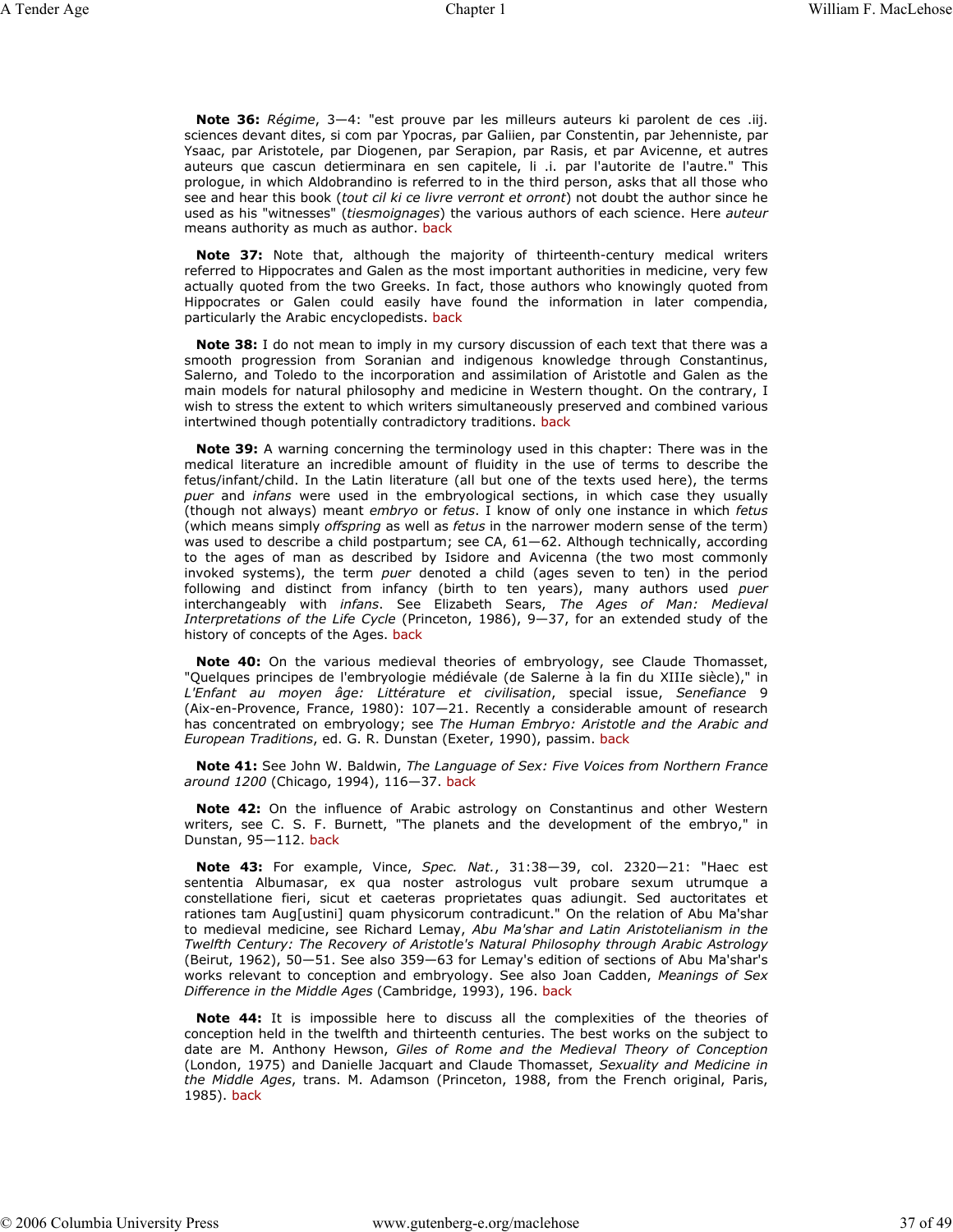**Note 36:** *Régime*, 3—4: "est prouve par les milleurs auteurs ki parolent de ces .iij. sciences devant dites, si com par Ypocras, par Galiien, par Constentin, par Jehenniste, par Ysaac, par Aristotele, par Diogenen, par Serapion, par Rasis, et par Avicenne, et autres auteurs que cascun detierminara en sen capitele, li .i. par l'autorite de l'autre." This prologue, in which Aldobrandino is referred to in the third person, asks that all those who see and hear this book (*tout cil ki ce livre verront et orront*) not doubt the author since he used as his "witnesses" (*tiesmoignages*) the various authors of each science. Here *auteur* means authority as much as author. back

**Note 37:** Note that, although the majority of thirteenth-century medical writers referred to Hippocrates and Galen as the most important authorities in medicine, very few actually quoted from the two Greeks. In fact, those authors who knowingly quoted from Hippocrates or Galen could easily have found the information in later compendia, particularly the Arabic encyclopedists. back

**Note 38:** I do not mean to imply in my cursory discussion of each text that there was a smooth progression from Soranian and indigenous knowledge through Constantinus, Salerno, and Toledo to the incorporation and assimilation of Aristotle and Galen as the main models for natural philosophy and medicine in Western thought. On the contrary, I wish to stress the extent to which writers simultaneously preserved and combined various intertwined though potentially contradictory traditions. back

**Note 39:** A warning concerning the terminology used in this chapter: There was in the medical literature an incredible amount of fluidity in the use of terms to describe the fetus/infant/child. In the Latin literature (all but one of the texts used here), the terms *puer* and *infans* were used in the embryological sections, in which case they usually (though not always) meant *embryo* or *fetus*. I know of only one instance in which *fetus* (which means simply *offspring* as well as *fetus* in the narrower modern sense of the term) was used to describe a child postpartum; see CA, 61—62. Although technically, according to the ages of man as described by Isidore and Avicenna (the two most commonly invoked systems), the term *puer* denoted a child (ages seven to ten) in the period following and distinct from infancy (birth to ten years), many authors used *puer* interchangeably with *infans*. See Elizabeth Sears, *The Ages of Man: Medieval Interpretations of the Life Cycle* (Princeton, 1986), 9—37, for an extended study of the history of concepts of the Ages. back

**Note 40:** On the various medieval theories of embryology, see Claude Thomasset, "Quelques principes de l'embryologie médiévale (de Salerne à la fin du XIIIe siècle)," in *L'Enfant au moyen âge: Littérature et civilisation*, special issue, *Senefiance* 9 (Aix-en-Provence, France, 1980): 107—21. Recently a considerable amount of research has concentrated on embryology; see *The Human Embryo: Aristotle and the Arabic and European Traditions*, ed. G. R. Dunstan (Exeter, 1990), passim. back

**Note 41:** See John W. Baldwin, *The Language of Sex: Five Voices from Northern France around 1200* (Chicago, 1994), 116—37. back

**Note 42:** On the influence of Arabic astrology on Constantinus and other Western writers, see C. S. F. Burnett, "The planets and the development of the embryo," in Dunstan, 95—112. back

**Note 43:** For example, Vince, *Spec. Nat.*, 31:38—39, col. 2320—21: "Haec est sententia Albumasar, ex qua noster astrologus vult probare sexum utrumque a constellatione fieri, sicut et caeteras proprietates quas adiungit. Sed auctoritates et rationes tam Aug[ustini] quam physicorum contradicunt." On the relation of Abu Ma'shar to medieval medicine, see Richard Lemay, *Abu Ma'shar and Latin Aristotelianism in the Twelfth Century: The Recovery of Aristotle's Natural Philosophy through Arabic Astrology* (Beirut, 1962), 50—51. See also 359—63 for Lemay's edition of sections of Abu Ma'shar's works relevant to conception and embryology. See also Joan Cadden, *Meanings of Sex Difference in the Middle Ages* (Cambridge, 1993), 196. back

**Note 44:** It is impossible here to discuss all the complexities of the theories of conception held in the twelfth and thirteenth centuries. The best works on the subject to date are M. Anthony Hewson, *Giles of Rome and the Medieval Theory of Conception* (London, 1975) and Danielle Jacquart and Claude Thomasset, *Sexuality and Medicine in the Middle Ages*, trans. M. Adamson (Princeton, 1988, from the French original, Paris, 1985). back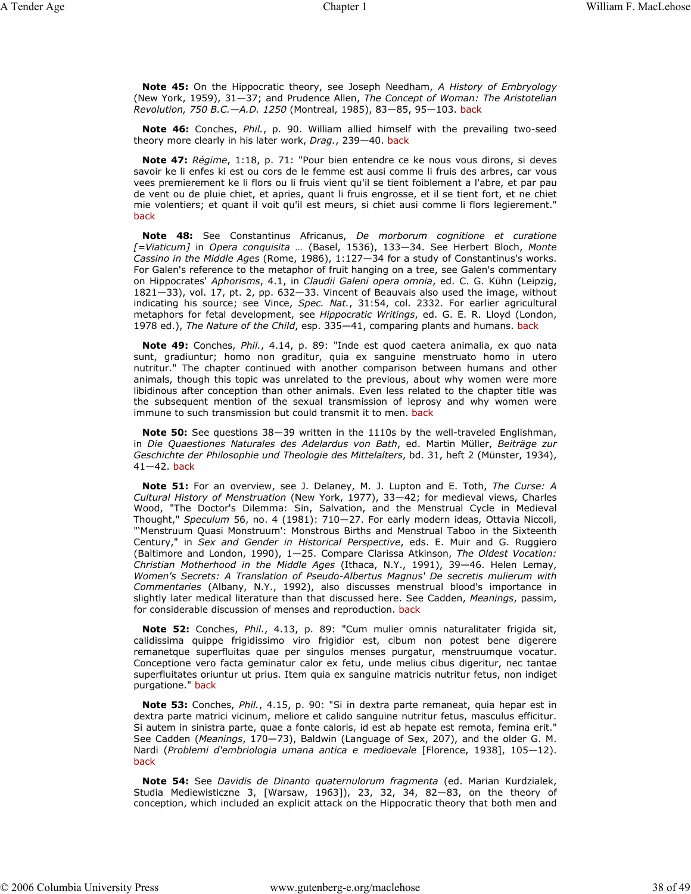**Note 45:** On the Hippocratic theory, see Joseph Needham, *A History of Embryology* (New York, 1959), 31—37; and Prudence Allen, *The Concept of Woman: The Aristotelian Revolution, 750 B.C.—A.D. 1250* (Montreal, 1985), 83—85, 95—103. back

**Note 46:** Conches, *Phil.*, p. 90. William allied himself with the prevailing two-seed theory more clearly in his later work, *Drag.*, 239—40. back

**Note 47:** *Régime*, 1:18, p. 71: "Pour bien entendre ce ke nous vous dirons, si deves savoir ke li enfes ki est ou cors de le femme est ausi comme li fruis des arbres, car vous vees premierement ke li flors ou li fruis vient qu'il se tient foiblement a l'abre, et par pau de vent ou de pluie chiet, et apries, quant li fruis engrosse, et il se tient fort, et ne chiet mie volentiers; et quant il voit qu'il est meurs, si chiet ausi comme li flors legierement." back

**Note 48:** See Constantinus Africanus, *De morborum cognitione et curatione [=Viaticum]* in *Opera conquisita …* (Basel, 1536), 133—34. See Herbert Bloch, *Monte Cassino in the Middle Ages* (Rome, 1986), 1:127—34 for a study of Constantinus's works. For Galen's reference to the metaphor of fruit hanging on a tree, see Galen's commentary on Hippocrates' *Aphorisms*, 4.1, in *Claudii Galeni opera omnia*, ed. C. G. Kühn (Leipzig, 1821—33), vol. 17, pt. 2, pp. 632—33. Vincent of Beauvais also used the image, without indicating his source; see Vince, *Spec. Nat.*, 31:54, col. 2332. For earlier agricultural metaphors for fetal development, see *Hippocratic Writings*, ed. G. E. R. Lloyd (London, 1978 ed.), *The Nature of the Child*, esp. 335—41, comparing plants and humans. back

**Note 49:** Conches, *Phil.*, 4.14, p. 89: "Inde est quod caetera animalia, ex quo nata sunt, gradiuntur; homo non graditur, quia ex sanguine menstruato homo in utero nutritur." The chapter continued with another comparison between humans and other animals, though this topic was unrelated to the previous, about why women were more libidinous after conception than other animals. Even less related to the chapter title was the subsequent mention of the sexual transmission of leprosy and why women were immune to such transmission but could transmit it to men. back

**Note 50:** See questions 38—39 written in the 1110s by the well-traveled Englishman, in *Die Quaestiones Naturales des Adelardus von Bath*, ed. Martin Müller, *Beiträge zur Geschichte der Philosophie und Theologie des Mittelalters*, bd. 31, heft 2 (Münster, 1934), 41—42. back

**Note 51:** For an overview, see J. Delaney, M. J. Lupton and E. Toth, *The Curse: A Cultural History of Menstruation* (New York, 1977), 33—42; for medieval views, Charles Wood, "The Doctor's Dilemma: Sin, Salvation, and the Menstrual Cycle in Medieval Thought," *Speculum* 56, no. 4 (1981): 710—27. For early modern ideas, Ottavia Niccoli, "'Menstruum Quasi Monstruum': Monstrous Births and Menstrual Taboo in the Sixteenth Century," in *Sex and Gender in Historical Perspective*, eds. E. Muir and G. Ruggiero (Baltimore and London, 1990), 1—25. Compare Clarissa Atkinson, *The Oldest Vocation: Christian Motherhood in the Middle Ages* (Ithaca, N.Y., 1991), 39—46. Helen Lemay, *Women's Secrets: A Translation of Pseudo-Albertus Magnus' De secretis mulierum with Commentaries* (Albany, N.Y., 1992), also discusses menstrual blood's importance in slightly later medical literature than that discussed here. See Cadden, *Meanings*, passim, for considerable discussion of menses and reproduction. back

**Note 52:** Conches, *Phil.*, 4.13, p. 89: "Cum mulier omnis naturalitater frigida sit, calidissima quippe frigidissimo viro frigidior est, cibum non potest bene digerere remanetque superfluitas quae per singulos menses purgatur, menstruumque vocatur. Conceptione vero facta geminatur calor ex fetu, unde melius cibus digeritur, nec tantae superfluitates oriuntur ut prius. Item quia ex sanguine matricis nutritur fetus, non indiget purgatione." back

**Note 53:** Conches, *Phil.*, 4.15, p. 90: "Si in dextra parte remaneat, quia hepar est in dextra parte matrici vicinum, meliore et calido sanguine nutritur fetus, masculus efficitur. Si autem in sinistra parte, quae a fonte caloris, id est ab hepate est remota, femina erit." See Cadden (*Meanings*, 170—73), Baldwin (Language of Sex, 207), and the older G. M. Nardi (*Problemi d'embriologia umana antica e medioevale* [Florence, 1938], 105—12). back

**Note 54:** See *Davidis de Dinanto quaternulorum fragmenta* (ed. Marian Kurdzialek, Studia Mediewisticzne 3, [Warsaw, 1963]), 23, 32, 34, 82—83, on the theory of conception, which included an explicit attack on the Hippocratic theory that both men and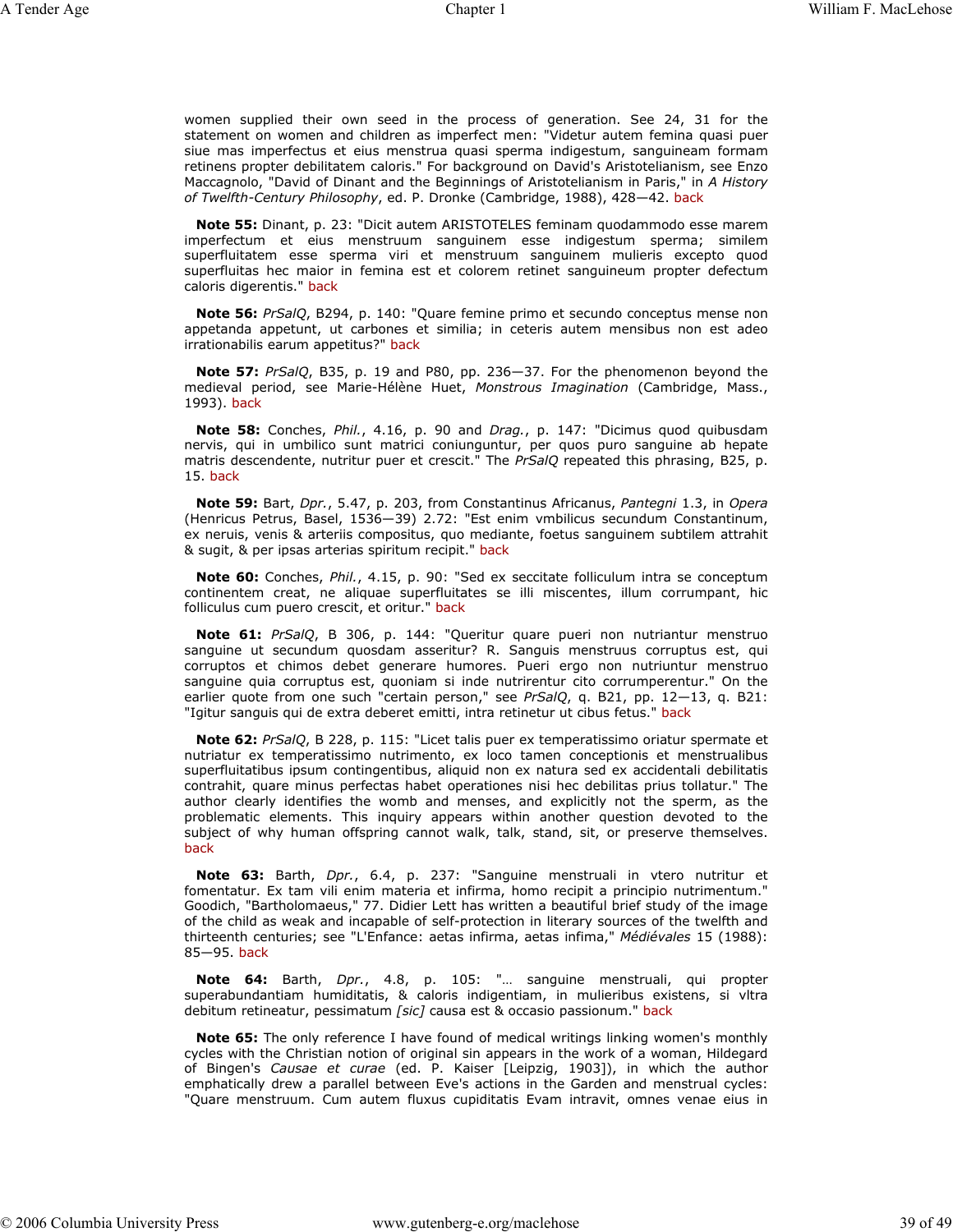women supplied their own seed in the process of generation. See 24, 31 for the statement on women and children as imperfect men: "Videtur autem femina quasi puer siue mas imperfectus et eius menstrua quasi sperma indigestum, sanguineam formam retinens propter debilitatem caloris." For background on David's Aristotelianism, see Enzo Maccagnolo, "David of Dinant and the Beginnings of Aristotelianism in Paris," in *A History of Twelfth-Century Philosophy*, ed. P. Dronke (Cambridge, 1988), 428—42. back

**Note 55:** Dinant, p. 23: "Dicit autem ARISTOTELES feminam quodammodo esse marem imperfectum et eius menstruum sanguinem esse indigestum sperma; similem superfluitatem esse sperma viri et menstruum sanguinem mulieris excepto quod superfluitas hec maior in femina est et colorem retinet sanguineum propter defectum caloris digerentis." back

**Note 56:** *PrSalQ*, B294, p. 140: "Quare femine primo et secundo conceptus mense non appetanda appetunt, ut carbones et similia; in ceteris autem mensibus non est adeo irrationabilis earum appetitus?" back

**Note 57:** *PrSalQ*, B35, p. 19 and P80, pp. 236—37. For the phenomenon beyond the medieval period, see Marie-Hélène Huet, *Monstrous Imagination* (Cambridge, Mass., 1993). back

**Note 58:** Conches, *Phil.*, 4.16, p. 90 and *Drag.*, p. 147: "Dicimus quod quibusdam nervis, qui in umbilico sunt matrici coniunguntur, per quos puro sanguine ab hepate matris descendente, nutritur puer et crescit." The *PrSalQ* repeated this phrasing, B25, p. 15. back

**Note 59:** Bart, *Dpr.*, 5.47, p. 203, from Constantinus Africanus, *Pantegni* 1.3, in *Opera* (Henricus Petrus, Basel, 1536—39) 2.72: "Est enim vmbilicus secundum Constantinum, ex neruis, venis & arteriis compositus, quo mediante, foetus sanguinem subtilem attrahit & sugit, & per ipsas arterias spiritum recipit." back

**Note 60:** Conches, *Phil.*, 4.15, p. 90: "Sed ex seccitate folliculum intra se conceptum continentem creat, ne aliquae superfluitates se illi miscentes, illum corrumpant, hic folliculus cum puero crescit, et oritur." back

**Note 61:** *PrSalQ*, B 306, p. 144: "Queritur quare pueri non nutriantur menstruo sanguine ut secundum quosdam asseritur? R. Sanguis menstruus corruptus est, qui corruptos et chimos debet generare humores. Pueri ergo non nutriuntur menstruo sanguine quia corruptus est, quoniam si inde nutrirentur cito corrumperentur." On the earlier quote from one such "certain person," see *PrSalQ*, q. B21, pp. 12—13, q. B21: "Igitur sanguis qui de extra deberet emitti, intra retinetur ut cibus fetus." back

**Note 62:** *PrSalQ*, B 228, p. 115: "Licet talis puer ex temperatissimo oriatur spermate et nutriatur ex temperatissimo nutrimento, ex loco tamen conceptionis et menstrualibus superfluitatibus ipsum contingentibus, aliquid non ex natura sed ex accidentali debilitatis contrahit, quare minus perfectas habet operationes nisi hec debilitas prius tollatur." The author clearly identifies the womb and menses, and explicitly not the sperm, as the problematic elements. This inquiry appears within another question devoted to the subject of why human offspring cannot walk, talk, stand, sit, or preserve themselves. back

**Note 63:** Barth, *Dpr.*, 6.4, p. 237: "Sanguine menstruali in vtero nutritur et fomentatur. Ex tam vili enim materia et infirma, homo recipit a principio nutrimentum." Goodich, "Bartholomaeus," 77. Didier Lett has written a beautiful brief study of the image of the child as weak and incapable of self-protection in literary sources of the twelfth and thirteenth centuries; see "L'Enfance: aetas infirma, aetas infima," *Médiévales* 15 (1988): 85—95. back

**Note 64:** Barth, *Dpr.*, 4.8, p. 105: "… sanguine menstruali, qui propter superabundantiam humiditatis, & caloris indigentiam, in mulieribus existens, si vltra debitum retineatur, pessimatum *[sic]* causa est & occasio passionum." back

**Note 65:** The only reference I have found of medical writings linking women's monthly cycles with the Christian notion of original sin appears in the work of a woman, Hildegard of Bingen's *Causae et curae* (ed. P. Kaiser [Leipzig, 1903]), in which the author emphatically drew a parallel between Eve's actions in the Garden and menstrual cycles: "Quare menstruum. Cum autem fluxus cupiditatis Evam intravit, omnes venae eius in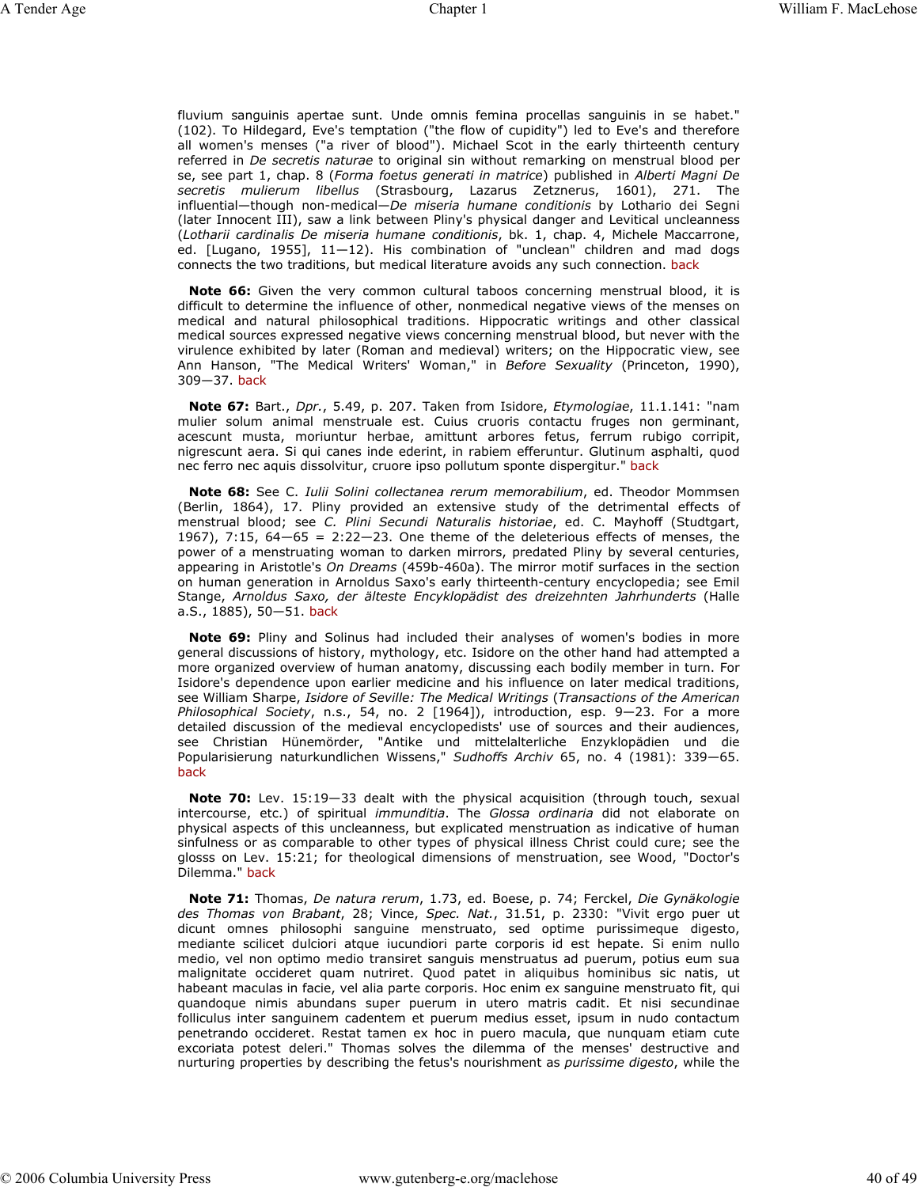fluvium sanguinis apertae sunt. Unde omnis femina procellas sanguinis in se habet." (102). To Hildegard, Eve's temptation ("the flow of cupidity") led to Eve's and therefore all women's menses ("a river of blood"). Michael Scot in the early thirteenth century referred in *De secretis naturae* to original sin without remarking on menstrual blood per se, see part 1, chap. 8 (*Forma foetus generati in matrice*) published in *Alberti Magni De secretis mulierum libellus* (Strasbourg, Lazarus Zetznerus, 1601), 271. The influential—though non-medical—*De miseria humane conditionis* by Lothario dei Segni (later Innocent III), saw a link between Pliny's physical danger and Levitical uncleanness (*Lotharii cardinalis De miseria humane conditionis*, bk. 1, chap. 4, Michele Maccarrone, ed. [Lugano, 1955], 11—12). His combination of "unclean" children and mad dogs connects the two traditions, but medical literature avoids any such connection. back

**Note 66:** Given the very common cultural taboos concerning menstrual blood, it is difficult to determine the influence of other, nonmedical negative views of the menses on medical and natural philosophical traditions. Hippocratic writings and other classical medical sources expressed negative views concerning menstrual blood, but never with the virulence exhibited by later (Roman and medieval) writers; on the Hippocratic view, see Ann Hanson, "The Medical Writers' Woman," in *Before Sexuality* (Princeton, 1990), 309—37. back

**Note 67:** Bart., *Dpr.*, 5.49, p. 207. Taken from Isidore, *Etymologiae*, 11.1.141: "nam mulier solum animal menstruale est. Cuius cruoris contactu fruges non germinant, acescunt musta, moriuntur herbae, amittunt arbores fetus, ferrum rubigo corripit, nigrescunt aera. Si qui canes inde ederint, in rabiem efferuntur. Glutinum asphalti, quod nec ferro nec aquis dissolvitur, cruore ipso pollutum sponte dispergitur." back

**Note 68:** See C. *Iulii Solini collectanea rerum memorabilium*, ed. Theodor Mommsen (Berlin, 1864), 17. Pliny provided an extensive study of the detrimental effects of menstrual blood; see *C. Plini Secundi Naturalis historiae*, ed. C. Mayhoff (Studtgart, 1967), 7:15, 64—65 = 2:22—23. One theme of the deleterious effects of menses, the power of a menstruating woman to darken mirrors, predated Pliny by several centuries, appearing in Aristotle's *On Dreams* (459b-460a). The mirror motif surfaces in the section on human generation in Arnoldus Saxo's early thirteenth-century encyclopedia; see Emil Stange, *Arnoldus Saxo, der älteste Encyklopädist des dreizehnten Jahrhunderts* (Halle a.S., 1885), 50—51. back

**Note 69:** Pliny and Solinus had included their analyses of women's bodies in more general discussions of history, mythology, etc. Isidore on the other hand had attempted a more organized overview of human anatomy, discussing each bodily member in turn. For Isidore's dependence upon earlier medicine and his influence on later medical traditions, see William Sharpe, *Isidore of Seville: The Medical Writings* (*Transactions of the American Philosophical Society*, n.s., 54, no. 2 [1964]), introduction, esp. 9—23. For a more detailed discussion of the medieval encyclopedists' use of sources and their audiences, see Christian Hünemörder, "Antike und mittelalterliche Enzyklopädien und die Popularisierung naturkundlichen Wissens," *Sudhoffs Archiv* 65, no. 4 (1981): 339—65. back

**Note 70:** Lev. 15:19—33 dealt with the physical acquisition (through touch, sexual intercourse, etc.) of spiritual *immunditia*. The *Glossa ordinaria* did not elaborate on physical aspects of this uncleanness, but explicated menstruation as indicative of human sinfulness or as comparable to other types of physical illness Christ could cure; see the glosss on Lev. 15:21; for theological dimensions of menstruation, see Wood, "Doctor's Dilemma." back

**Note 71:** Thomas, *De natura rerum*, 1.73, ed. Boese, p. 74; Ferckel, *Die Gynäkologie des Thomas von Brabant*, 28; Vince, *Spec. Nat.*, 31.51, p. 2330: "Vivit ergo puer ut dicunt omnes philosophi sanguine menstruato, sed optime purissimeque digesto, mediante scilicet dulciori atque iucundiori parte corporis id est hepate. Si enim nullo medio, vel non optimo medio transiret sanguis menstruatus ad puerum, potius eum sua malignitate occideret quam nutriret. Quod patet in aliquibus hominibus sic natis, ut habeant maculas in facie, vel alia parte corporis. Hoc enim ex sanguine menstruato fit, qui quandoque nimis abundans super puerum in utero matris cadit. Et nisi secundinae folliculus inter sanguinem cadentem et puerum medius esset, ipsum in nudo contactum penetrando occideret. Restat tamen ex hoc in puero macula, que nunquam etiam cute excoriata potest deleri." Thomas solves the dilemma of the menses' destructive and nurturing properties by describing the fetus's nourishment as *purissime digesto*, while the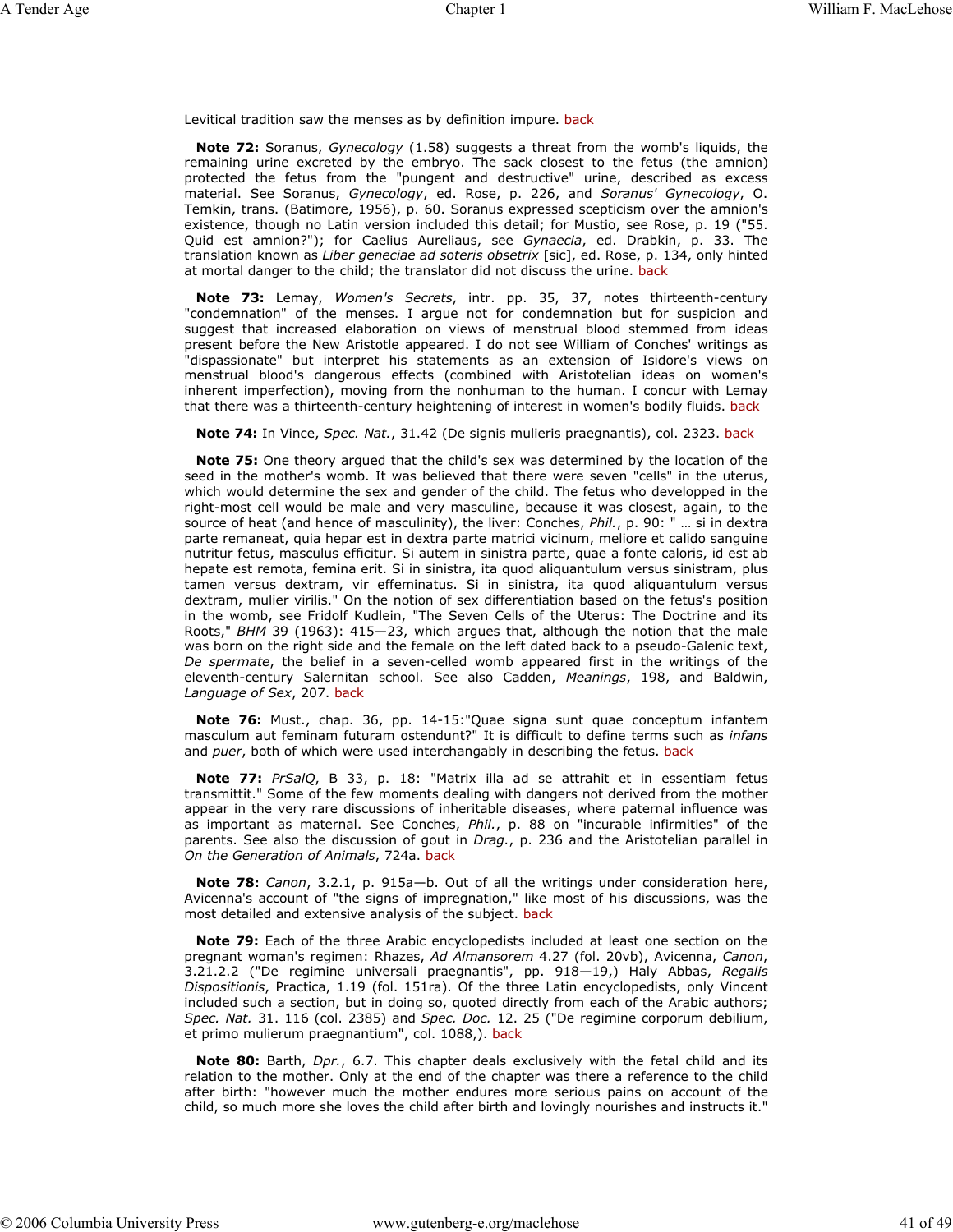Levitical tradition saw the menses as by definition impure. back

**Note 72:** Soranus, *Gynecology* (1.58) suggests a threat from the womb's liquids, the remaining urine excreted by the embryo. The sack closest to the fetus (the amnion) protected the fetus from the "pungent and destructive" urine, described as excess material. See Soranus, *Gynecology*, ed. Rose, p. 226, and *Soranus' Gynecology*, O. Temkin, trans. (Batimore, 1956), p. 60. Soranus expressed scepticism over the amnion's existence, though no Latin version included this detail; for Mustio, see Rose, p. 19 ("55. Quid est amnion?"); for Caelius Aureliaus, see *Gynaecia*, ed. Drabkin, p. 33. The translation known as *Liber geneciae ad soteris obsetrix* [sic], ed. Rose, p. 134, only hinted at mortal danger to the child; the translator did not discuss the urine. back

**Note 73:** Lemay, *Women's Secrets*, intr. pp. 35, 37, notes thirteenth-century "condemnation" of the menses. I argue not for condemnation but for suspicion and suggest that increased elaboration on views of menstrual blood stemmed from ideas present before the New Aristotle appeared. I do not see William of Conches' writings as "dispassionate" but interpret his statements as an extension of Isidore's views on menstrual blood's dangerous effects (combined with Aristotelian ideas on women's inherent imperfection), moving from the nonhuman to the human. I concur with Lemay that there was a thirteenth-century heightening of interest in women's bodily fluids. back

**Note 74:** In Vince, *Spec. Nat.*, 31.42 (De signis mulieris praegnantis), col. 2323. back

**Note 75:** One theory argued that the child's sex was determined by the location of the seed in the mother's womb. It was believed that there were seven "cells" in the uterus, which would determine the sex and gender of the child. The fetus who developped in the right-most cell would be male and very masculine, because it was closest, again, to the source of heat (and hence of masculinity), the liver: Conches, *Phil.*, p. 90: " … si in dextra parte remaneat, quia hepar est in dextra parte matrici vicinum, meliore et calido sanguine nutritur fetus, masculus efficitur. Si autem in sinistra parte, quae a fonte caloris, id est ab hepate est remota, femina erit. Si in sinistra, ita quod aliquantulum versus sinistram, plus tamen versus dextram, vir effeminatus. Si in sinistra, ita quod aliquantulum versus dextram, mulier virilis." On the notion of sex differentiation based on the fetus's position in the womb, see Fridolf Kudlein, "The Seven Cells of the Uterus: The Doctrine and its Roots," *BHM* 39 (1963): 415—23, which argues that, although the notion that the male was born on the right side and the female on the left dated back to a pseudo-Galenic text, *De spermate*, the belief in a seven-celled womb appeared first in the writings of the eleventh-century Salernitan school. See also Cadden, *Meanings*, 198, and Baldwin, *Language of Sex*, 207. back

**Note 76:** Must., chap. 36, pp. 14-15:"Quae signa sunt quae conceptum infantem masculum aut feminam futuram ostendunt?" It is difficult to define terms such as *infans* and *puer*, both of which were used interchangably in describing the fetus. back

**Note 77:** *PrSalQ*, B 33, p. 18: "Matrix illa ad se attrahit et in essentiam fetus transmittit." Some of the few moments dealing with dangers not derived from the mother appear in the very rare discussions of inheritable diseases, where paternal influence was as important as maternal. See Conches, *Phil.*, p. 88 on "incurable infirmities" of the parents. See also the discussion of gout in *Drag.*, p. 236 and the Aristotelian parallel in *On the Generation of Animals*, 724a. back

**Note 78:** *Canon*, 3.2.1, p. 915a—b. Out of all the writings under consideration here, Avicenna's account of "the signs of impregnation," like most of his discussions, was the most detailed and extensive analysis of the subject. back

**Note 79:** Each of the three Arabic encyclopedists included at least one section on the pregnant woman's regimen: Rhazes, *Ad Almansorem* 4.27 (fol. 20vb), Avicenna, *Canon*, 3.21.2.2 ("De regimine universali praegnantis", pp. 918—19,) Haly Abbas, *Regalis Dispositionis*, Practica, 1.19 (fol. 151ra). Of the three Latin encyclopedists, only Vincent included such a section, but in doing so, quoted directly from each of the Arabic authors; *Spec. Nat.* 31. 116 (col. 2385) and *Spec. Doc.* 12. 25 ("De regimine corporum debilium, et primo mulierum praegnantium", col. 1088,). back

**Note 80:** Barth, *Dpr.*, 6.7. This chapter deals exclusively with the fetal child and its relation to the mother. Only at the end of the chapter was there a reference to the child after birth: "however much the mother endures more serious pains on account of the child, so much more she loves the child after birth and lovingly nourishes and instructs it."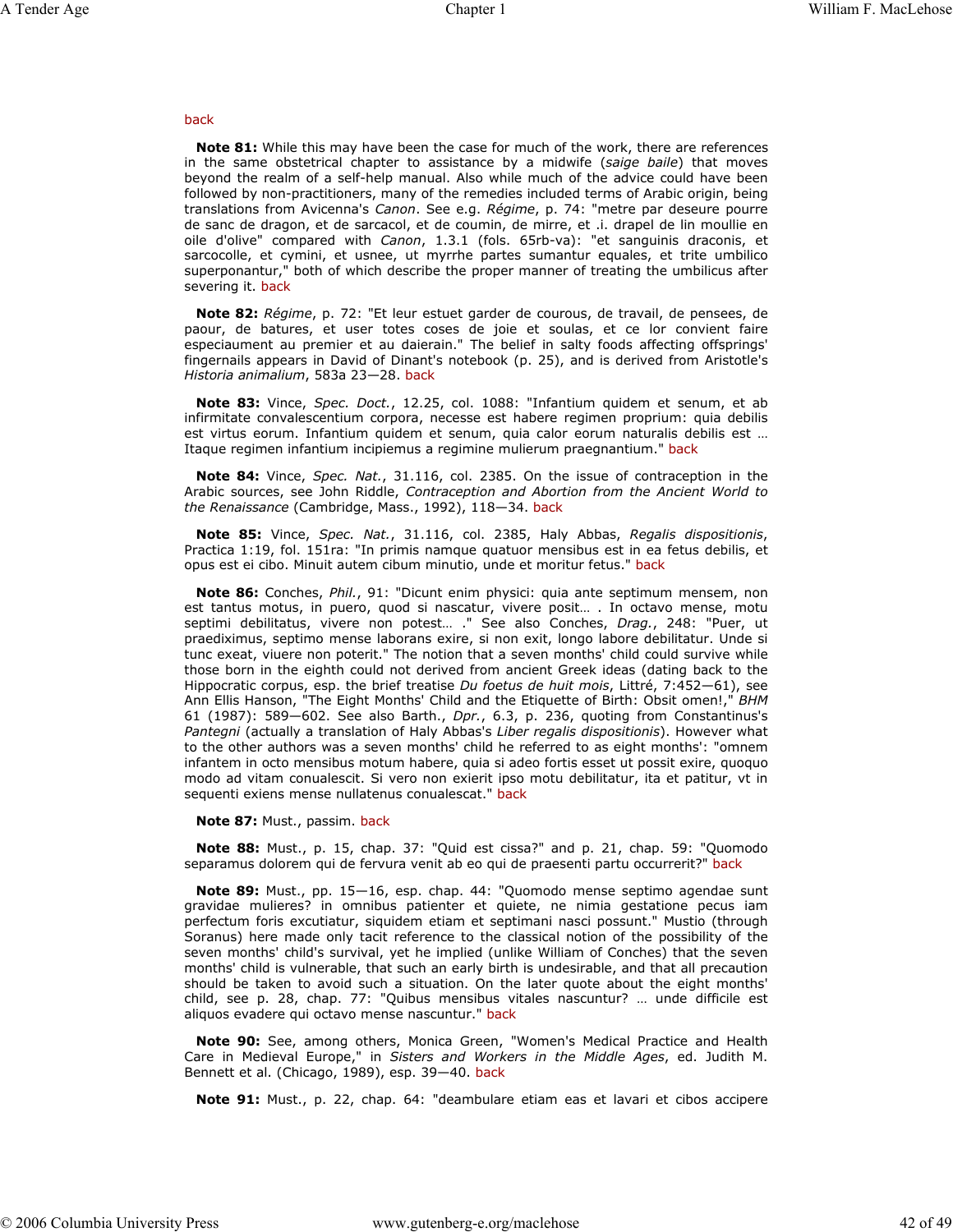back

**Note 81:** While this may have been the case for much of the work, there are references in the same obstetrical chapter to assistance by a midwife (*saige baile*) that moves beyond the realm of a self-help manual. Also while much of the advice could have been followed by non-practitioners, many of the remedies included terms of Arabic origin, being translations from Avicenna's *Canon*. See e.g. *Régime*, p. 74: "metre par deseure pourre de sanc de dragon, et de sarcacol, et de coumin, de mirre, et .i. drapel de lin moullie en oile d'olive" compared with *Canon*, 1.3.1 (fols. 65rb-va): "et sanguinis draconis, et sarcocolle, et cymini, et usnee, ut myrrhe partes sumantur equales, et trite umbilico superponantur," both of which describe the proper manner of treating the umbilicus after severing it. back

**Note 82:** *Régime*, p. 72: "Et leur estuet garder de courous, de travail, de pensees, de paour, de batures, et user totes coses de joie et soulas, et ce lor convient faire especiaument au premier et au daierain." The belief in salty foods affecting offsprings' fingernails appears in David of Dinant's notebook (p. 25), and is derived from Aristotle's *Historia animalium*, 583a 23—28. back

**Note 83:** Vince, *Spec. Doct.*, 12.25, col. 1088: "Infantium quidem et senum, et ab infirmitate convalescentium corpora, necesse est habere regimen proprium: quia debilis est virtus eorum. Infantium quidem et senum, quia calor eorum naturalis debilis est … Itaque regimen infantium incipiemus a regimine mulierum praegnantium." back

**Note 84:** Vince, *Spec. Nat.*, 31.116, col. 2385. On the issue of contraception in the Arabic sources, see John Riddle, *Contraception and Abortion from the Ancient World to the Renaissance* (Cambridge, Mass., 1992), 118—34. back

**Note 85:** Vince, *Spec. Nat.*, 31.116, col. 2385, Haly Abbas, *Regalis dispositionis*, Practica 1:19, fol. 151ra: "In primis namque quatuor mensibus est in ea fetus debilis, et opus est ei cibo. Minuit autem cibum minutio, unde et moritur fetus." back

**Note 86:** Conches, *Phil.*, 91: "Dicunt enim physici: quia ante septimum mensem, non est tantus motus, in puero, quod si nascatur, vivere posit… . In octavo mense, motu septimi debilitatus, vivere non potest… ." See also Conches, *Drag.*, 248: "Puer, ut praediximus, septimo mense laborans exire, si non exit, longo labore debilitatur. Unde si tunc exeat, viuere non poterit." The notion that a seven months' child could survive while those born in the eighth could not derived from ancient Greek ideas (dating back to the Hippocratic corpus, esp. the brief treatise *Du foetus de huit mois*, Littré, 7:452—61), see Ann Ellis Hanson, "The Eight Months' Child and the Etiquette of Birth: Obsit omen!," *BHM* 61 (1987): 589—602. See also Barth., *Dpr.*, 6.3, p. 236, quoting from Constantinus's *Pantegni* (actually a translation of Haly Abbas's *Liber regalis dispositionis*). However what to the other authors was a seven months' child he referred to as eight months': "omnem infantem in octo mensibus motum habere, quia si adeo fortis esset ut possit exire, quoquo modo ad vitam conualescit. Si vero non exierit ipso motu debilitatur, ita et patitur, vt in sequenti exiens mense nullatenus conualescat." back

**Note 87:** Must., passim. back

**Note 88:** Must., p. 15, chap. 37: "Quid est cissa?" and p. 21, chap. 59: "Quomodo separamus dolorem qui de fervura venit ab eo qui de praesenti partu occurrerit?" back

**Note 89:** Must., pp. 15—16, esp. chap. 44: "Quomodo mense septimo agendae sunt gravidae mulieres? in omnibus patienter et quiete, ne nimia gestatione pecus iam perfectum foris excutiatur, siquidem etiam et septimani nasci possunt." Mustio (through Soranus) here made only tacit reference to the classical notion of the possibility of the seven months' child's survival, yet he implied (unlike William of Conches) that the seven months' child is vulnerable, that such an early birth is undesirable, and that all precaution should be taken to avoid such a situation. On the later quote about the eight months' child, see p. 28, chap. 77: "Quibus mensibus vitales nascuntur? … unde difficile est aliquos evadere qui octavo mense nascuntur." back

**Note 90:** See, among others, Monica Green, "Women's Medical Practice and Health Care in Medieval Europe," in *Sisters and Workers in the Middle Ages*, ed. Judith M. Bennett et al. (Chicago, 1989), esp. 39—40. back

**Note 91:** Must., p. 22, chap. 64: "deambulare etiam eas et lavari et cibos accipere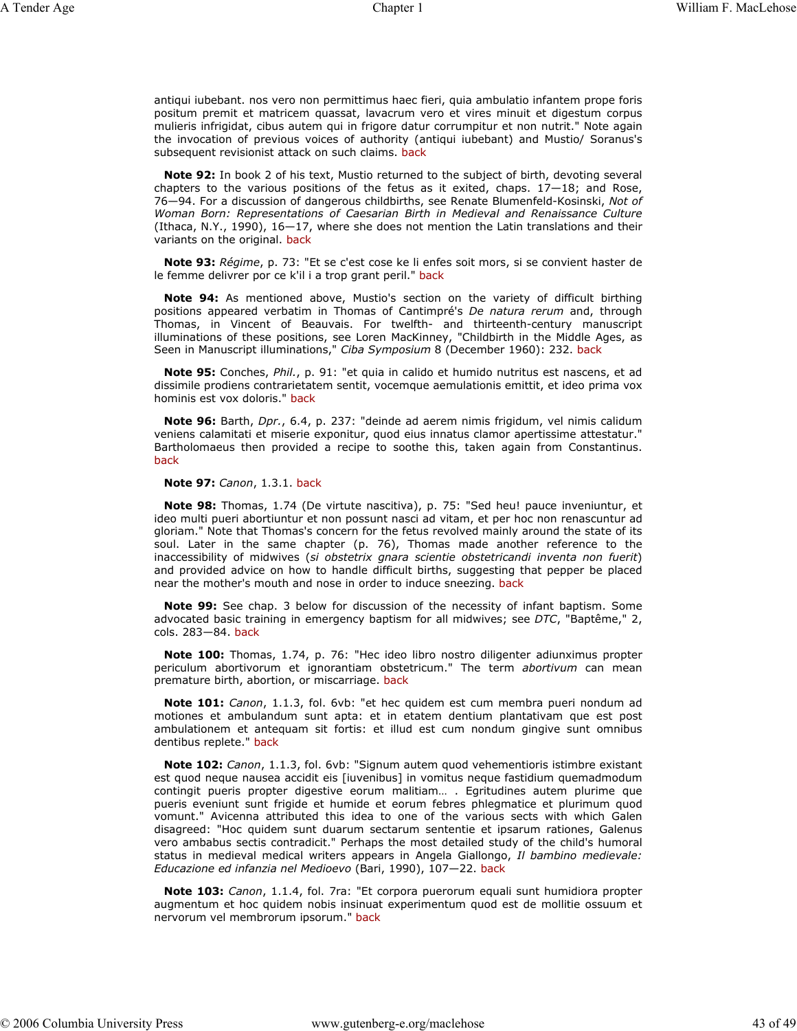antiqui iubebant. nos vero non permittimus haec fieri, quia ambulatio infantem prope foris positum premit et matricem quassat, lavacrum vero et vires minuit et digestum corpus mulieris infrigidat, cibus autem qui in frigore datur corrumpitur et non nutrit." Note again the invocation of previous voices of authority (antiqui iubebant) and Mustio/ Soranus's subsequent revisionist attack on such claims. back

**Note 92:** In book 2 of his text, Mustio returned to the subject of birth, devoting several chapters to the various positions of the fetus as it exited, chaps. 17—18; and Rose, 76—94. For a discussion of dangerous childbirths, see Renate Blumenfeld-Kosinski, *Not of Woman Born: Representations of Caesarian Birth in Medieval and Renaissance Culture* (Ithaca, N.Y., 1990), 16—17, where she does not mention the Latin translations and their variants on the original. back

**Note 93:** *Régime*, p. 73: "Et se c'est cose ke li enfes soit mors, si se convient haster de le femme delivrer por ce k'il i a trop grant peril." back

**Note 94:** As mentioned above, Mustio's section on the variety of difficult birthing positions appeared verbatim in Thomas of Cantimpré's *De natura rerum* and, through Thomas, in Vincent of Beauvais. For twelfth- and thirteenth-century manuscript illuminations of these positions, see Loren MacKinney, "Childbirth in the Middle Ages, as Seen in Manuscript illuminations," *Ciba Symposium* 8 (December 1960): 232. back

**Note 95:** Conches, *Phil.*, p. 91: "et quia in calido et humido nutritus est nascens, et ad dissimile prodiens contrarietatem sentit, vocemque aemulationis emittit, et ideo prima vox hominis est vox doloris." back

**Note 96:** Barth, *Dpr.*, 6.4, p. 237: "deinde ad aerem nimis frigidum, vel nimis calidum veniens calamitati et miserie exponitur, quod eius innatus clamor apertissime attestatur." Bartholomaeus then provided a recipe to soothe this, taken again from Constantinus. back

**Note 97:** *Canon*, 1.3.1. back

**Note 98:** Thomas, 1.74 (De virtute nascitiva), p. 75: "Sed heu! pauce inveniuntur, et ideo multi pueri abortiuntur et non possunt nasci ad vitam, et per hoc non renascuntur ad gloriam." Note that Thomas's concern for the fetus revolved mainly around the state of its soul. Later in the same chapter (p. 76), Thomas made another reference to the inaccessibility of midwives (*si obstetrix gnara scientie obstetricandi inventa non fuerit*) and provided advice on how to handle difficult births, suggesting that pepper be placed near the mother's mouth and nose in order to induce sneezing. back

**Note 99:** See chap. 3 below for discussion of the necessity of infant baptism. Some advocated basic training in emergency baptism for all midwives; see *DTC*, "Baptême," 2, cols. 283—84. back

**Note 100:** Thomas, 1.74, p. 76: "Hec ideo libro nostro diligenter adiunximus propter periculum abortivorum et ignorantiam obstetricum." The term *abortivum* can mean premature birth, abortion, or miscarriage. back

**Note 101:** *Canon*, 1.1.3, fol. 6vb: "et hec quidem est cum membra pueri nondum ad motiones et ambulandum sunt apta: et in etatem dentium plantativam que est post ambulationem et antequam sit fortis: et illud est cum nondum gingive sunt omnibus dentibus replete." back

**Note 102:** *Canon*, 1.1.3, fol. 6vb: "Signum autem quod vehementioris istimbre existant est quod neque nausea accidit eis [iuvenibus] in vomitus neque fastidium quemadmodum contingit pueris propter digestive eorum malitiam… . Egritudines autem plurime que pueris eveniunt sunt frigide et humide et eorum febres phlegmatice et plurimum quod vomunt." Avicenna attributed this idea to one of the various sects with which Galen disagreed: "Hoc quidem sunt duarum sectarum sententie et ipsarum rationes, Galenus vero ambabus sectis contradicit." Perhaps the most detailed study of the child's humoral status in medieval medical writers appears in Angela Giallongo, *Il bambino medievale: Educazione ed infanzia nel Medioevo* (Bari, 1990), 107—22. back

**Note 103:** *Canon*, 1.1.4, fol. 7ra: "Et corpora puerorum equali sunt humidiora propter augmentum et hoc quidem nobis insinuat experimentum quod est de mollitie ossuum et nervorum vel membrorum ipsorum." back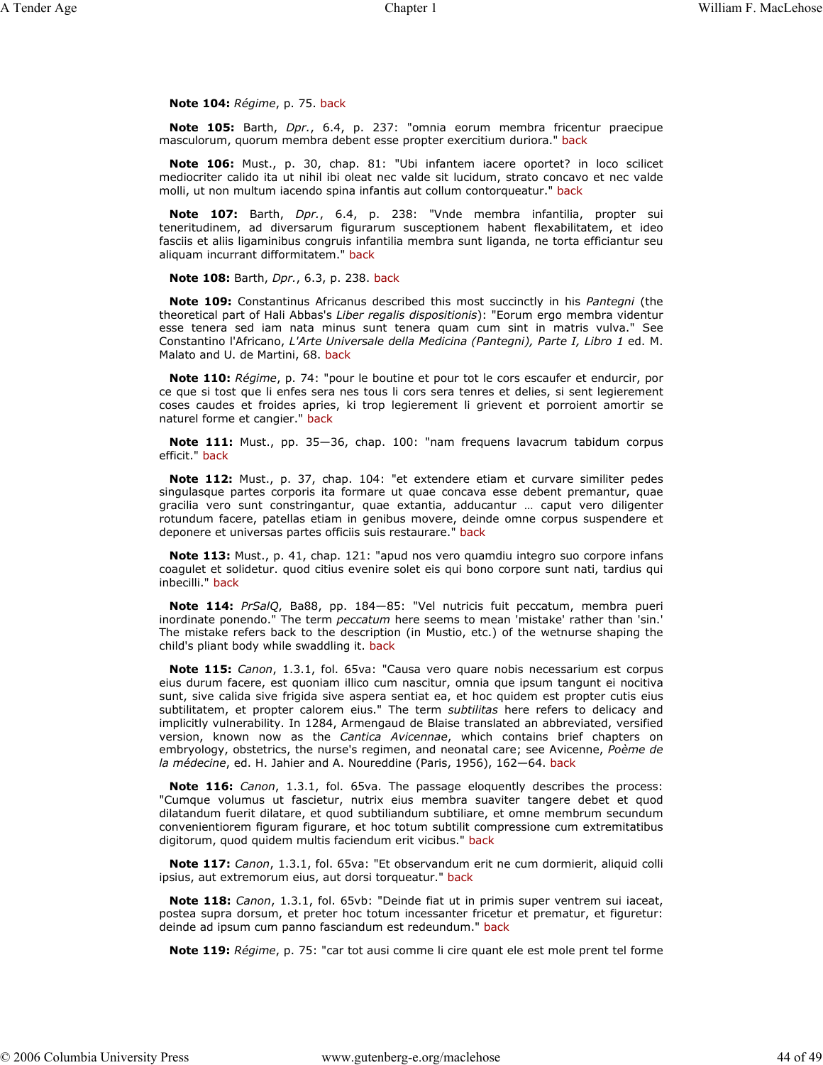**Note 104:** *Régime*, p. 75. back

**Note 105:** Barth, *Dpr.*, 6.4, p. 237: "omnia eorum membra fricentur praecipue masculorum, quorum membra debent esse propter exercitium duriora." back

**Note 106:** Must., p. 30, chap. 81: "Ubi infantem iacere oportet? in loco scilicet mediocriter calido ita ut nihil ibi oleat nec valde sit lucidum, strato concavo et nec valde molli, ut non multum iacendo spina infantis aut collum contorqueatur." back

**Note 107:** Barth, *Dpr.*, 6.4, p. 238: "Vnde membra infantilia, propter sui teneritudinem, ad diversarum figurarum susceptionem habent flexabilitatem, et ideo fasciis et aliis ligaminibus congruis infantilia membra sunt liganda, ne torta efficiantur seu aliquam incurrant difformitatem." back

**Note 108:** Barth, *Dpr.*, 6.3, p. 238. back

**Note 109:** Constantinus Africanus described this most succinctly in his *Pantegni* (the theoretical part of Hali Abbas's *Liber regalis dispositionis*): "Eorum ergo membra videntur esse tenera sed iam nata minus sunt tenera quam cum sint in matris vulva." See Constantino l'Africano, *L'Arte Universale della Medicina (Pantegni), Parte I, Libro 1* ed. M. Malato and U. de Martini, 68. back

**Note 110:** *Régime*, p. 74: "pour le boutine et pour tot le cors escaufer et endurcir, por ce que si tost que li enfes sera nes tous li cors sera tenres et delies, si sent legierement coses caudes et froides apries, ki trop legierement li grievent et porroient amortir se naturel forme et cangier." back

**Note 111:** Must., pp. 35—36, chap. 100: "nam frequens lavacrum tabidum corpus efficit." back

**Note 112:** Must., p. 37, chap. 104: "et extendere etiam et curvare similiter pedes singulasque partes corporis ita formare ut quae concava esse debent premantur, quae gracilia vero sunt constringantur, quae extantia, adducantur … caput vero diligenter rotundum facere, patellas etiam in genibus movere, deinde omne corpus suspendere et deponere et universas partes officiis suis restaurare." back

**Note 113:** Must., p. 41, chap. 121: "apud nos vero quamdiu integro suo corpore infans coagulet et solidetur. quod citius evenire solet eis qui bono corpore sunt nati, tardius qui inbecilli." back

**Note 114:** *PrSalQ*, Ba88, pp. 184—85: "Vel nutricis fuit peccatum, membra pueri inordinate ponendo." The term *peccatum* here seems to mean 'mistake' rather than 'sin.' The mistake refers back to the description (in Mustio, etc.) of the wetnurse shaping the child's pliant body while swaddling it. back

**Note 115:** *Canon*, 1.3.1, fol. 65va: "Causa vero quare nobis necessarium est corpus eius durum facere, est quoniam illico cum nascitur, omnia que ipsum tangunt ei nocitiva sunt, sive calida sive frigida sive aspera sentiat ea, et hoc quidem est propter cutis eius subtilitatem, et propter calorem eius." The term *subtilitas* here refers to delicacy and implicitly vulnerability. In 1284, Armengaud de Blaise translated an abbreviated, versified version, known now as the *Cantica Avicennae*, which contains brief chapters on embryology, obstetrics, the nurse's regimen, and neonatal care; see Avicenne, *Poème de la médecine*, ed. H. Jahier and A. Noureddine (Paris, 1956), 162—64. back

**Note 116:** *Canon*, 1.3.1, fol. 65va. The passage eloquently describes the process: "Cumque volumus ut fascietur, nutrix eius membra suaviter tangere debet et quod dilatandum fuerit dilatare, et quod subtiliandum subtiliare, et omne membrum secundum convenientiorem figuram figurare, et hoc totum subtilit compressione cum extremitatibus digitorum, quod quidem multis faciendum erit vicibus." back

**Note 117:** *Canon*, 1.3.1, fol. 65va: "Et observandum erit ne cum dormierit, aliquid colli ipsius, aut extremorum eius, aut dorsi torqueatur." back

**Note 118:** *Canon*, 1.3.1, fol. 65vb: "Deinde fiat ut in primis super ventrem sui iaceat, postea supra dorsum, et preter hoc totum incessanter fricetur et prematur, et figuretur: deinde ad ipsum cum panno fasciandum est redeundum." back

**Note 119:** *Régime*, p. 75: "car tot ausi comme li cire quant ele est mole prent tel forme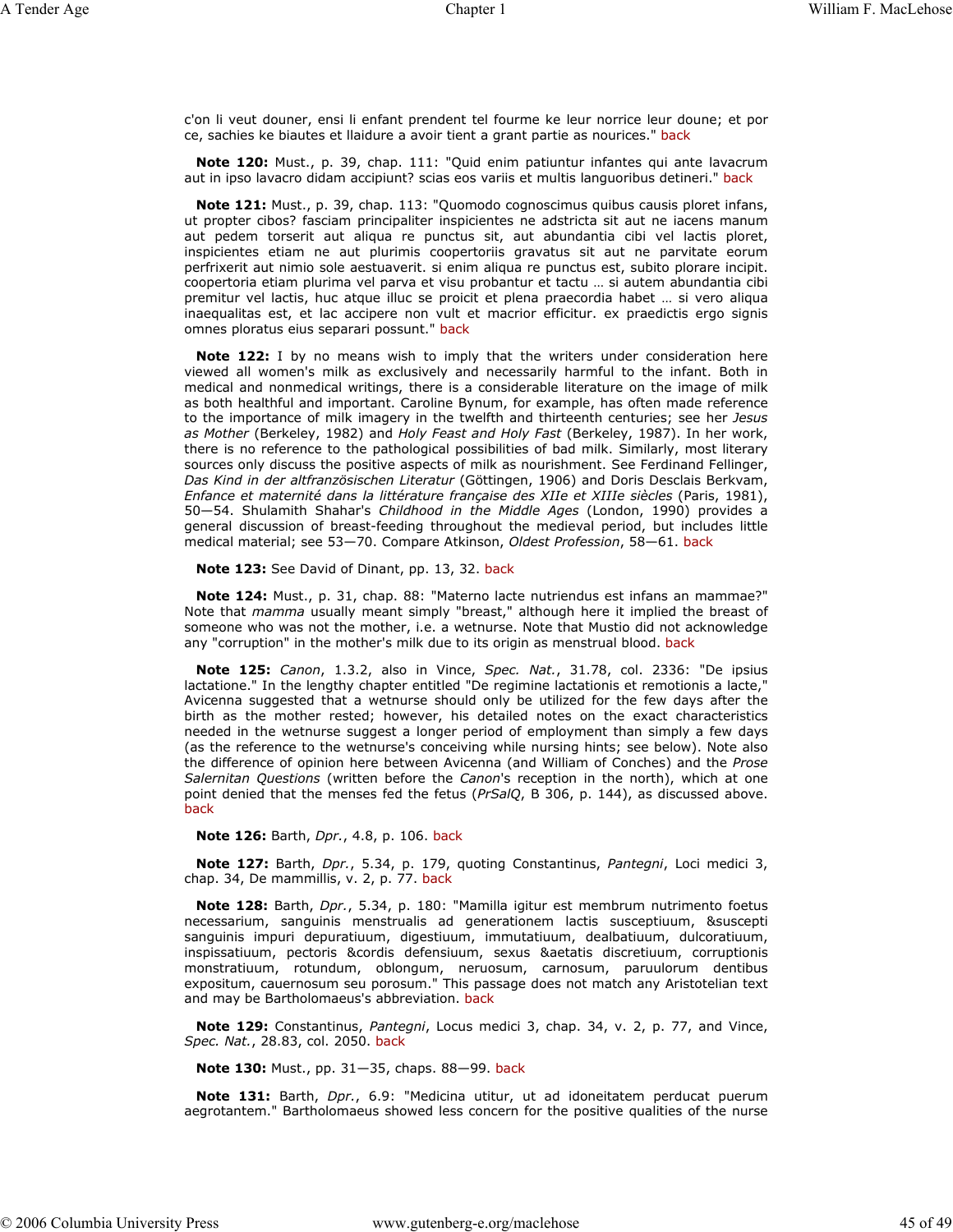c'on li veut douner, ensi li enfant prendent tel fourme ke leur norrice leur doune; et por ce, sachies ke biautes et llaidure a avoir tient a grant partie as nourices." back

**Note 120:** Must., p. 39, chap. 111: "Quid enim patiuntur infantes qui ante lavacrum aut in ipso lavacro didam accipiunt? scias eos variis et multis languoribus detineri." back

**Note 121:** Must., p. 39, chap. 113: "Quomodo cognoscimus quibus causis ploret infans, ut propter cibos? fasciam principaliter inspicientes ne adstricta sit aut ne iacens manum aut pedem torserit aut aliqua re punctus sit, aut abundantia cibi vel lactis ploret, inspicientes etiam ne aut plurimis coopertoriis gravatus sit aut ne parvitate eorum perfrixerit aut nimio sole aestuaverit. si enim aliqua re punctus est, subito plorare incipit. coopertoria etiam plurima vel parva et visu probantur et tactu … si autem abundantia cibi premitur vel lactis, huc atque illuc se proicit et plena praecordia habet … si vero aliqua inaequalitas est, et lac accipere non vult et macrior efficitur. ex praedictis ergo signis omnes ploratus eius separari possunt." back

**Note 122:** I by no means wish to imply that the writers under consideration here viewed all women's milk as exclusively and necessarily harmful to the infant. Both in medical and nonmedical writings, there is a considerable literature on the image of milk as both healthful and important. Caroline Bynum, for example, has often made reference to the importance of milk imagery in the twelfth and thirteenth centuries; see her *Jesus as Mother* (Berkeley, 1982) and *Holy Feast and Holy Fast* (Berkeley, 1987). In her work, there is no reference to the pathological possibilities of bad milk. Similarly, most literary sources only discuss the positive aspects of milk as nourishment. See Ferdinand Fellinger, *Das Kind in der altfranzösischen Literatur* (Göttingen, 1906) and Doris Desclais Berkvam, *Enfance et maternité dans la littérature française des XIIe et XIIIe siècles* (Paris, 1981), 50—54. Shulamith Shahar's *Childhood in the Middle Ages* (London, 1990) provides a general discussion of breast-feeding throughout the medieval period, but includes little medical material; see 53—70. Compare Atkinson, *Oldest Profession*, 58—61. back

**Note 123:** See David of Dinant, pp. 13, 32. back

**Note 124:** Must., p. 31, chap. 88: "Materno lacte nutriendus est infans an mammae?" Note that *mamma* usually meant simply "breast," although here it implied the breast of someone who was not the mother, i.e. a wetnurse. Note that Mustio did not acknowledge any "corruption" in the mother's milk due to its origin as menstrual blood. back

**Note 125:** *Canon*, 1.3.2, also in Vince, *Spec. Nat.*, 31.78, col. 2336: "De ipsius lactatione." In the lengthy chapter entitled "De regimine lactationis et remotionis a lacte," Avicenna suggested that a wetnurse should only be utilized for the few days after the birth as the mother rested; however, his detailed notes on the exact characteristics needed in the wetnurse suggest a longer period of employment than simply a few days (as the reference to the wetnurse's conceiving while nursing hints; see below). Note also the difference of opinion here between Avicenna (and William of Conches) and the *Prose Salernitan Questions* (written before the *Canon*'s reception in the north), which at one point denied that the menses fed the fetus (*PrSalQ*, B 306, p. 144), as discussed above. back

**Note 126:** Barth, *Dpr.*, 4.8, p. 106. back

**Note 127:** Barth, *Dpr.*, 5.34, p. 179, quoting Constantinus, *Pantegni*, Loci medici 3, chap. 34, De mammillis, v. 2, p. 77. back

**Note 128:** Barth, *Dpr.*, 5.34, p. 180: "Mamilla igitur est membrum nutrimento foetus necessarium, sanguinis menstrualis ad generationem lactis susceptiuum, &suscepti sanguinis impuri depuratiuum, digestiuum, immutatiuum, dealbatiuum, dulcoratiuum, inspissatiuum, pectoris &cordis defensiuum, sexus &aetatis discretiuum, corruptionis monstratiuum, rotundum, oblongum, neruosum, carnosum, paruulorum dentibus expositum, cauernosum seu porosum." This passage does not match any Aristotelian text and may be Bartholomaeus's abbreviation. back

**Note 129:** Constantinus, *Pantegni*, Locus medici 3, chap. 34, v. 2, p. 77, and Vince, *Spec. Nat.*, 28.83, col. 2050. back

**Note 130:** Must., pp. 31—35, chaps. 88—99. back

**Note 131:** Barth, *Dpr.*, 6.9: "Medicina utitur, ut ad idoneitatem perducat puerum aegrotantem." Bartholomaeus showed less concern for the positive qualities of the nurse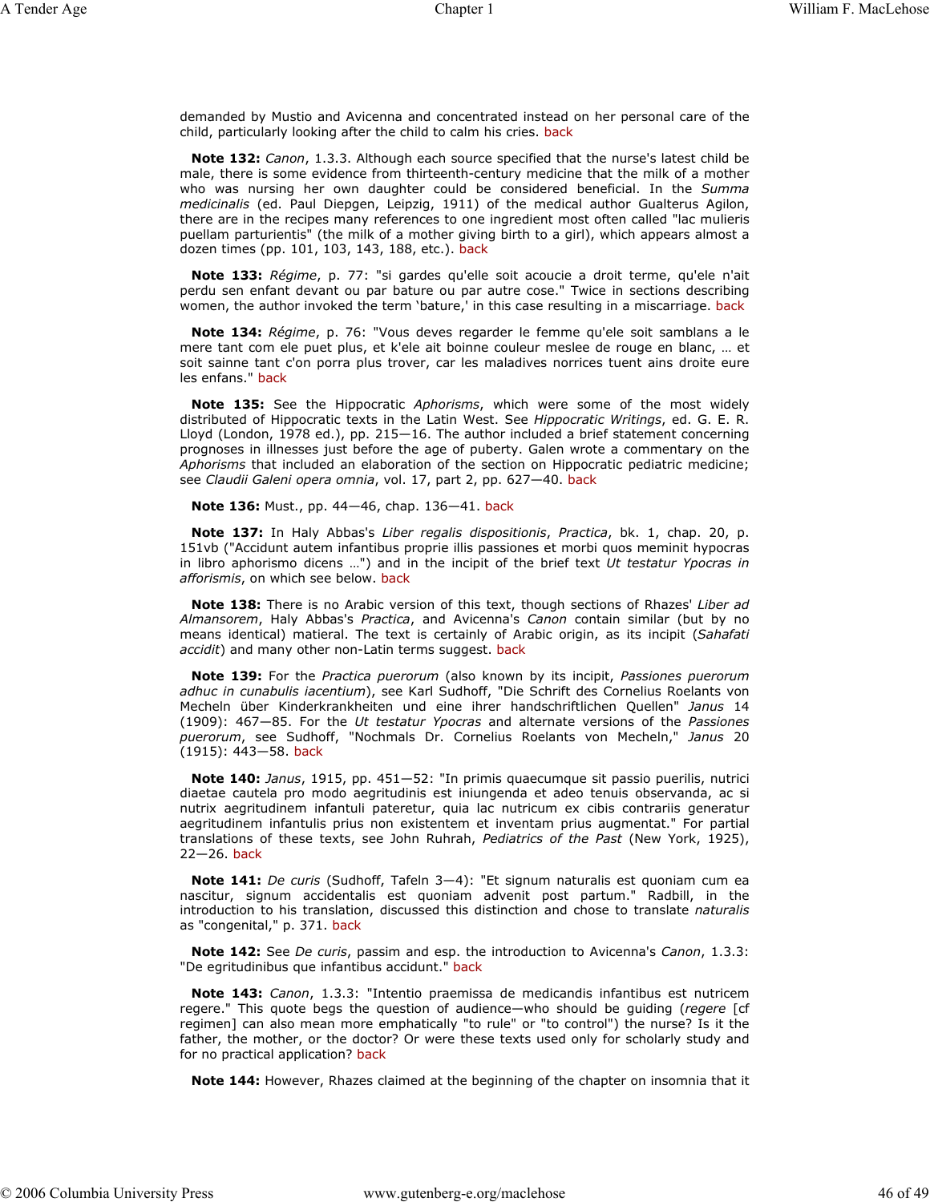demanded by Mustio and Avicenna and concentrated instead on her personal care of the child, particularly looking after the child to calm his cries. back

**Note 132:** *Canon*, 1.3.3. Although each source specified that the nurse's latest child be male, there is some evidence from thirteenth-century medicine that the milk of a mother who was nursing her own daughter could be considered beneficial. In the *Summa medicinalis* (ed. Paul Diepgen, Leipzig, 1911) of the medical author Gualterus Agilon, there are in the recipes many references to one ingredient most often called "lac mulieris puellam parturientis" (the milk of a mother giving birth to a girl), which appears almost a dozen times (pp. 101, 103, 143, 188, etc.). back

**Note 133:** *Régime*, p. 77: "si gardes qu'elle soit acoucie a droit terme, qu'ele n'ait perdu sen enfant devant ou par bature ou par autre cose." Twice in sections describing women, the author invoked the term 'bature,' in this case resulting in a miscarriage. back

**Note 134:** *Régime*, p. 76: "Vous deves regarder le femme qu'ele soit samblans a le mere tant com ele puet plus, et k'ele ait boinne couleur meslee de rouge en blanc, … et soit sainne tant c'on porra plus trover, car les maladives norrices tuent ains droite eure les enfans." back

**Note 135:** See the Hippocratic *Aphorisms*, which were some of the most widely distributed of Hippocratic texts in the Latin West. See *Hippocratic Writings*, ed. G. E. R. Lloyd (London, 1978 ed.), pp. 215—16. The author included a brief statement concerning prognoses in illnesses just before the age of puberty. Galen wrote a commentary on the *Aphorisms* that included an elaboration of the section on Hippocratic pediatric medicine; see *Claudii Galeni opera omnia*, vol. 17, part 2, pp. 627—40. back

**Note 136:** Must., pp. 44—46, chap. 136—41. back

**Note 137:** In Haly Abbas's *Liber regalis dispositionis*, *Practica*, bk. 1, chap. 20, p. 151vb ("Accidunt autem infantibus proprie illis passiones et morbi quos meminit hypocras in libro aphorismo dicens …") and in the incipit of the brief text *Ut testatur Ypocras in afforismis*, on which see below. back

**Note 138:** There is no Arabic version of this text, though sections of Rhazes' *Liber ad Almansorem*, Haly Abbas's *Practica*, and Avicenna's *Canon* contain similar (but by no means identical) matierial. The text is certainly of Arabic origin, as its incipit (*Sahafati accidit*) and many other non-Latin terms suggest. back

**Note 139:** For the *Practica puerorum* (also known by its incipit, *Passiones puerorum adhuc in cunabulis iacentium*), see Karl Sudhoff, "Die Schrift des Cornelius Roelants von Mecheln über Kinderkrankheiten und eine ihrer handschriftlichen Quellen" *Janus* 14 (1909): 467—85. For the *Ut testatur Ypocras* and alternate versions of the *Passiones puerorum*, see Sudhoff, "Nochmals Dr. Cornelius Roelants von Mecheln," *Janus* 20 (1915): 443—58. back

**Note 140:** *Janus*, 1915, pp. 451—52: "In primis quaecumque sit passio puerilis, nutrici diaetae cautela pro modo aegritudinis est iniungenda et adeo tenuis observanda, ac si nutrix aegritudinem infantuli pateretur, quia lac nutricum ex cibis contrariis generatur aegritudinem infantulis prius non existentem et inventam prius augmentat." For partial translations of these texts, see John Ruhrah, *Pediatrics of the Past* (New York, 1925), 22—26. back

**Note 141:** *De curis* (Sudhoff, Tafeln 3—4): "Et signum naturalis est quoniam cum ea nascitur, signum accidentalis est quoniam advenit post partum." Radbill, in the introduction to his translation, discussed this distinction and chose to translate *naturalis* as "congenital," p. 371. back

**Note 142:** See *De curis*, passim and esp. the introduction to Avicenna's *Canon*, 1.3.3: "De egritudinibus que infantibus accidunt." back

**Note 143:** *Canon*, 1.3.3: "Intentio praemissa de medicandis infantibus est nutricem regere." This quote begs the question of audience—who should be guiding (*regere* [cf regimen] can also mean more emphatically "to rule" or "to control") the nurse? Is it the father, the mother, or the doctor? Or were these texts used only for scholarly study and for no practical application? back

**Note 144:** However, Rhazes claimed at the beginning of the chapter on insomnia that it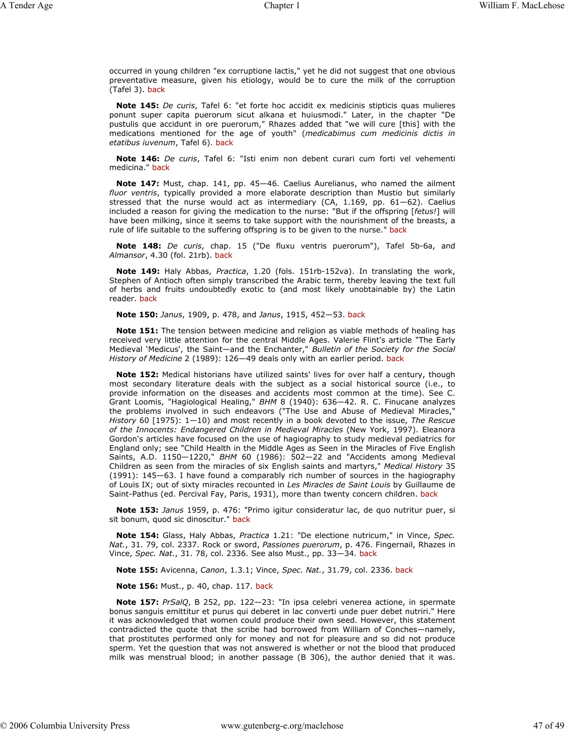occurred in young children "ex corruptione lactis," yet he did not suggest that one obvious preventative measure, given his etiology, would be to cure the milk of the corruption (Tafel 3). back

**Note 145:** *De curis*, Tafel 6: "et forte hoc accidit ex medicinis stipticis quas mulieres ponunt super capita puerorum sicut alkana et huiusmodi." Later, in the chapter "De pustulis que accidunt in ore puerorum," Rhazes added that "we will cure [this] with the medications mentioned for the age of youth" (*medicabimus cum medicinis dictis in etatibus iuvenum*, Tafel 6). back

**Note 146:** *De curis*, Tafel 6: "Isti enim non debent curari cum forti vel vehementi medicina." back

**Note 147:** Must, chap. 141, pp. 45—46. Caelius Aurelianus, who named the ailment *fluor ventris*, typically provided a more elaborate description than Mustio but similarly stressed that the nurse would act as intermediary (CA, 1.169, pp. 61—62). Caelius included a reason for giving the medication to the nurse: "But if the offspring [*fetus!*] will have been milking, since it seems to take support with the nourishment of the breasts, a rule of life suitable to the suffering offspring is to be given to the nurse." back

**Note 148:** *De curis*, chap. 15 ("De fluxu ventris puerorum"), Tafel 5b-6a, and *Almansor*, 4.30 (fol. 21rb). back

**Note 149:** Haly Abbas, *Practica*, 1.20 (fols. 151rb-152va). In translating the work, Stephen of Antioch often simply transcribed the Arabic term, thereby leaving the text full of herbs and fruits undoubtedly exotic to (and most likely unobtainable by) the Latin reader. back

**Note 150:** *Janus*, 1909, p. 478, and *Janus*, 1915, 452—53. back

**Note 151:** The tension between medicine and religion as viable methods of healing has received very little attention for the central Middle Ages. Valerie Flint's article "The Early Medieval 'Medicus', the Saint—and the Enchanter," *Bulletin of the Society for the Social History of Medicine* 2 (1989): 126—49 deals only with an earlier period. back

**Note 152:** Medical historians have utilized saints' lives for over half a century, though most secondary literature deals with the subject as a social historical source (i.e., to provide information on the diseases and accidents most common at the time). See C. Grant Loomis, "Hagiological Healing," *BHM* 8 (1940): 636—42. R. C. Finucane analyzes the problems involved in such endeavors ("The Use and Abuse of Medieval Miracles," *History* 60 [1975): 1—10) and most recently in a book devoted to the issue, *The Rescue of the Innocents: Endangered Children in Medieval Miracles* (New York, 1997). Eleanora Gordon's articles have focused on the use of hagiography to study medieval pediatrics for England only; see "Child Health in the Middle Ages as Seen in the Miracles of Five English Saints, A.D. 1150—1220," *BHM* 60 (1986): 502—22 and "Accidents among Medieval Children as seen from the miracles of six English saints and martyrs," *Medical History* 35 (1991): 145—63. I have found a comparably rich number of sources in the hagiography of Louis IX; out of sixty miracles recounted in *Les Miracles de Saint Louis* by Guillaume de Saint-Pathus (ed. Percival Fay, Paris, 1931), more than twenty concern children. back

**Note 153:** *Janus* 1959, p. 476: "Primo igitur consideratur lac, de quo nutritur puer, si sit bonum, quod sic dinoscitur." back

**Note 154:** Glass, Haly Abbas, *Practica* 1.21: "De electione nutricum," in Vince, *Spec. Nat.*, 31. 79, col. 2337. Rock or sword, *Passiones puerorum*, p. 476. Fingernail, Rhazes in Vince, *Spec. Nat.*, 31. 78, col. 2336. See also Must., pp. 33—34. back

**Note 155:** Avicenna, *Canon*, 1.3.1; Vince, *Spec. Nat.*, 31.79, col. 2336. back

**Note 156:** Must., p. 40, chap. 117. back

**Note 157:** *PrSalQ*, B 252, pp. 122—23: "In ipsa celebri venerea actione, in spermate bonus sanguis emittitur et purus qui deberet in lac converti unde puer debet nutriri." Here it was acknowledged that women could produce their own seed. However, this statement contradicted the quote that the scribe had borrowed from William of Conches—namely, that prostitutes performed only for money and not for pleasure and so did not produce sperm. Yet the question that was not answered is whether or not the blood that produced milk was menstrual blood; in another passage (B 306), the author denied that it was.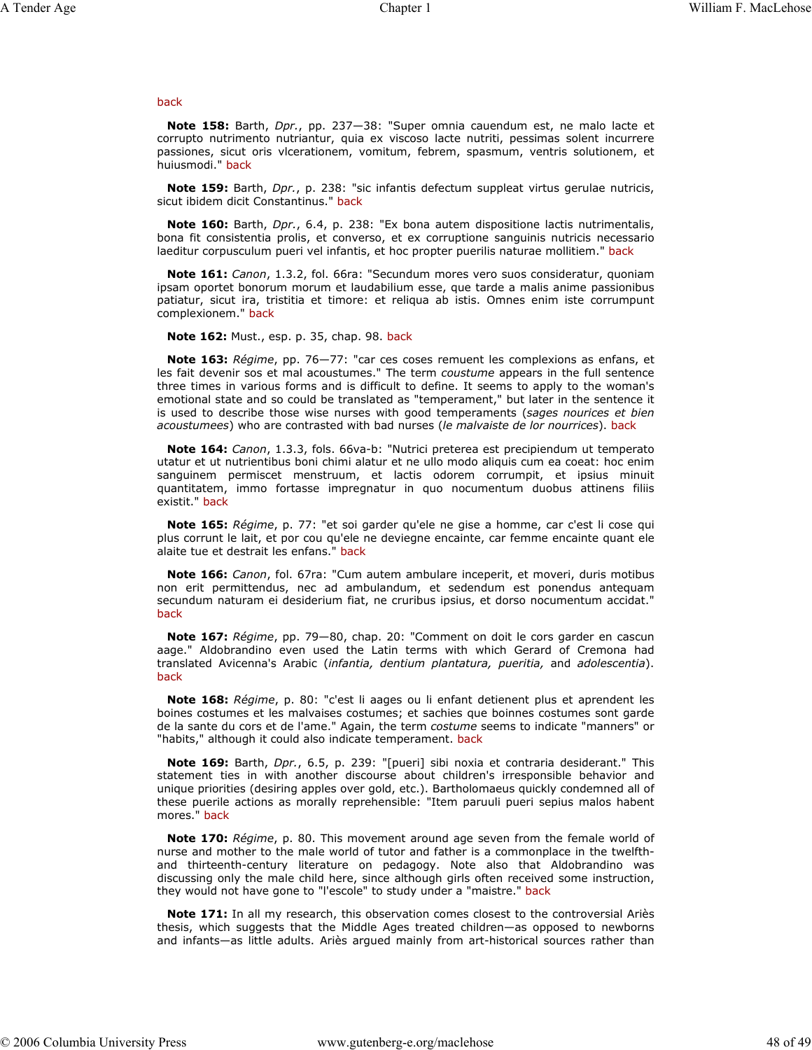back

**Note 158:** Barth, *Dpr.*, pp. 237—38: "Super omnia cauendum est, ne malo lacte et corrupto nutrimento nutriantur, quia ex viscoso lacte nutriti, pessimas solent incurrere passiones, sicut oris vlcerationem, vomitum, febrem, spasmum, ventris solutionem, et huiusmodi." back

**Note 159:** Barth, *Dpr.*, p. 238: "sic infantis defectum suppleat virtus gerulae nutricis, sicut ibidem dicit Constantinus." back

**Note 160:** Barth, *Dpr.*, 6.4, p. 238: "Ex bona autem dispositione lactis nutrimentalis, bona fit consistentia prolis, et converso, et ex corruptione sanguinis nutricis necessario laeditur corpusculum pueri vel infantis, et hoc propter puerilis naturae mollitiem." back

**Note 161:** *Canon*, 1.3.2, fol. 66ra: "Secundum mores vero suos consideratur, quoniam ipsam oportet bonorum morum et laudabilium esse, que tarde a malis anime passionibus patiatur, sicut ira, tristitia et timore: et reliqua ab istis. Omnes enim iste corrumpunt complexionem." back

**Note 162:** Must., esp. p. 35, chap. 98. back

**Note 163:** *Régime*, pp. 76—77: "car ces coses remuent les complexions as enfans, et les fait devenir sos et mal acoustumes." The term *coustume* appears in the full sentence three times in various forms and is difficult to define. It seems to apply to the woman's emotional state and so could be translated as "temperament," but later in the sentence it is used to describe those wise nurses with good temperaments (*sages nources et bien acoustumees*) who are contrasted with bad nurses (*le malvaiste de lor nourrices*). back

**Note 164:** *Canon*, 1.3.3, fols. 66va-b: "Nutrici preterea est precipiendum ut temperato utatur et ut nutrientibus boni chimi alatur et ne ullo modo aliquis cum ea coeat: hoc enim sanguinem permiscet menstruum, et lactis odorem corrumpit, et ipsius minuit quantitatem, immo fortasse impregnatur in quo nocumentum duobus attinens filiis existit." back

**Note 165:** *Régime*, p. 77: "et soi garder qu'ele ne gise a homme, car c'est li cose qui plus corrunt le lait, et por cou qu'ele ne deviegne encainte, car femme encainte quant ele alaite tue et destrait les enfans." back

**Note 166:** *Canon*, fol. 67ra: "Cum autem ambulare inceperit, et moveri, duris motibus non erit permittendus, nec ad ambulandum, et sedendum est ponendus antequam secundum naturam ei desiderium fiat, ne cruribus ipsius, et dorso nocumentum accidat." back

**Note 167:** *Régime*, pp. 79—80, chap. 20: "Comment on doit le cors garder en cascun aage." Aldobrandino even used the Latin terms with which Gerard of Cremona had translated Avicenna's Arabic (*infantia, dentium plantatura, pueritia,* and *adolescentia*). back

**Note 168:** *Régime*, p. 80: "c'est li aages ou li enfant detienent plus et aprendent les boines costumes et les malvaises costumes; et sachies que boinnes costumes sont garde de la sante du cors et de l'ame." Again, the term *costume* seems to indicate "manners" or "habits," although it could also indicate temperament. back

**Note 169:** Barth, *Dpr.*, 6.5, p. 239: "[pueri] sibi noxia et contraria desiderant." This statement ties in with another discourse about children's irresponsible behavior and unique priorities (desiring apples over gold, etc.). Bartholomaeus quickly condemned all of these puerile actions as morally reprehensible: "Item paruuli pueri sepius malos habent mores." back

**Note 170:** *Régime*, p. 80. This movement around age seven from the female world of nurse and mother to the male world of tutor and father is a commonplace in the twelfth- and thirteenth-century literature on pedagogy. Note also that Aldobrandino was discussing only the male child here, since although girls often received some instruction, they would not have gone to "l'escole" to study under a "maistre." back

**Note 171:** In all my research, this observation comes closest to the controversial Ariès thesis, which suggests that the Middle Ages treated children—as opposed to newborns and infants—as little adults. Ariès argued mainly from art-historical sources rather than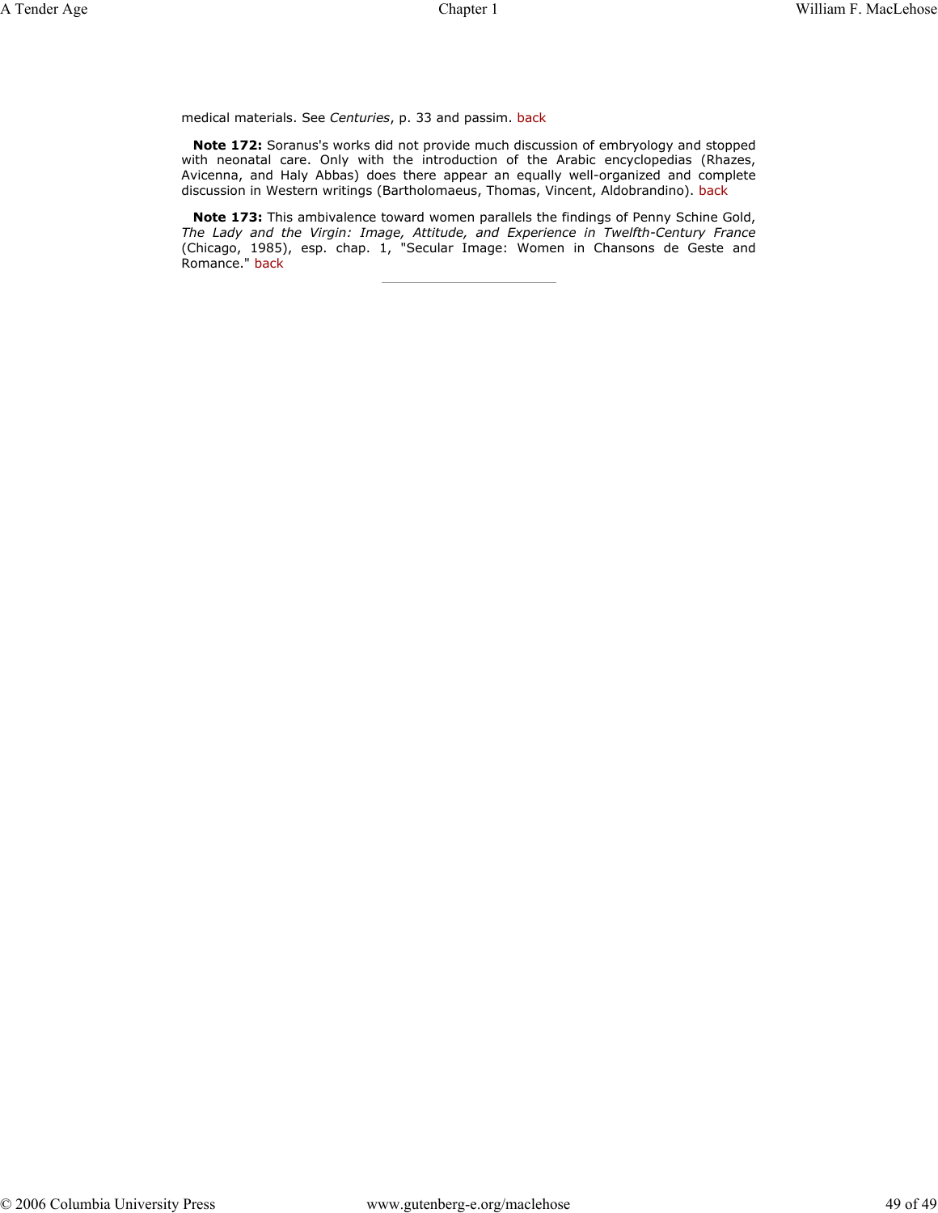medical materials. See *Centuries*, p. 33 and passim. back

**Note 172:** Soranus's works did not provide much discussion of embryology and stopped with neonatal care. Only with the introduction of the Arabic encyclopedias (Rhazes, Avicenna, and Haly Abbas) does there appear an equally well-organized and complete discussion in Western writings (Bartholomaeus, Thomas, Vincent, Aldobrandino). back

**Note 173:** This ambivalence toward women parallels the findings of Penny Schine Gold, *The Lady and the Virgin: Image, Attitude, and Experience in Twelfth-Century France* (Chicago, 1985), esp. chap. 1, "Secular Image: Women in Chansons de Geste and Romance." back